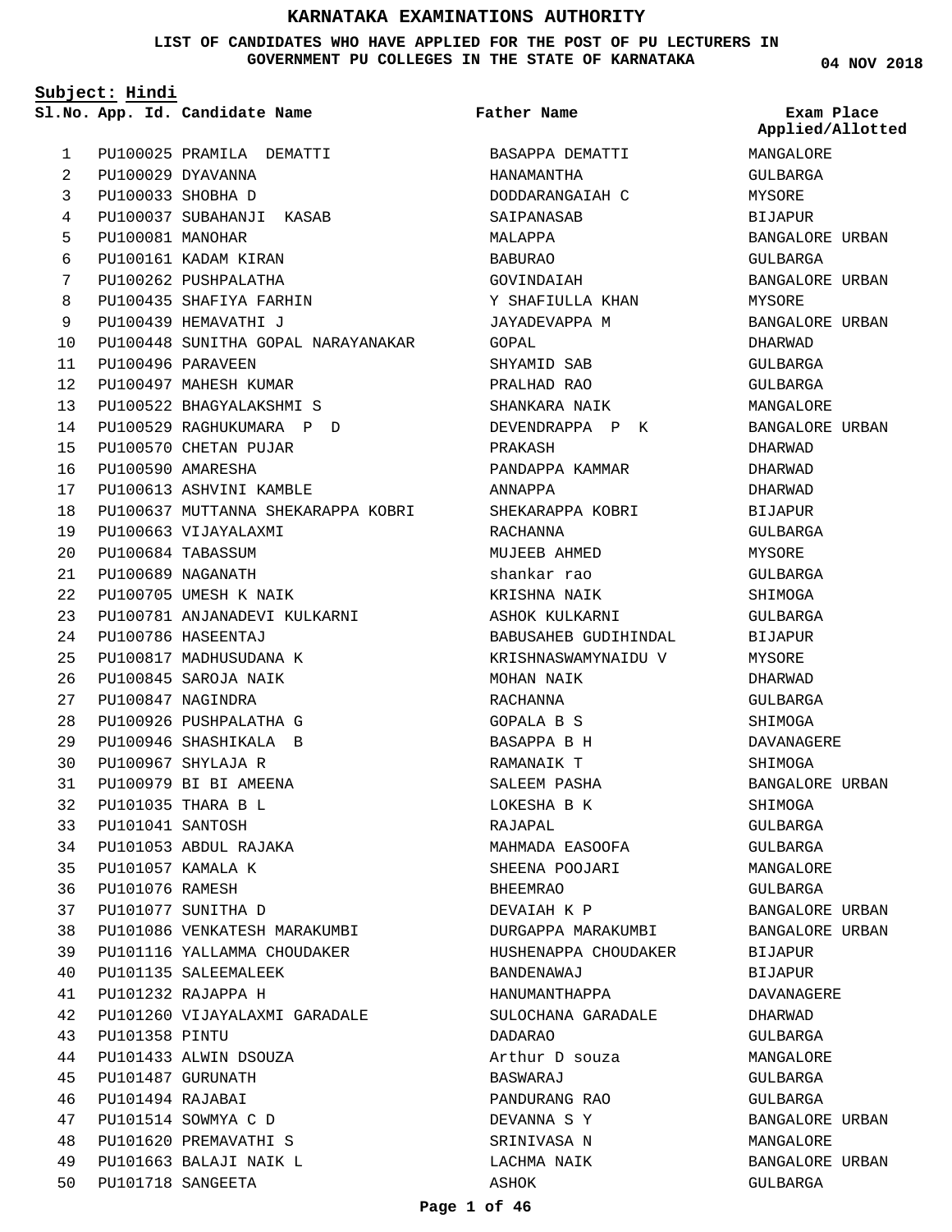# KARNATAKA EXAMINATIONS AUTHORITY

## LIST OF CANDIDATES WHO HAVE APPLIED FOR THE POST OF PU LECTURERS IN GOVERNMENT PU COLLEGES IN THE STATE OF KARNATAKA

04 NOV 2018

**Subject: Hindi**

| Sl.No. | App. Id. | Candidate Name | Father Name | Exam Place Applied/Allotted |
|---|---|---|---|---|
| 1 | PU100025 | PRAMILA DEMATTI | BASAPPA DEMATTI | MANGALORE |
| 2 | PU100029 | DYAVANNA | HANAMANTHA | GULBARGA |
| 3 | PU100033 | SHOBHA D | DODDARANGAIAH C | MYSORE |
| 4 | PU100037 | SUBAHANJI KASAB | SAIPANASAB | BIJAPUR |
| 5 | PU100081 | MANOHAR | MALAPPA | BANGALORE URBAN |
| 6 | PU100161 | KADAM KIRAN | BABURAO | GULBARGA |
| 7 | PU100262 | PUSHPALATHA | GOVINDAIAH | BANGALORE URBAN |
| 8 | PU100435 | SHAFIYA FARHIN | Y SHAFIULLA KHAN | MYSORE |
| 9 | PU100439 | HEMAVATHI J | JAYADEVAPPA M | BANGALORE URBAN |
| 10 | PU100448 | SUNITHA GOPAL NARAYANAKAR | GOPAL | DHARWAD |
| 11 | PU100496 | PARAVEEN | SHYAMID SAB | GULBARGA |
| 12 | PU100497 | MAHESH KUMAR | PRALHAD RAO | GULBARGA |
| 13 | PU100522 | BHAGYALAKSHMI S | SHANKARA NAIK | MANGALORE |
| 14 | PU100529 | RAGHUKUMARA P D | DEVENDRAPPA P K | BANGALORE URBAN |
| 15 | PU100570 | CHETAN PUJAR | PRAKASH | DHARWAD |
| 16 | PU100590 | AMARESHA | PANDAPPA KAMMAR | DHARWAD |
| 17 | PU100613 | ASHVINI KAMBLE | ANNAPPA | DHARWAD |
| 18 | PU100637 | MUTTANNA SHEKARAPPA KOBRI | SHEKARAPPA KOBRI | BIJAPUR |
| 19 | PU100663 | VIJAYALAXMI | RACHANNA | GULBARGA |
| 20 | PU100684 | TABASSUM | MUJEEB AHMED | MYSORE |
| 21 | PU100689 | NAGANATH | shankar rao | GULBARGA |
| 22 | PU100705 | UMESH K NAIK | KRISHNA NAIK | SHIMOGA |
| 23 | PU100781 | ANJANADEVI KULKARNI | ASHOK KULKARNI | GULBARGA |
| 24 | PU100786 | HASEENTAJ | BABUSAHEB GUDIHINDAL | BIJAPUR |
| 25 | PU100817 | MADHUSUDANA K | KRISHNASWAMYNAIDU V | MYSORE |
| 26 | PU100845 | SAROJA NAIK | MOHAN NAIK | DHARWAD |
| 27 | PU100847 | NAGINDRA | RACHANNA | GULBARGA |
| 28 | PU100926 | PUSHPALATHA G | GOPALA B S | SHIMOGA |
| 29 | PU100946 | SHASHIKALA B | BASAPPA B H | DAVANAGERE |
| 30 | PU100967 | SHYLAJA R | RAMANAIK T | SHIMOGA |
| 31 | PU100979 | BI BI AMEENA | SALEEM PASHA | BANGALORE URBAN |
| 32 | PU101035 | THARA B L | LOKESHA B K | SHIMOGA |
| 33 | PU101041 | SANTOSH | RAJAPAL | GULBARGA |
| 34 | PU101053 | ABDUL RAJAKA | MAHMADA EASOOFA | GULBARGA |
| 35 | PU101057 | KAMALA K | SHEENA POOJARI | MANGALORE |
| 36 | PU101076 | RAMESH | BHEEMRAO | GULBARGA |
| 37 | PU101077 | SUNITHA D | DEVAIAH K P | BANGALORE URBAN |
| 38 | PU101086 | VENKATESH MARAKUMBI | DURGAPPA MARAKUMBI | BANGALORE URBAN |
| 39 | PU101116 | YALLAMMA CHOUDAKER | HUSHENAPPA CHOUDAKER | BIJAPUR |
| 40 | PU101135 | SALEEMALEEK | BANDENAWAJ | BIJAPUR |
| 41 | PU101232 | RAJAPPA H | HANUMANTHAPPA | DAVANAGERE |
| 42 | PU101260 | VIJAYALAXMI GARADALE | SULOCHANA GARADALE | DHARWAD |
| 43 | PU101358 | PINTU | DADARAO | GULBARGA |
| 44 | PU101433 | ALWIN DSOUZA | Arthur D souza | MANGALORE |
| 45 | PU101487 | GURUNATH | BASWARAJ | GULBARGA |
| 46 | PU101494 | RAJABAI | PANDURANG RAO | GULBARGA |
| 47 | PU101514 | SOWMYA C D | DEVANNA S Y | BANGALORE URBAN |
| 48 | PU101620 | PREMAVATHI S | SRINIVASA N | MANGALORE |
| 49 | PU101663 | BALAJI NAIK L | LACHMA NAIK | BANGALORE URBAN |
| 50 | PU101718 | SANGEETA | ASHOK | GULBARGA |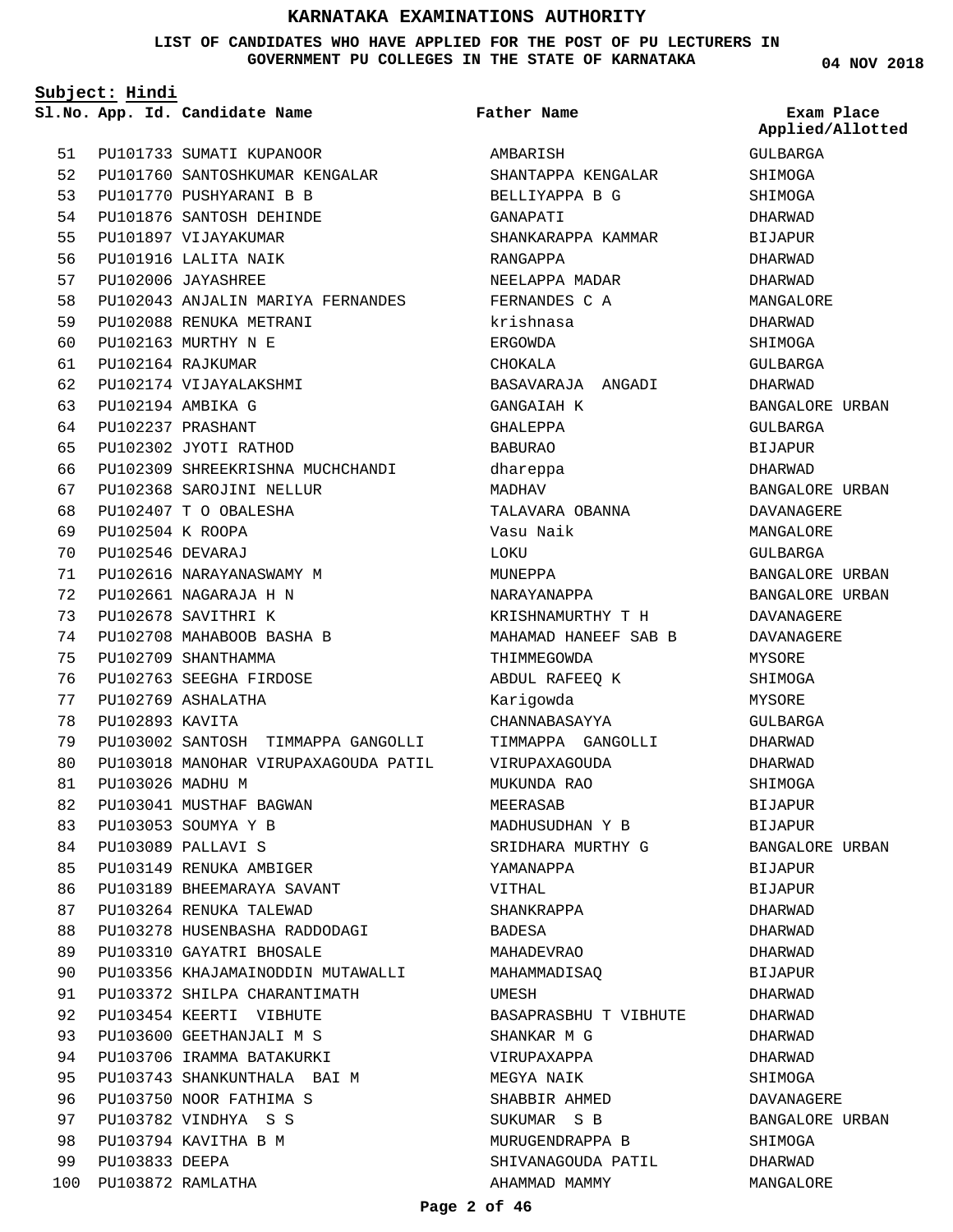# KARNATAKA EXAMINATIONS AUTHORITY

**LIST OF CANDIDATES WHO HAVE APPLIED FOR THE POST OF PU LECTURERS IN GOVERNMENT PU COLLEGES IN THE STATE OF KARNATAKA**

**04 NOV 2018**

**Subject: Hindi**

| Sl.No. | App. Id. | Candidate Name | Father Name | Exam Place Applied/Allotted |
|---|---|---|---|---|
| 51 | PU101733 | SUMATI KUPANOOR | AMBARISH | GULBARGA |
| 52 | PU101760 | SANTOSHKUMAR KENGALAR | SHANTAPPA KENGALAR | SHIMOGA |
| 53 | PU101770 | PUSHYARANI B B | BELLIYAPPA B G | SHIMOGA |
| 54 | PU101876 | SANTOSH DEHINDE | GANAPATI | DHARWAD |
| 55 | PU101897 | VIJAYAKUMAR | SHANKARAPPA KAMMAR | BIJAPUR |
| 56 | PU101916 | LALITA NAIK | RANGAPPA | DHARWAD |
| 57 | PU102006 | JAYASHREE | NEELAPPA MADAR | DHARWAD |
| 58 | PU102043 | ANJALIN MARIYA FERNANDES | FERNANDES C A | MANGALORE |
| 59 | PU102088 | RENUKA METRANI | krishnasa | DHARWAD |
| 60 | PU102163 | MURTHY N E | ERGOWDA | SHIMOGA |
| 61 | PU102164 | RAJKUMAR | CHOKALA | GULBARGA |
| 62 | PU102174 | VIJAYALAKSHMI | BASAVARAJA ANGADI | DHARWAD |
| 63 | PU102194 | AMBIKA G | GANGAIAH K | BANGALORE URBAN |
| 64 | PU102237 | PRASHANT | GHALEPPA | GULBARGA |
| 65 | PU102302 | JYOTI RATHOD | BABURAO | BIJAPUR |
| 66 | PU102309 | SHREEKRISHNA MUCHCHANDI | dhareppa | DHARWAD |
| 67 | PU102368 | SAROJINI NELLUR | MADHAV | BANGALORE URBAN |
| 68 | PU102407 | T O OBALESHA | TALAVARA OBANNA | DAVANAGERE |
| 69 | PU102504 | K ROOPA | Vasu Naik | MANGALORE |
| 70 | PU102546 | DEVARAJ | LOKU | GULBARGA |
| 71 | PU102616 | NARAYANASWAMY M | MUNEPPA | BANGALORE URBAN |
| 72 | PU102661 | NAGARAJA H N | NARAYANAPPA | BANGALORE URBAN |
| 73 | PU102678 | SAVITHRI K | KRISHNAMURTHY T H | DAVANAGERE |
| 74 | PU102708 | MAHABOOB BASHA B | MAHAMAD HANEEF SAB B | DAVANAGERE |
| 75 | PU102709 | SHANTHAMMA | THIMMEGOWDA | MYSORE |
| 76 | PU102763 | SEEGHA FIRDOSE | ABDUL RAFEEQ K | SHIMOGA |
| 77 | PU102769 | ASHALATHA | Karigowda | MYSORE |
| 78 | PU102893 | KAVITA | CHANNABASAYYA | GULBARGA |
| 79 | PU103002 | SANTOSH TIMMAPPA GANGOLLI | TIMMAPPA GANGOLLI | DHARWAD |
| 80 | PU103018 | MANOHAR VIRUPAXAGOUDA PATIL | VIRUPAXAGOUDA | DHARWAD |
| 81 | PU103026 | MADHU M | MUKUNDA RAO | SHIMOGA |
| 82 | PU103041 | MUSTHAF BAGWAN | MEERASAB | BIJAPUR |
| 83 | PU103053 | SOUMYA Y B | MADHUSUDHAN Y B | BIJAPUR |
| 84 | PU103089 | PALLAVI S | SRIDHARA MURTHY G | BANGALORE URBAN |
| 85 | PU103149 | RENUKA AMBIGER | YAMANAPPA | BIJAPUR |
| 86 | PU103189 | BHEEMARAYA SAVANT | VITHAL | BIJAPUR |
| 87 | PU103264 | RENUKA TALEWAD | SHANKRAPPA | DHARWAD |
| 88 | PU103278 | HUSENBASHA RADDODAGI | BADESA | DHARWAD |
| 89 | PU103310 | GAYATRI BHOSALE | MAHADEVRAO | DHARWAD |
| 90 | PU103356 | KHAJAMAINODDIN MUTAWALLI | MAHAMMADISAQ | BIJAPUR |
| 91 | PU103372 | SHILPA CHARANTIMATH | UMESH | DHARWAD |
| 92 | PU103454 | KEERTI VIBHUTE | BASAPRASBHU T VIBHUTE | DHARWAD |
| 93 | PU103600 | GEETHANJALI M S | SHANKAR M G | DHARWAD |
| 94 | PU103706 | IRAMMA BATAKURKI | VIRUPAXAPPA | DHARWAD |
| 95 | PU103743 | SHANKUNTHALA BAI M | MEGYA NAIK | SHIMOGA |
| 96 | PU103750 | NOOR FATHIMA S | SHABBIR AHMED | DAVANAGERE |
| 97 | PU103782 | VINDHYA S S | SUKUMAR S B | BANGALORE URBAN |
| 98 | PU103794 | KAVITHA B M | MURUGENDRAPPA B | SHIMOGA |
| 99 | PU103833 | DEEPA | SHIVANAGOUDA PATIL | DHARWAD |
| 100 | PU103872 | RAMLATHA | AHAMMAD MAMMY | MANGALORE |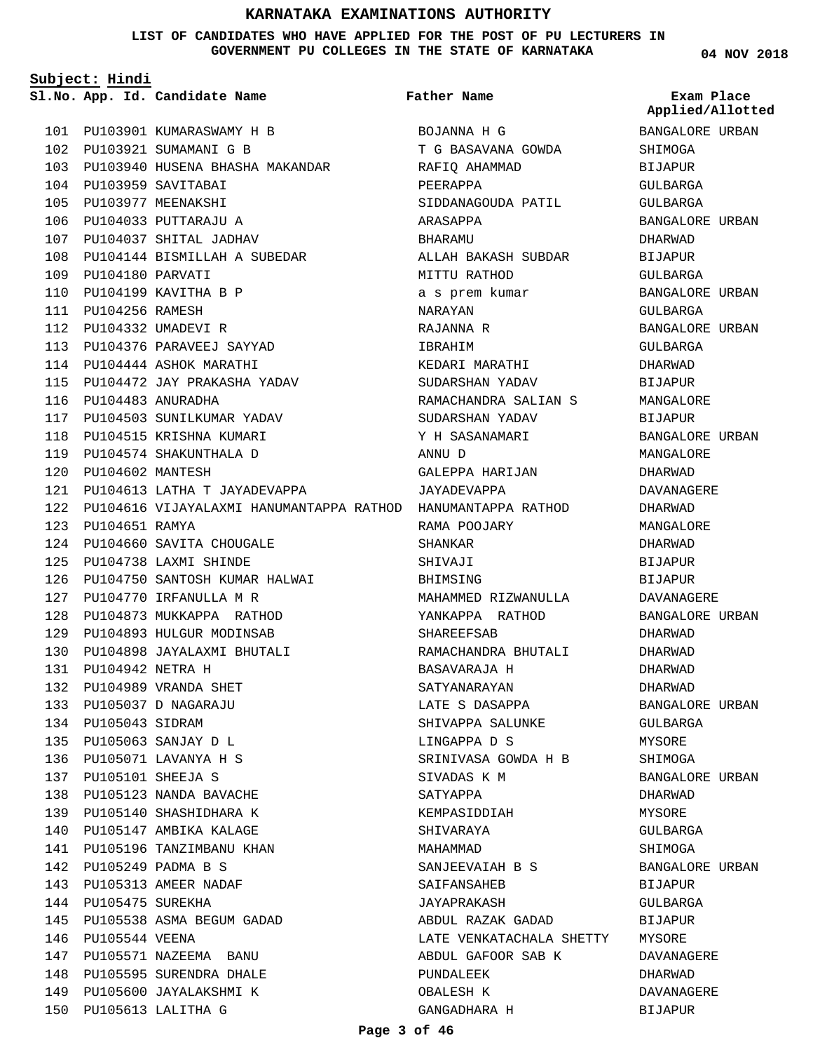# KARNATAKA EXAMINATIONS AUTHORITY

**LIST OF CANDIDATES WHO HAVE APPLIED FOR THE POST OF PU LECTURERS IN GOVERNMENT PU COLLEGES IN THE STATE OF KARNATAKA**

**04 NOV 2018**

**Subject: Hindi**

| Sl.No. | App. Id. | Candidate Name | Father Name | Exam Place Applied/Allotted |
|---|---|---|---|---|
| 101 | PU103901 | KUMARASWAMY H B | BOJANNA H G | BANGALORE URBAN |
| 102 | PU103921 | SUMAMANI G B | T G BASAVANA GOWDA | SHIMOGA |
| 103 | PU103940 | HUSENA BHASHA MAKANDAR | RAFIQ AHAMMAD | BIJAPUR |
| 104 | PU103959 | SAVITABAI | PEERAPPA | GULBARGA |
| 105 | PU103977 | MEENAKSHI | SIDDANAGOUDA PATIL | GULBARGA |
| 106 | PU104033 | PUTTARAJU A | ARASAPPA | BANGALORE URBAN |
| 107 | PU104037 | SHITAL JADHAV | BHARAMU | DHARWAD |
| 108 | PU104144 | BISMILLAH A SUBEDAR | ALLAH BAKASH SUBDAR | BIJAPUR |
| 109 | PU104180 | PARVATI | MITTU RATHOD | GULBARGA |
| 110 | PU104199 | KAVITHA B P | a s prem kumar | BANGALORE URBAN |
| 111 | PU104256 | RAMESH | NARAYAN | GULBARGA |
| 112 | PU104332 | UMADEVI R | RAJANNA R | BANGALORE URBAN |
| 113 | PU104376 | PARAVEEJ SAYYAD | IBRAHIM | GULBARGA |
| 114 | PU104444 | ASHOK MARATHI | KEDARI MARATHI | DHARWAD |
| 115 | PU104472 | JAY PRAKASHA YADAV | SUDARSHAN YADAV | BIJAPUR |
| 116 | PU104483 | ANURADHA | RAMACHANDRA SALIAN S | MANGALORE |
| 117 | PU104503 | SUNILKUMAR YADAV | SUDARSHAN YADAV | BIJAPUR |
| 118 | PU104515 | KRISHNA KUMARI | Y H SASANAMARI | BANGALORE URBAN |
| 119 | PU104574 | SHAKUNTHALA D | ANNU D | MANGALORE |
| 120 | PU104602 | MANTESH | GALEPPA HARIJAN | DHARWAD |
| 121 | PU104613 | LATHA T JAYADEVAPPA | JAYADEVAPPA | DAVANAGERE |
| 122 | PU104616 | VIJAYALAXMI HANUMANTAPPA RATHOD | HANUMANTAPPA RATHOD | DHARWAD |
| 123 | PU104651 | RAMYA | RAMA POOJARY | MANGALORE |
| 124 | PU104660 | SAVITA CHOUGALE | SHANKAR | DHARWAD |
| 125 | PU104738 | LAXMI SHINDE | SHIVAJI | BIJAPUR |
| 126 | PU104750 | SANTOSH KUMAR HALWAI | BHIMSING | BIJAPUR |
| 127 | PU104770 | IRFANULLA M R | MAHAMMED RIZWANULLA | DAVANAGERE |
| 128 | PU104873 | MUKKAPPA RATHOD | YANKAPPA RATHOD | BANGALORE URBAN |
| 129 | PU104893 | HULGUR MODINSAB | SHAREEFSAB | DHARWAD |
| 130 | PU104898 | JAYALAXMI BHUTALI | RAMACHANDRA BHUTALI | DHARWAD |
| 131 | PU104942 | NETRA H | BASAVARAJA H | DHARWAD |
| 132 | PU104989 | VRANDA SHET | SATYANARAYAN | DHARWAD |
| 133 | PU105037 | D NAGARAJU | LATE S DASAPPA | BANGALORE URBAN |
| 134 | PU105043 | SIDRAM | SHIVAPPA SALUNKE | GULBARGA |
| 135 | PU105063 | SANJAY D L | LINGAPPA D S | MYSORE |
| 136 | PU105071 | LAVANYA H S | SRINIVASA GOWDA H B | SHIMOGA |
| 137 | PU105101 | SHEEJA S | SIVADAS K M | BANGALORE URBAN |
| 138 | PU105123 | NANDA BAVACHE | SATYAPPA | DHARWAD |
| 139 | PU105140 | SHASHIDHARA K | KEMPASIDDIAH | MYSORE |
| 140 | PU105147 | AMBIKA KALAGE | SHIVARAYA | GULBARGA |
| 141 | PU105196 | TANZIMBANU KHAN | MAHAMMAD | SHIMOGA |
| 142 | PU105249 | PADMA B S | SANJEEVAIAH B S | BANGALORE URBAN |
| 143 | PU105313 | AMEER NADAF | SAIFANSAHEB | BIJAPUR |
| 144 | PU105475 | SUREKHA | JAYAPRAKASH | GULBARGA |
| 145 | PU105538 | ASMA BEGUM GADAD | ABDUL RAZAK GADAD | BIJAPUR |
| 146 | PU105544 | VEENA | LATE VENKATACHALA SHETTY | MYSORE |
| 147 | PU105571 | NAZEEMA BANU | ABDUL GAFOOR SAB K | DAVANAGERE |
| 148 | PU105595 | SURENDRA DHALE | PUNDALEEK | DHARWAD |
| 149 | PU105600 | JAYALAKSHMI K | OBALESH K | DAVANAGERE |
| 150 | PU105613 | LALITHA G | GANGADHARA H | BIJAPUR |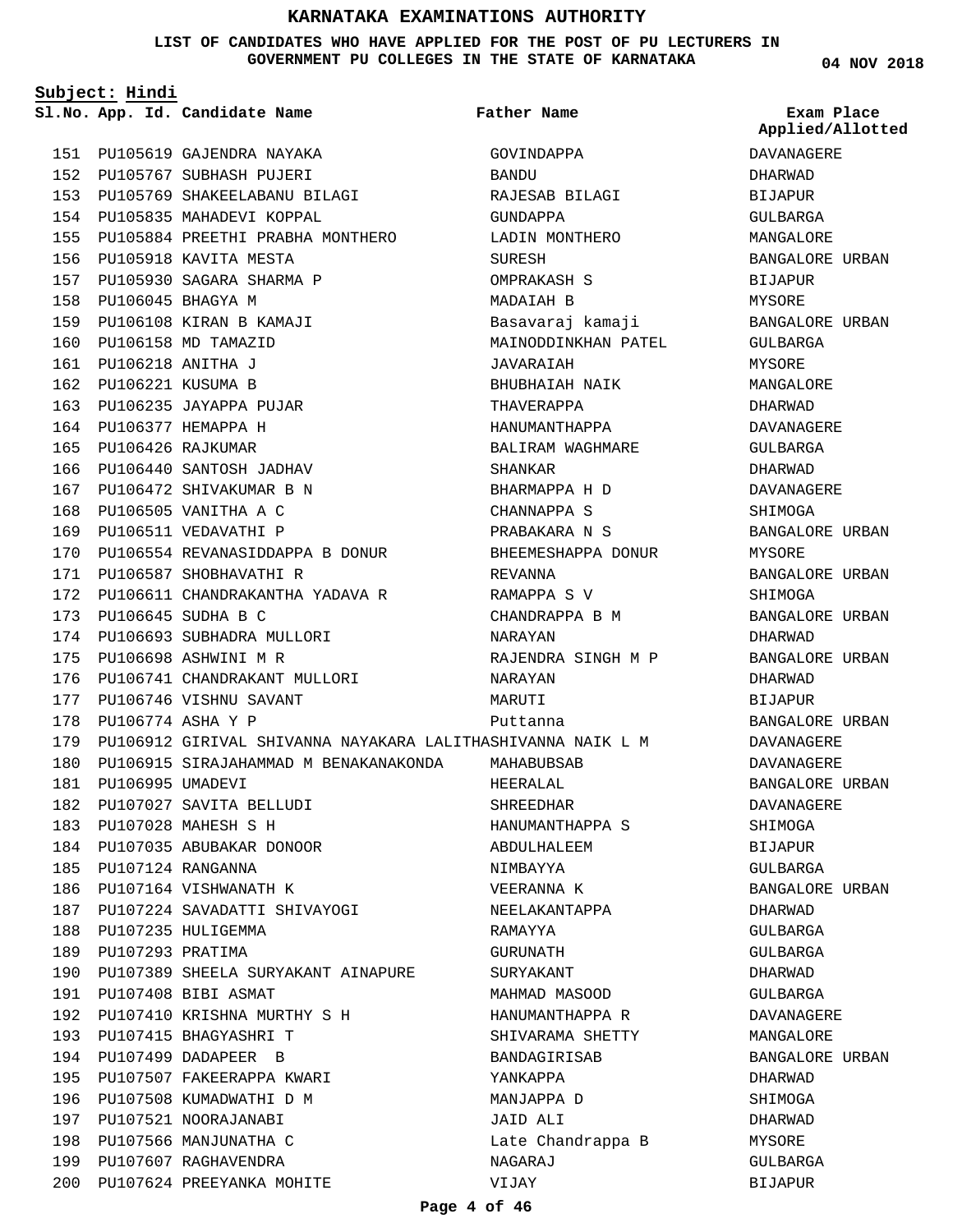# KARNATAKA EXAMINATIONS AUTHORITY

**LIST OF CANDIDATES WHO HAVE APPLIED FOR THE POST OF PU LECTURERS IN GOVERNMENT PU COLLEGES IN THE STATE OF KARNATAKA**

**04 NOV 2018**

**Subject: Hindi**

| Sl.No. | App. Id. | Candidate Name | Father Name | Exam Place Applied/Allotted |
|---|---|---|---|---|
| 151 | PU105619 | GAJENDRA NAYAKA | GOVINDAPPA | DAVANAGERE |
| 152 | PU105767 | SUBHASH PUJERI | BANDU | DHARWAD |
| 153 | PU105769 | SHAKEELABANU BILAGI | RAJESAB BILAGI | BIJAPUR |
| 154 | PU105835 | MAHADEVI KOPPAL | GUNDAPPA | GULBARGA |
| 155 | PU105884 | PREETHI PRABHA MONTHERO | LADIN MONTHERO | MANGALORE |
| 156 | PU105918 | KAVITA MESTA | SURESH | BANGALORE URBAN |
| 157 | PU105930 | SAGARA SHARMA P | OMPRAKASH S | BIJAPUR |
| 158 | PU106045 | BHAGYA M | MADAIAH B | MYSORE |
| 159 | PU106108 | KIRAN B KAMAJI | Basavaraj kamaji | BANGALORE URBAN |
| 160 | PU106158 | MD TAMAZID | MAINODDINKHAN PATEL | GULBARGA |
| 161 | PU106218 | ANITHA J | JAVARAIAH | MYSORE |
| 162 | PU106221 | KUSUMA B | BHUBHAIAH NAIK | MANGALORE |
| 163 | PU106235 | JAYAPPA PUJAR | THAVERAPPA | DHARWAD |
| 164 | PU106377 | HEMAPPA H | HANUMANTHAPPA | DAVANAGERE |
| 165 | PU106426 | RAJKUMAR | BALIRAM WAGHMARE | GULBARGA |
| 166 | PU106440 | SANTOSH JADHAV | SHANKAR | DHARWAD |
| 167 | PU106472 | SHIVAKUMAR B N | BHARMAPPA H D | DAVANAGERE |
| 168 | PU106505 | VANITHA A C | CHANNAPPA S | SHIMOGA |
| 169 | PU106511 | VEDAVATHI P | PRABAKARA N S | BANGALORE URBAN |
| 170 | PU106554 | REVANASIDDAPPA B DONUR | BHEEMESHAPPA DONUR | MYSORE |
| 171 | PU106587 | SHOBHAVATHI R | REVANNA | BANGALORE URBAN |
| 172 | PU106611 | CHANDRAKANTHA YADAVA R | RAMAPPA S V | SHIMOGA |
| 173 | PU106645 | SUDHA B C | CHANDRAPPA B M | BANGALORE URBAN |
| 174 | PU106693 | SUBHADRA MULLORI | NARAYAN | DHARWAD |
| 175 | PU106698 | ASHWINI M R | RAJENDRA SINGH M P | BANGALORE URBAN |
| 176 | PU106741 | CHANDRAKANT MULLORI | NARAYAN | DHARWAD |
| 177 | PU106746 | VISHNU SAVANT | MARUTI | BIJAPUR |
| 178 | PU106774 | ASHA Y P | Puttanna | BANGALORE URBAN |
| 179 | PU106912 | GIRIVAL SHIVANNA NAYAKARA LALITHA | SHIVANNA NAIK L M | DAVANAGERE |
| 180 | PU106915 | SIRAJAHAMMAD M BENAKANAKONDA | MAHABUBSAB | DAVANAGERE |
| 181 | PU106995 | UMADEVI | HEERALAL | BANGALORE URBAN |
| 182 | PU107027 | SAVITA BELLUDI | SHREEDHAR | DAVANAGERE |
| 183 | PU107028 | MAHESH S H | HANUMANTHAPPA S | SHIMOGA |
| 184 | PU107035 | ABUBAKAR DONOOR | ABDULHALEEM | BIJAPUR |
| 185 | PU107124 | RANGANNA | NIMBAYYA | GULBARGA |
| 186 | PU107164 | VISHWANATH K | VEERANNA K | BANGALORE URBAN |
| 187 | PU107224 | SAVADATTI SHIVAYOGI | NEELAKANTAPPA | DHARWAD |
| 188 | PU107235 | HULIGEMMA | RAMAYYA | GULBARGA |
| 189 | PU107293 | PRATIMA | GURUNATH | GULBARGA |
| 190 | PU107389 | SHEELA SURYAKANT AINAPURE | SURYAKANT | DHARWAD |
| 191 | PU107408 | BIBI ASMAT | MAHMAD MASOOD | GULBARGA |
| 192 | PU107410 | KRISHNA MURTHY S H | HANUMANTHAPPA R | DAVANAGERE |
| 193 | PU107415 | BHAGYASHRI T | SHIVARAMA SHETTY | MANGALORE |
| 194 | PU107499 | DADAPEER B | BANDAGIRISAB | BANGALORE URBAN |
| 195 | PU107507 | FAKEERAPPA KWARI | YANKAPPA | DHARWAD |
| 196 | PU107508 | KUMADWATHI D M | MANJAPPA D | SHIMOGA |
| 197 | PU107521 | NOORAJANABI | JAID ALI | DHARWAD |
| 198 | PU107566 | MANJUNATHA C | Late Chandrappa B | MYSORE |
| 199 | PU107607 | RAGHAVENDRA | NAGARAJ | GULBARGA |
| 200 | PU107624 | PREEYANKA MOHITE | VIJAY | BIJAPUR |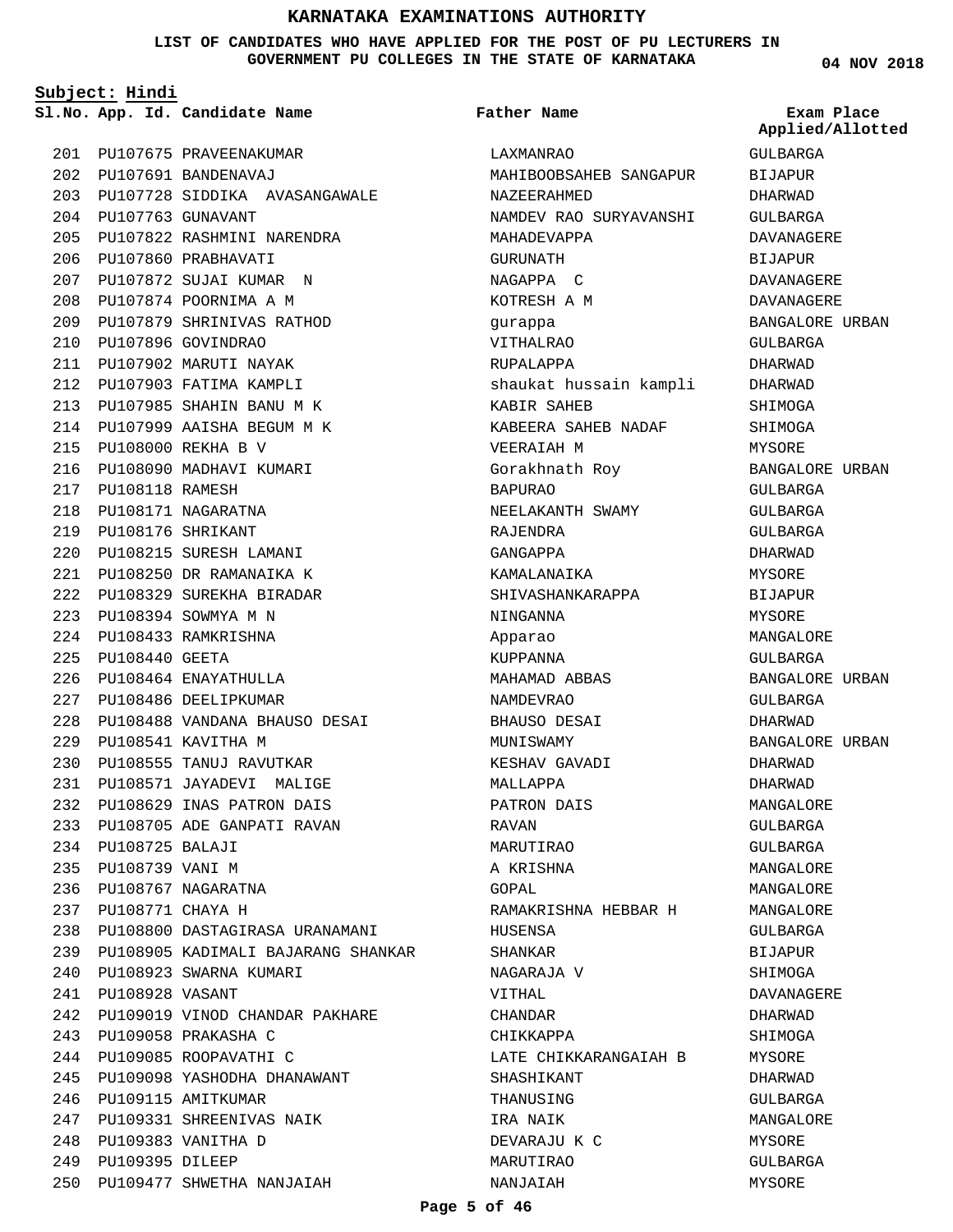# KARNATAKA EXAMINATIONS AUTHORITY

**LIST OF CANDIDATES WHO HAVE APPLIED FOR THE POST OF PU LECTURERS IN GOVERNMENT PU COLLEGES IN THE STATE OF KARNATAKA**

04 NOV 2018

**Subject: Hindi**

| Sl.No. | App. Id. | Candidate Name | Father Name | Exam Place Applied/Allotted |
|---|---|---|---|---|
| 201 | PU107675 | PRAVEENAKUMAR | LAXMANRAO | GULBARGA |
| 202 | PU107691 | BANDENAVAJ | MAHIBOOBSAHEB SANGAPUR | BIJAPUR |
| 203 | PU107728 | SIDDIKA AVASANGAWALE | NAZEERAHMED | DHARWAD |
| 204 | PU107763 | GUNAVANT | NAMDEV RAO SURYAVANSHI | GULBARGA |
| 205 | PU107822 | RASHMINI NARENDRA | MAHADEVAPPA | DAVANAGERE |
| 206 | PU107860 | PRABHAVATI | GURUNATH | BIJAPUR |
| 207 | PU107872 | SUJAI KUMAR N | NAGAPPA C | DAVANAGERE |
| 208 | PU107874 | POORNIMA A M | KOTRESH A M | DAVANAGERE |
| 209 | PU107879 | SHRINIVAS RATHOD | gurappa | BANGALORE URBAN |
| 210 | PU107896 | GOVINDRAO | VITHALRAO | GULBARGA |
| 211 | PU107902 | MARUTI NAYAK | RUPALAPPA | DHARWAD |
| 212 | PU107903 | FATIMA KAMPLI | shaukat hussain kampli | DHARWAD |
| 213 | PU107985 | SHAHIN BANU M K | KABIR SAHEB | SHIMOGA |
| 214 | PU107999 | AAISHA BEGUM M K | KABEERA SAHEB NADAF | SHIMOGA |
| 215 | PU108000 | REKHA B V | VEERAIAH M | MYSORE |
| 216 | PU108090 | MADHAVI KUMARI | Gorakhnath Roy | BANGALORE URBAN |
| 217 | PU108118 | RAMESH | BAPURAO | GULBARGA |
| 218 | PU108171 | NAGARATNA | NEELAKANTH SWAMY | GULBARGA |
| 219 | PU108176 | SHRIKANT | RAJENDRA | GULBARGA |
| 220 | PU108215 | SURESH LAMANI | GANGAPPA | DHARWAD |
| 221 | PU108250 | DR RAMANAIKA K | KAMALANAIKA | MYSORE |
| 222 | PU108329 | SUREKHA BIRADAR | SHIVASHANKARAPPA | BIJAPUR |
| 223 | PU108394 | SOWMYA M N | NINGANNA | MYSORE |
| 224 | PU108433 | RAMKRISHNA | Apparao | MANGALORE |
| 225 | PU108440 | GEETA | KUPPANNA | GULBARGA |
| 226 | PU108464 | ENAYATHULLA | MAHAMAD ABBAS | BANGALORE URBAN |
| 227 | PU108486 | DEELIPKUMAR | NAMDEVRAO | GULBARGA |
| 228 | PU108488 | VANDANA BHAUSO DESAI | BHAUSO DESAI | DHARWAD |
| 229 | PU108541 | KAVITHA M | MUNISWAMY | BANGALORE URBAN |
| 230 | PU108555 | TANUJ RAVUTKAR | KESHAV GAVADI | DHARWAD |
| 231 | PU108571 | JAYADEVI MALIGE | MALLAPPA | DHARWAD |
| 232 | PU108629 | INAS PATRON DAIS | PATRON DAIS | MANGALORE |
| 233 | PU108705 | ADE GANPATI RAVAN | RAVAN | GULBARGA |
| 234 | PU108725 | BALAJI | MARUTIRAO | GULBARGA |
| 235 | PU108739 | VANI M | A KRISHNA | MANGALORE |
| 236 | PU108767 | NAGARATNA | GOPAL | MANGALORE |
| 237 | PU108771 | CHAYA H | RAMAKRISHNA HEBBAR H | MANGALORE |
| 238 | PU108800 | DASTAGIRASA URANAMANI | HUSENSA | GULBARGA |
| 239 | PU108905 | KADIMALI BAJARANG SHANKAR | SHANKAR | BIJAPUR |
| 240 | PU108923 | SWARNA KUMARI | NAGARAJA V | SHIMOGA |
| 241 | PU108928 | VASANT | VITHAL | DAVANAGERE |
| 242 | PU109019 | VINOD CHANDAR PAKHARE | CHANDAR | DHARWAD |
| 243 | PU109058 | PRAKASHA C | CHIKKAPPA | SHIMOGA |
| 244 | PU109085 | ROOPAVATHI C | LATE CHIKKARANGAIAH B | MYSORE |
| 245 | PU109098 | YASHODHA DHANAWANT | SHASHIKANT | DHARWAD |
| 246 | PU109115 | AMITKUMAR | THANUSING | GULBARGA |
| 247 | PU109331 | SHREENIVAS NAIK | IRA NAIK | MANGALORE |
| 248 | PU109383 | VANITHA D | DEVARAJU K C | MYSORE |
| 249 | PU109395 | DILEEP | MARUTIRAO | GULBARGA |
| 250 | PU109477 | SHWETHA NANJAIAH | NANJAIAH | MYSORE |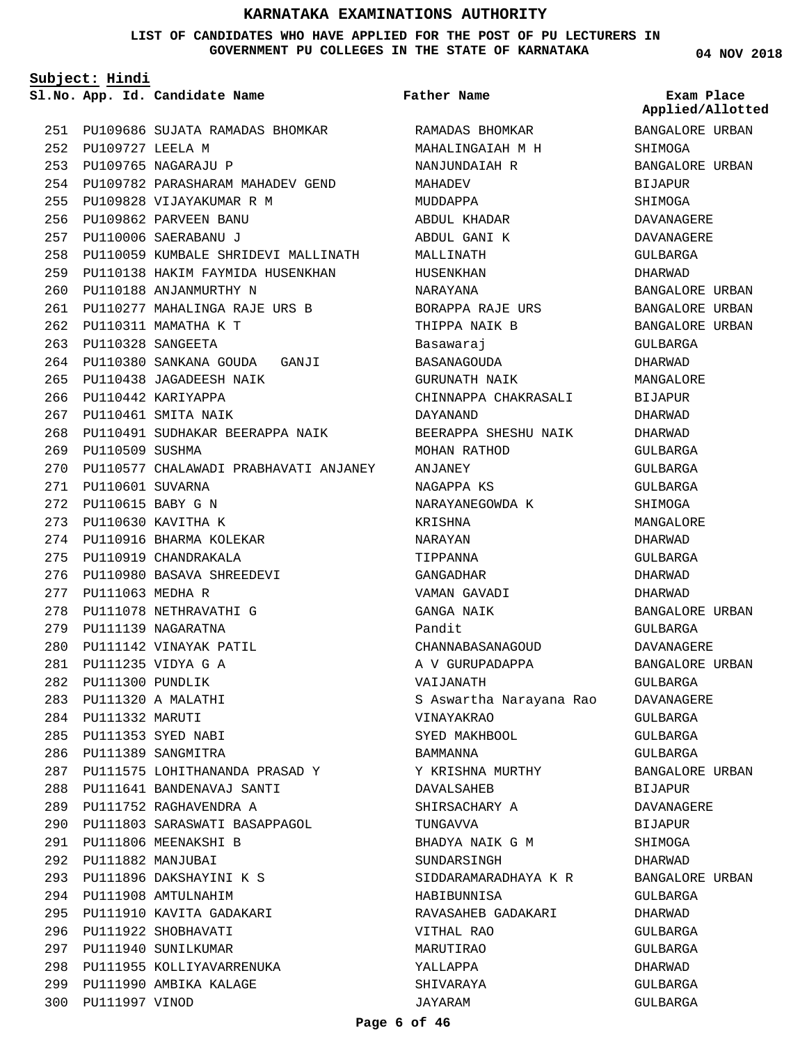# KARNATAKA EXAMINATIONS AUTHORITY

**LIST OF CANDIDATES WHO HAVE APPLIED FOR THE POST OF PU LECTURERS IN GOVERNMENT PU COLLEGES IN THE STATE OF KARNATAKA**

**04 NOV 2018**

**Subject: Hindi**

| Sl.No. | App. Id. | Candidate Name | Father Name | Exam Place Applied/Allotted |
|---|---|---|---|---|
| 251 | PU109686 | SUJATA RAMADAS BHOMKAR | RAMADAS BHOMKAR | BANGALORE URBAN |
| 252 | PU109727 | LEELA M | MAHALINGAIAH M H | SHIMOGA |
| 253 | PU109765 | NAGARAJU P | NANJUNDAIAH R | BANGALORE URBAN |
| 254 | PU109782 | PARASHARAM MAHADEV GEND | MAHADEV | BIJAPUR |
| 255 | PU109828 | VIJAYAKUMAR R M | MUDDAPPA | SHIMOGA |
| 256 | PU109862 | PARVEEN BANU | ABDUL KHADAR | DAVANAGERE |
| 257 | PU110006 | SAERABANU J | ABDUL GANI K | DAVANAGERE |
| 258 | PU110059 | KUMBALE SHRIDEVI MALLINATH | MALLINATH | GULBARGA |
| 259 | PU110138 | HAKIM FAYMIDA HUSENKHAN | HUSENKHAN | DHARWAD |
| 260 | PU110188 | ANJANMURTHY N | NARAYANA | BANGALORE URBAN |
| 261 | PU110277 | MAHALINGA RAJE URS B | BORAPPA RAJE URS | BANGALORE URBAN |
| 262 | PU110311 | MAMATHA K T | THIPPA NAIK B | BANGALORE URBAN |
| 263 | PU110328 | SANGEETA | Basawaraj | GULBARGA |
| 264 | PU110380 | SANKANA GOUDA GANJI | BASANAGOUDA | DHARWAD |
| 265 | PU110438 | JAGADEESH NAIK | GURUNATH NAIK | MANGALORE |
| 266 | PU110442 | KARIYAPPA | CHINNAPPA CHAKRASALI | BIJAPUR |
| 267 | PU110461 | SMITA NAIK | DAYANAND | DHARWAD |
| 268 | PU110491 | SUDHAKAR BEERAPPA NAIK | BEERAPPA SHESHU NAIK | DHARWAD |
| 269 | PU110509 | SUSHMA | MOHAN RATHOD | GULBARGA |
| 270 | PU110577 | CHALAWADI PRABHAVATI ANJANEY | ANJANEY | GULBARGA |
| 271 | PU110601 | SUVARNA | NAGAPPA KS | GULBARGA |
| 272 | PU110615 | BABY G N | NARAYANEGOWDA K | SHIMOGA |
| 273 | PU110630 | KAVITHA K | KRISHNA | MANGALORE |
| 274 | PU110916 | BHARMA KOLEKAR | NARAYAN | DHARWAD |
| 275 | PU110919 | CHANDRAKALA | TIPPANNA | GULBARGA |
| 276 | PU110980 | BASAVA SHREEDEVI | GANGADHAR | DHARWAD |
| 277 | PU111063 | MEDHA R | VAMAN GAVADI | DHARWAD |
| 278 | PU111078 | NETHRAVATHI G | GANGA NAIK | BANGALORE URBAN |
| 279 | PU111139 | NAGARATNA | Pandit | GULBARGA |
| 280 | PU111142 | VINAYAK PATIL | CHANNABASANAGOUD | DAVANAGERE |
| 281 | PU111235 | VIDYA G A | A V GURUPADAPPA | BANGALORE URBAN |
| 282 | PU111300 | PUNDLIK | VAIJANATH | GULBARGA |
| 283 | PU111320 | A MALATHI | S Aswartha Narayana Rao | DAVANAGERE |
| 284 | PU111332 | MARUTI | VINAYAKRAO | GULBARGA |
| 285 | PU111353 | SYED NABI | SYED MAKHBOOL | GULBARGA |
| 286 | PU111389 | SANGMITRA | BAMMANNA | GULBARGA |
| 287 | PU111575 | LOHITHANANDA PRASAD Y | Y KRISHNA MURTHY | BANGALORE URBAN |
| 288 | PU111641 | BANDENAVAJ SANTI | DAVALSAHEB | BIJAPUR |
| 289 | PU111752 | RAGHAVENDRA A | SHIRSACHARY A | DAVANAGERE |
| 290 | PU111803 | SARASWATI BASAPPAGOL | TUNGAVVA | BIJAPUR |
| 291 | PU111806 | MEENAKSHI B | BHADYA NAIK G M | SHIMOGA |
| 292 | PU111882 | MANJUBAI | SUNDARSINGH | DHARWAD |
| 293 | PU111896 | DAKSHAYINI K S | SIDDARAMARADHAYA K R | BANGALORE URBAN |
| 294 | PU111908 | AMTULNAHIM | HABIBUNNISA | GULBARGA |
| 295 | PU111910 | KAVITA GADAKARI | RAVASAHEB GADAKARI | DHARWAD |
| 296 | PU111922 | SHOBHAVATI | VITHAL RAO | GULBARGA |
| 297 | PU111940 | SUNILKUMAR | MARUTIRAO | GULBARGA |
| 298 | PU111955 | KOLLIYAVARRENUKA | YALLAPPA | DHARWAD |
| 299 | PU111990 | AMBIKA KALAGE | SHIVARAYA | GULBARGA |
| 300 | PU111997 | VINOD | JAYARAM | GULBARGA |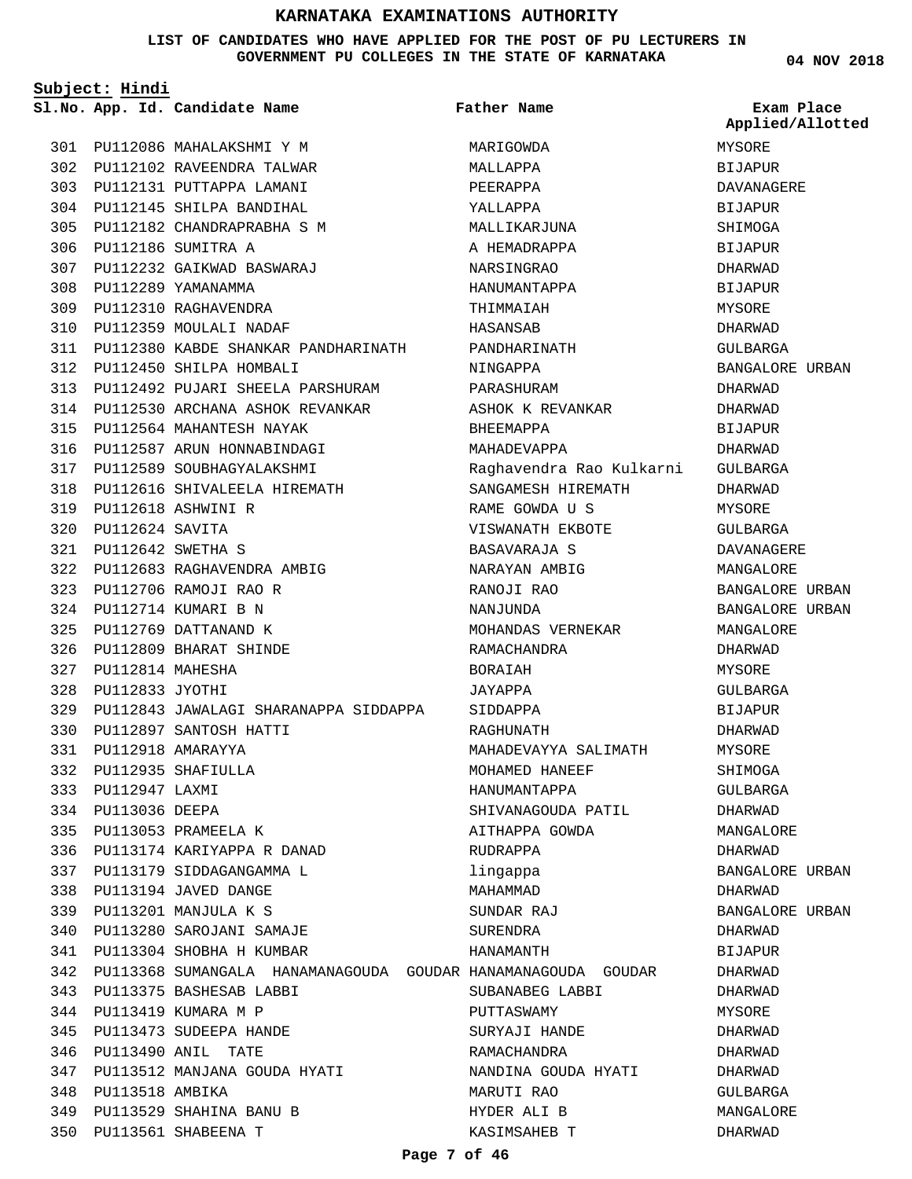# KARNATAKA EXAMINATIONS AUTHORITY

**LIST OF CANDIDATES WHO HAVE APPLIED FOR THE POST OF PU LECTURERS IN GOVERNMENT PU COLLEGES IN THE STATE OF KARNATAKA**

**04 NOV 2018**

**Subject: Hindi**

| Sl.No. | App. Id. | Candidate Name | Father Name | Exam Place Applied/Allotted |
|---|---|---|---|---|
| 301 | PU112086 | MAHALAKSHMI Y M | MARIGOWDA | MYSORE |
| 302 | PU112102 | RAVEENDRA TALWAR | MALLAPPA | BIJAPUR |
| 303 | PU112131 | PUTTAPPA LAMANI | PEERAPPA | DAVANAGERE |
| 304 | PU112145 | SHILPA BANDIHAL | YALLAPPA | BIJAPUR |
| 305 | PU112182 | CHANDRAPRABHA S M | MALLIKARJUNA | SHIMOGA |
| 306 | PU112186 | SUMITRA A | A HEMADRAPPA | BIJAPUR |
| 307 | PU112232 | GAIKWAD BASWARAJ | NARSINGRAO | DHARWAD |
| 308 | PU112289 | YAMANAMMA | HANUMANTAPPA | BIJAPUR |
| 309 | PU112310 | RAGHAVENDRA | THIMMAIAH | MYSORE |
| 310 | PU112359 | MOULALI NADAF | HASANSAB | DHARWAD |
| 311 | PU112380 | KABDE SHANKAR PANDHARINATH | PANDHARINATH | GULBARGA |
| 312 | PU112450 | SHILPA HOMBALI | NINGAPPA | BANGALORE URBAN |
| 313 | PU112492 | PUJARI SHEELA PARSHURAM | PARASHURAM | DHARWAD |
| 314 | PU112530 | ARCHANA ASHOK REVANKAR | ASHOK K REVANKAR | DHARWAD |
| 315 | PU112564 | MAHANTESH NAYAK | BHEEMAPPA | BIJAPUR |
| 316 | PU112587 | ARUN HONNABINDAGI | MAHADEVAPPA | DHARWAD |
| 317 | PU112589 | SOUBHAGYALAKSHMI | Raghavendra Rao Kulkarni | GULBARGA |
| 318 | PU112616 | SHIVALEELA HIREMATH | SANGAMESH HIREMATH | DHARWAD |
| 319 | PU112618 | ASHWINI R | RAME GOWDA U S | MYSORE |
| 320 | PU112624 | SAVITA | VISWANATH EKBOTE | GULBARGA |
| 321 | PU112642 | SWETHA S | BASAVARAJA S | DAVANAGERE |
| 322 | PU112683 | RAGHAVENDRA AMBIG | NARAYAN AMBIG | MANGALORE |
| 323 | PU112706 | RAMOJI RAO R | RANOJI RAO | BANGALORE URBAN |
| 324 | PU112714 | KUMARI B N | NANJUNDA | BANGALORE URBAN |
| 325 | PU112769 | DATTANAND K | MOHANDAS VERNEKAR | MANGALORE |
| 326 | PU112809 | BHARAT SHINDE | RAMACHANDRA | DHARWAD |
| 327 | PU112814 | MAHESHA | BORAIAH | MYSORE |
| 328 | PU112833 | JYOTHI | JAYAPPA | GULBARGA |
| 329 | PU112843 | JAWALAGI SHARANAPPA SIDDAPPA | SIDDAPPA | BIJAPUR |
| 330 | PU112897 | SANTOSH HATTI | RAGHUNATH | DHARWAD |
| 331 | PU112918 | AMARAYYA | MAHADEVAYYA SALIMATH | MYSORE |
| 332 | PU112935 | SHAFIULLA | MOHAMED HANEEF | SHIMOGA |
| 333 | PU112947 | LAXMI | HANUMANTAPPA | GULBARGA |
| 334 | PU113036 | DEEPA | SHIVANAGOUDA PATIL | DHARWAD |
| 335 | PU113053 | PRAMEELA K | AITHAPPA GOWDA | MANGALORE |
| 336 | PU113174 | KARIYAPPA R DANAD | RUDRAPPA | DHARWAD |
| 337 | PU113179 | SIDDAGANGAMMA L | lingappa | BANGALORE URBAN |
| 338 | PU113194 | JAVED DANGE | MAHAMMAD | DHARWAD |
| 339 | PU113201 | MANJULA K S | SUNDAR RAJ | BANGALORE URBAN |
| 340 | PU113280 | SAROJANI SAMAJE | SURENDRA | DHARWAD |
| 341 | PU113304 | SHOBHA H KUMBAR | HANAMANTH | BIJAPUR |
| 342 | PU113368 | SUMANGALA HANAMANAGOUDA GOUDAR | HANAMANAGOUDA GOUDAR | DHARWAD |
| 343 | PU113375 | BASHESAB LABBI | SUBANABEG LABBI | DHARWAD |
| 344 | PU113419 | KUMARA M P | PUTTASWAMY | MYSORE |
| 345 | PU113473 | SUDEEPA HANDE | SURYAJI HANDE | DHARWAD |
| 346 | PU113490 | ANIL TATE | RAMACHANDRA | DHARWAD |
| 347 | PU113512 | MANJANA GOUDA HYATI | NANDINA GOUDA HYATI | DHARWAD |
| 348 | PU113518 | AMBIKA | MARUTI RAO | GULBARGA |
| 349 | PU113529 | SHAHINA BANU B | HYDER ALI B | MANGALORE |
| 350 | PU113561 | SHABEENA T | KASIMSAHEB T | DHARWAD |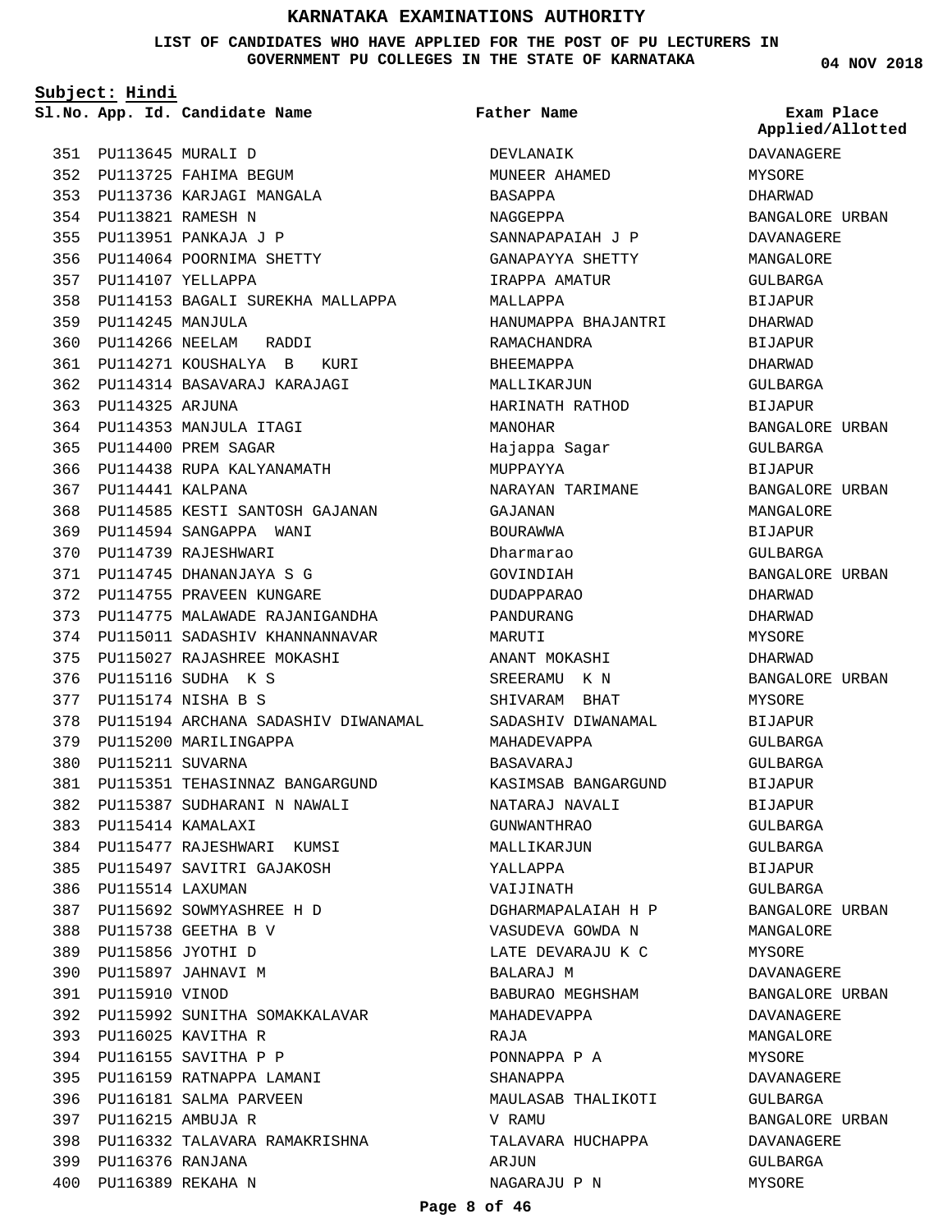# KARNATAKA EXAMINATIONS AUTHORITY

**LIST OF CANDIDATES WHO HAVE APPLIED FOR THE POST OF PU LECTURERS IN GOVERNMENT PU COLLEGES IN THE STATE OF KARNATAKA**

**04 NOV 2018**

**Subject: Hindi**

| Sl.No. | App. Id. | Candidate Name | Father Name | Exam Place Applied/Allotted |
|---|---|---|---|---|
| 351 | PU113645 | MURALI D | DEVLANAIK | DAVANAGERE |
| 352 | PU113725 | FAHIMA BEGUM | MUNEER AHAMED | MYSORE |
| 353 | PU113736 | KARJAGI MANGALA | BASAPPA | DHARWAD |
| 354 | PU113821 | RAMESH N | NAGGEPPA | BANGALORE URBAN |
| 355 | PU113951 | PANKAJA J P | SANNAPAPAIAH J P | DAVANAGERE |
| 356 | PU114064 | POORNIMA SHETTY | GANAPAYYA SHETTY | MANGALORE |
| 357 | PU114107 | YELLAPPA | IRAPPA AMATUR | GULBARGA |
| 358 | PU114153 | BAGALI SUREKHA MALLAPPA | MALLAPPA | BIJAPUR |
| 359 | PU114245 | MANJULA | HANUMAPPA BHAJANTRI | DHARWAD |
| 360 | PU114266 | NEELAM RADDI | RAMACHANDRA | BIJAPUR |
| 361 | PU114271 | KOUSHALYA B KURI | BHEEMAPPA | DHARWAD |
| 362 | PU114314 | BASAVARAJ KARAJAGI | MALLIKARJUN | GULBARGA |
| 363 | PU114325 | ARJUNA | HARINATH RATHOD | BIJAPUR |
| 364 | PU114353 | MANJULA ITAGI | MANOHAR | BANGALORE URBAN |
| 365 | PU114400 | PREM SAGAR | Hajappa Sagar | GULBARGA |
| 366 | PU114438 | RUPA KALYANAMATH | MUPPAYYA | BIJAPUR |
| 367 | PU114441 | KALPANA | NARAYAN TARIMANE | BANGALORE URBAN |
| 368 | PU114585 | KESTI SANTOSH GAJANAN | GAJANAN | MANGALORE |
| 369 | PU114594 | SANGAPPA WANI | BOURAWWA | BIJAPUR |
| 370 | PU114739 | RAJESHWARI | Dharmarao | GULBARGA |
| 371 | PU114745 | DHANANJAYA S G | GOVINDIAH | BANGALORE URBAN |
| 372 | PU114755 | PRAVEEN KUNGARE | DUDAPPARAO | DHARWAD |
| 373 | PU114775 | MALAWADE RAJANIGANDHA | PANDURANG | DHARWAD |
| 374 | PU115011 | SADASHIV KHANNANNAVAR | MARUTI | MYSORE |
| 375 | PU115027 | RAJASHREE MOKASHI | ANANT MOKASHI | DHARWAD |
| 376 | PU115116 | SUDHA K S | SREERAMU K N | BANGALORE URBAN |
| 377 | PU115174 | NISHA B S | SHIVARAM BHAT | MYSORE |
| 378 | PU115194 | ARCHANA SADASHIV DIWANAMAL | SADASHIV DIWANAMAL | BIJAPUR |
| 379 | PU115200 | MARILINGAPPA | MAHADEVAPPA | GULBARGA |
| 380 | PU115211 | SUVARNA | BASAVARAJ | GULBARGA |
| 381 | PU115351 | TEHASINNAZ BANGARGUND | KASIMSAB BANGARGUND | BIJAPUR |
| 382 | PU115387 | SUDHARANI N NAWALI | NATARAJ NAVALI | BIJAPUR |
| 383 | PU115414 | KAMALAXI | GUNWANTHRAO | GULBARGA |
| 384 | PU115477 | RAJESHWARI KUMSI | MALLIKARJUN | GULBARGA |
| 385 | PU115497 | SAVITRI GAJAKOSH | YALLAPPA | BIJAPUR |
| 386 | PU115514 | LAXUMAN | VAIJINATH | GULBARGA |
| 387 | PU115692 | SOWMYASHREE H D | DGHARMAPALAIAH H P | BANGALORE URBAN |
| 388 | PU115738 | GEETHA B V | VASUDEVA GOWDA N | MANGALORE |
| 389 | PU115856 | JYOTHI D | LATE DEVARAJU K C | MYSORE |
| 390 | PU115897 | JAHNAVI M | BALARAJ M | DAVANAGERE |
| 391 | PU115910 | VINOD | BABURAO MEGHSHAM | BANGALORE URBAN |
| 392 | PU115992 | SUNITHA SOMAKKALAVAR | MAHADEVAPPA | DAVANAGERE |
| 393 | PU116025 | KAVITHA R | RAJA | MANGALORE |
| 394 | PU116155 | SAVITHA P P | PONNAPPA P A | MYSORE |
| 395 | PU116159 | RATNAPPA LAMANI | SHANAPPA | DAVANAGERE |
| 396 | PU116181 | SALMA PARVEEN | MAULASAB THALIKOTI | GULBARGA |
| 397 | PU116215 | AMBUJA R | V RAMU | BANGALORE URBAN |
| 398 | PU116332 | TALAVARA RAMAKRISHNA | TALAVARA HUCHAPPA | DAVANAGERE |
| 399 | PU116376 | RANJANA | ARJUN | GULBARGA |
| 400 | PU116389 | REKAHA N | NAGARAJU P N | MYSORE |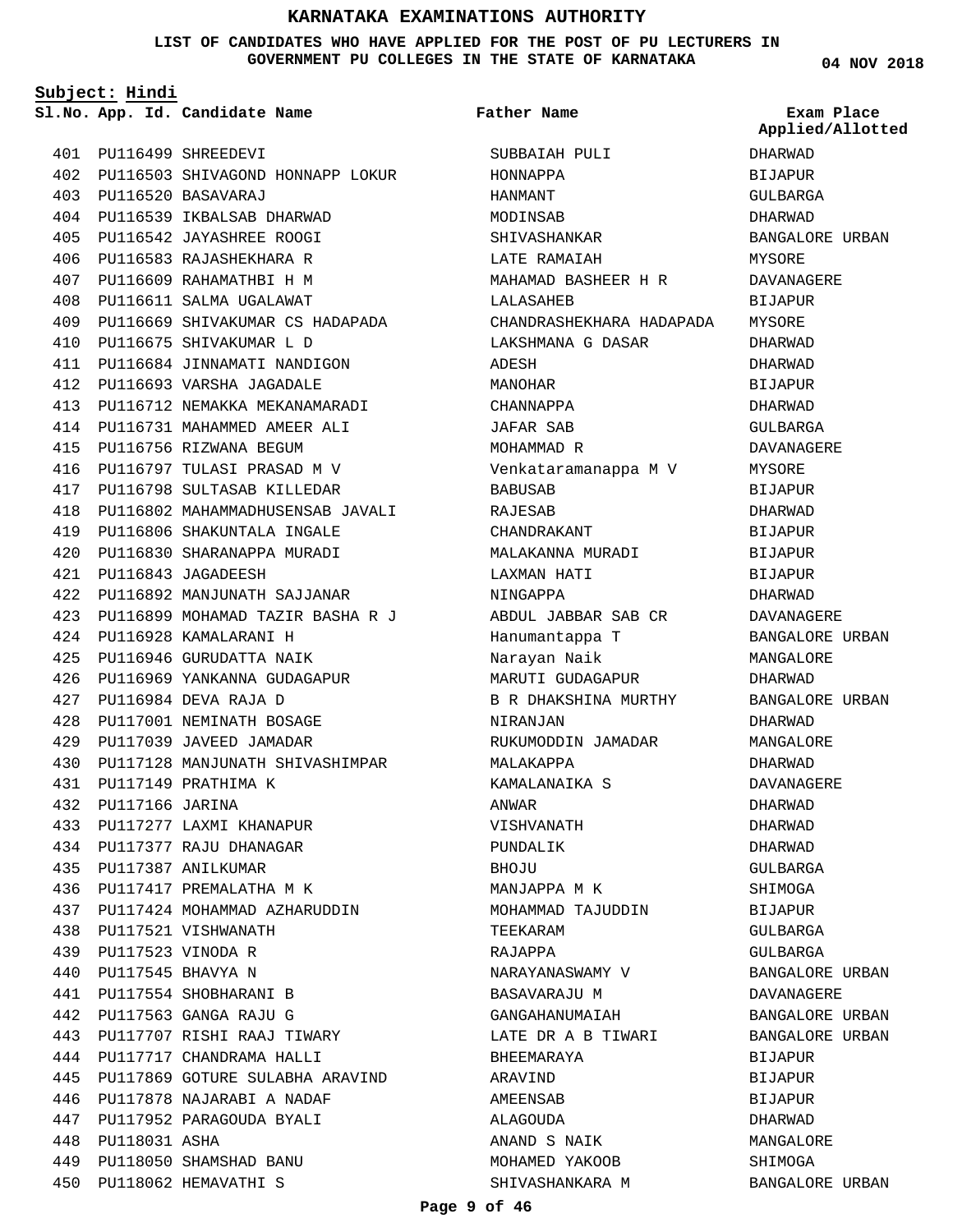# KARNATAKA EXAMINATIONS AUTHORITY

**LIST OF CANDIDATES WHO HAVE APPLIED FOR THE POST OF PU LECTURERS IN GOVERNMENT PU COLLEGES IN THE STATE OF KARNATAKA**

**04 NOV 2018**

**Subject: Hindi**

| Sl.No. | App. Id. | Candidate Name | Father Name | Exam Place Applied/Allotted |
|---|---|---|---|---|
| 401 | PU116499 | SHREEDEVI | SUBBAIAH PULI | DHARWAD |
| 402 | PU116503 | SHIVAGOND HONNAPP LOKUR | HONNAPPA | BIJAPUR |
| 403 | PU116520 | BASAVARAJ | HANMANT | GULBARGA |
| 404 | PU116539 | IKBALSAB DHARWAD | MODINSAB | DHARWAD |
| 405 | PU116542 | JAYASHREE ROOGI | SHIVASHANKAR | BANGALORE URBAN |
| 406 | PU116583 | RAJASHEKHARA R | LATE RAMAIAH | MYSORE |
| 407 | PU116609 | RAHAMATHBI H M | MAHAMAD BASHEER H R | DAVANAGERE |
| 408 | PU116611 | SALMA UGALAWAT | LALASAHEB | BIJAPUR |
| 409 | PU116669 | SHIVAKUMAR CS HADAPADA | CHANDRASHEKHARA HADAPADA | MYSORE |
| 410 | PU116675 | SHIVAKUMAR L D | LAKSHMANA G DASAR | DHARWAD |
| 411 | PU116684 | JINNAMATI NANDIGON | ADESH | DHARWAD |
| 412 | PU116693 | VARSHA JAGADALE | MANOHAR | BIJAPUR |
| 413 | PU116712 | NEMAKKA MEKANAMARADI | CHANNAPPA | DHARWAD |
| 414 | PU116731 | MAHAMMED AMEER ALI | JAFAR SAB | GULBARGA |
| 415 | PU116756 | RIZWANA BEGUM | MOHAMMAD R | DAVANAGERE |
| 416 | PU116797 | TULASI PRASAD M V | Venkataramanappa M V | MYSORE |
| 417 | PU116798 | SULTASAB KILLEDAR | BABUSAB | BIJAPUR |
| 418 | PU116802 | MAHAMMADHUSENSAB JAVALI | RAJESAB | DHARWAD |
| 419 | PU116806 | SHAKUNTALA INGALE | CHANDRAKANT | BIJAPUR |
| 420 | PU116830 | SHARANAPPA MURADI | MALAKANNA MURADI | BIJAPUR |
| 421 | PU116843 | JAGADEESH | LAXMAN HATI | BIJAPUR |
| 422 | PU116892 | MANJUNATH SAJJANAR | NINGAPPA | DHARWAD |
| 423 | PU116899 | MOHAMAD TAZIR BASHA R J | ABDUL JABBAR SAB CR | DAVANAGERE |
| 424 | PU116928 | KAMALARANI H | Hanumantappa T | BANGALORE URBAN |
| 425 | PU116946 | GURUDATTA NAIK | Narayan Naik | MANGALORE |
| 426 | PU116969 | YANKANNA GUDAGAPUR | MARUTI GUDAGAPUR | DHARWAD |
| 427 | PU116984 | DEVA RAJA D | B R DHAKSHINA MURTHY | BANGALORE URBAN |
| 428 | PU117001 | NEMINATH BOSAGE | NIRANJAN | DHARWAD |
| 429 | PU117039 | JAVEED JAMADAR | RUKUMODDIN JAMADAR | MANGALORE |
| 430 | PU117128 | MANJUNATH SHIVASHIMPAR | MALAKAPPA | DHARWAD |
| 431 | PU117149 | PRATHIMA K | KAMALANAIKA S | DAVANAGERE |
| 432 | PU117166 | JARINA | ANWAR | DHARWAD |
| 433 | PU117277 | LAXMI KHANAPUR | VISHVANATH | DHARWAD |
| 434 | PU117377 | RAJU DHANAGAR | PUNDALIK | DHARWAD |
| 435 | PU117387 | ANILKUMAR | BHOJU | GULBARGA |
| 436 | PU117417 | PREMALATHA M K | MANJAPPA M K | SHIMOGA |
| 437 | PU117424 | MOHAMMAD AZHARUDDIN | MOHAMMAD TAJUDDIN | BIJAPUR |
| 438 | PU117521 | VISHWANATH | TEEKARAM | GULBARGA |
| 439 | PU117523 | VINODA R | RAJAPPA | GULBARGA |
| 440 | PU117545 | BHAVYA N | NARAYANASWAMY V | BANGALORE URBAN |
| 441 | PU117554 | SHOBHARANI B | BASAVARAJU M | DAVANAGERE |
| 442 | PU117563 | GANGA RAJU G | GANGAHANUMAIAH | BANGALORE URBAN |
| 443 | PU117707 | RISHI RAAJ TIWARY | LATE DR A B TIWARI | BANGALORE URBAN |
| 444 | PU117717 | CHANDRAMA HALLI | BHEEMARAYA | BIJAPUR |
| 445 | PU117869 | GOTURE SULABHA ARAVIND | ARAVIND | BIJAPUR |
| 446 | PU117878 | NAJARABI A NADAF | AMEENSAB | BIJAPUR |
| 447 | PU117952 | PARAGOUDA BYALI | ALAGOUDA | DHARWAD |
| 448 | PU118031 | ASHA | ANAND S NAIK | MANGALORE |
| 449 | PU118050 | SHAMSHAD BANU | MOHAMED YAKOOB | SHIMOGA |
| 450 | PU118062 | HEMAVATHI S | SHIVASHANKARA M | BANGALORE URBAN |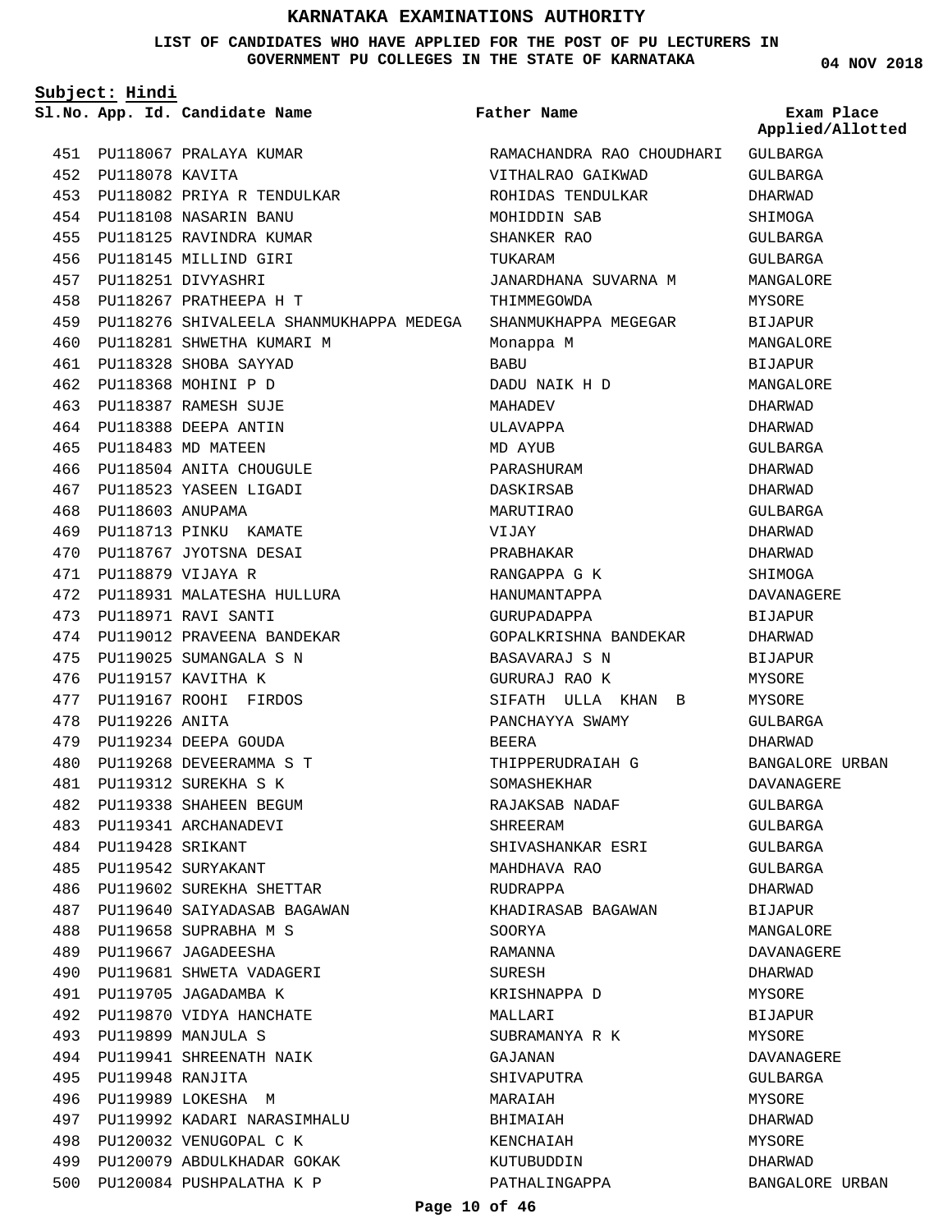# KARNATAKA EXAMINATIONS AUTHORITY

**LIST OF CANDIDATES WHO HAVE APPLIED FOR THE POST OF PU LECTURERS IN GOVERNMENT PU COLLEGES IN THE STATE OF KARNATAKA**

**04 NOV 2018**

**Subject: Hindi**

| Sl.No. | App. Id. | Candidate Name | Father Name | Exam Place Applied/Allotted |
|---|---|---|---|---|
| 451 | PU118067 | PRALAYA KUMAR | RAMACHANDRA RAO CHOUDHARI | GULBARGA |
| 452 | PU118078 | KAVITA | VITHALRAO GAIKWAD | GULBARGA |
| 453 | PU118082 | PRIYA R TENDULKAR | ROHIDAS TENDULKAR | DHARWAD |
| 454 | PU118108 | NASARIN BANU | MOHIDDIN SAB | SHIMOGA |
| 455 | PU118125 | RAVINDRA KUMAR | SHANKER RAO | GULBARGA |
| 456 | PU118145 | MILLIND GIRI | TUKARAM | GULBARGA |
| 457 | PU118251 | DIVYASHRI | JANARDHANA SUVARNA M | MANGALORE |
| 458 | PU118267 | PRATHEEPA H T | THIMMEGOWDA | MYSORE |
| 459 | PU118276 | SHIVALEELA SHANMUKHAPPA MEDEGA | SHANMUKHAPPA MEGEGAR | BIJAPUR |
| 460 | PU118281 | SHWETHA KUMARI M | Monappa M | MANGALORE |
| 461 | PU118328 | SHOBA SAYYAD | BABU | BIJAPUR |
| 462 | PU118368 | MOHINI P D | DADU NAIK H D | MANGALORE |
| 463 | PU118387 | RAMESH SUJE | MAHADEV | DHARWAD |
| 464 | PU118388 | DEEPA ANTIN | ULAVAPPA | DHARWAD |
| 465 | PU118483 | MD MATEEN | MD AYUB | GULBARGA |
| 466 | PU118504 | ANITA CHOUGULE | PARASHURAM | DHARWAD |
| 467 | PU118523 | YASEEN LIGADI | DASKIRSAB | DHARWAD |
| 468 | PU118603 | ANUPAMA | MARUTIRAO | GULBARGA |
| 469 | PU118713 | PINKU KAMATE | VIJAY | DHARWAD |
| 470 | PU118767 | JYOTSNA DESAI | PRABHAKAR | DHARWAD |
| 471 | PU118879 | VIJAYA R | RANGAPPA G K | SHIMOGA |
| 472 | PU118931 | MALATESHA HULLURA | HANUMANTAPPA | DAVANAGERE |
| 473 | PU118971 | RAVI SANTI | GURUPADAPPA | BIJAPUR |
| 474 | PU119012 | PRAVEENA BANDEKAR | GOPALKRISHNA BANDEKAR | DHARWAD |
| 475 | PU119025 | SUMANGALA S N | BASAVARAJ S N | BIJAPUR |
| 476 | PU119157 | KAVITHA K | GURURAJ RAO K | MYSORE |
| 477 | PU119167 | ROOHI FIRDOS | SIFATH ULLA KHAN B | MYSORE |
| 478 | PU119226 | ANITA | PANCHAYYA SWAMY | GULBARGA |
| 479 | PU119234 | DEEPA GOUDA | BEERA | DHARWAD |
| 480 | PU119268 | DEVEERAMMA S T | THIPPERUDRAIAH G | BANGALORE URBAN |
| 481 | PU119312 | SUREKHA S K | SOMASHEKHAR | DAVANAGERE |
| 482 | PU119338 | SHAHEEN BEGUM | RAJAKSAB NADAF | GULBARGA |
| 483 | PU119341 | ARCHANADEVI | SHREERAM | GULBARGA |
| 484 | PU119428 | SRIKANT | SHIVASHANKAR ESRI | GULBARGA |
| 485 | PU119542 | SURYAKANT | MAHDHAVA RAO | GULBARGA |
| 486 | PU119602 | SUREKHA SHETTAR | RUDRAPPA | DHARWAD |
| 487 | PU119640 | SAIYADASAB BAGAWAN | KHADIRASAB BAGAWAN | BIJAPUR |
| 488 | PU119658 | SUPRABHA M S | SOORYA | MANGALORE |
| 489 | PU119667 | JAGADEESHA | RAMANNA | DAVANAGERE |
| 490 | PU119681 | SHWETA VADAGERI | SURESH | DHARWAD |
| 491 | PU119705 | JAGADAMBA K | KRISHNAPPA D | MYSORE |
| 492 | PU119870 | VIDYA HANCHATE | MALLARI | BIJAPUR |
| 493 | PU119899 | MANJULA S | SUBRAMANYA R K | MYSORE |
| 494 | PU119941 | SHREENATH NAIK | GAJANAN | DAVANAGERE |
| 495 | PU119948 | RANJITA | SHIVAPUTRA | GULBARGA |
| 496 | PU119989 | LOKESHA M | MARAIAH | MYSORE |
| 497 | PU119992 | KADARI NARASIMHALU | BHIMAIAH | DHARWAD |
| 498 | PU120032 | VENUGOPAL C K | KENCHAIAH | MYSORE |
| 499 | PU120079 | ABDULKHADAR GOKAK | KUTUBUDDIN | DHARWAD |
| 500 | PU120084 | PUSHPALATHA K P | PATHALINGAPPA | BANGALORE URBAN |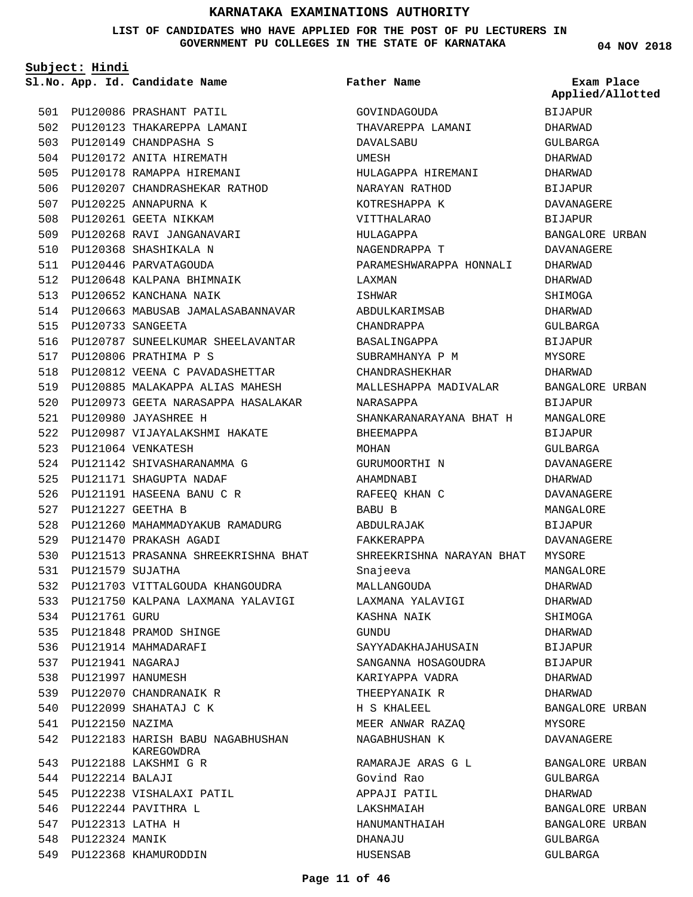# KARNATAKA EXAMINATIONS AUTHORITY

**LIST OF CANDIDATES WHO HAVE APPLIED FOR THE POST OF PU LECTURERS IN GOVERNMENT PU COLLEGES IN THE STATE OF KARNATAKA**

**04 NOV 2018**

**Subject: Hindi**

| Sl.No. | App. Id. | Candidate Name | Father Name | Exam Place Applied/Allotted |
|---|---|---|---|---|
| 501 | PU120086 | PRASHANT PATIL | GOVINDAGOUDA | BIJAPUR |
| 502 | PU120123 | THAKAREPPA LAMANI | THAVAREPPA LAMANI | DHARWAD |
| 503 | PU120149 | CHANDPASHA S | DAVALSABU | GULBARGA |
| 504 | PU120172 | ANITA HIREMATH | UMESH | DHARWAD |
| 505 | PU120178 | RAMAPPA HIREMANI | HULAGAPPA HIREMANI | DHARWAD |
| 506 | PU120207 | CHANDRASHEKAR RATHOD | NARAYAN RATHOD | BIJAPUR |
| 507 | PU120225 | ANNAPURNA K | KOTRESHAPPA K | DAVANAGERE |
| 508 | PU120261 | GEETA NIKKAM | VITTHALARAO | BIJAPUR |
| 509 | PU120268 | RAVI JANGANAVARI | HULAGAPPA | BANGALORE URBAN |
| 510 | PU120368 | SHASHIKALA N | NAGENDRAPPA T | DAVANAGERE |
| 511 | PU120446 | PARVATAGOUDA | PARAMESHWARAPPA HONNALI | DHARWAD |
| 512 | PU120648 | KALPANA BHIMNAIK | LAXMAN | DHARWAD |
| 513 | PU120652 | KANCHANA NAIK | ISHWAR | SHIMOGA |
| 514 | PU120663 | MABUSAB JAMALASABANNAVAR | ABDULKARIMSAB | DHARWAD |
| 515 | PU120733 | SANGEETA | CHANDRAPPA | GULBARGA |
| 516 | PU120787 | SUNEELKUMAR SHEELAVANTAR | BASALINGAPPA | BIJAPUR |
| 517 | PU120806 | PRATHIMA P S | SUBRAMHANYA P M | MYSORE |
| 518 | PU120812 | VEENA C PAVADASHETTAR | CHANDRASHEKHAR | DHARWAD |
| 519 | PU120885 | MALAKAPPA ALIAS MAHESH | MALLESHAPPA MADIVALAR | BANGALORE URBAN |
| 520 | PU120973 | GEETA NARASAPPA HASALAKAR | NARASAPPA | BIJAPUR |
| 521 | PU120980 | JAYASHREE H | SHANKARANARAYANA BHAT H | MANGALORE |
| 522 | PU120987 | VIJAYALAKSHMI HAKATE | BHEEMAPPA | BIJAPUR |
| 523 | PU121064 | VENKATESH | MOHAN | GULBARGA |
| 524 | PU121142 | SHIVASHARANAMMA G | GURUMOORTHI N | DAVANAGERE |
| 525 | PU121171 | SHAGUPTA NADAF | AHAMDNABI | DHARWAD |
| 526 | PU121191 | HASEENA BANU C R | RAFEEQ KHAN C | DAVANAGERE |
| 527 | PU121227 | GEETHA B | BABU B | MANGALORE |
| 528 | PU121260 | MAHAMMADYAKUB RAMADURG | ABDULRAJAK | BIJAPUR |
| 529 | PU121470 | PRAKASH AGADI | FAKKERAPPA | DAVANAGERE |
| 530 | PU121513 | PRASANNA SHREEKRISHNA BHAT | SHREEKRISHNA NARAYAN BHAT | MYSORE |
| 531 | PU121579 | SUJATHA | Snajeeva | MANGALORE |
| 532 | PU121703 | VITTALGOUDA KHANGOUDRA | MALLANGOUDA | DHARWAD |
| 533 | PU121750 | KALPANA LAXMANA YALAVIGI | LAXMANA YALAVIGI | DHARWAD |
| 534 | PU121761 | GURU | KASHNA NAIK | SHIMOGA |
| 535 | PU121848 | PRAMOD SHINGE | GUNDU | DHARWAD |
| 536 | PU121914 | MAHMADARAFI | SAYYADAKHAJAHUSAIN | BIJAPUR |
| 537 | PU121941 | NAGARAJ | SANGANNA HOSAGOUDRA | BIJAPUR |
| 538 | PU121997 | HANUMESH | KARIYAPPA VADRA | DHARWAD |
| 539 | PU122070 | CHANDRANAIK R | THEEPYANAIK R | DHARWAD |
| 540 | PU122099 | SHAHATAJ C K | H S KHALEEL | BANGALORE URBAN |
| 541 | PU122150 | NAZIMA | MEER ANWAR RAZAQ | MYSORE |
| 542 | PU122183 | HARISH BABU NAGABHUSHAN KAREGOWDRA | NAGABHUSHAN K | DAVANAGERE |
| 543 | PU122188 | LAKSHMI G R | RAMARAJE ARAS G L | BANGALORE URBAN |
| 544 | PU122214 | BALAJI | Govind Rao | GULBARGA |
| 545 | PU122238 | VISHALAXI PATIL | APPAJI PATIL | DHARWAD |
| 546 | PU122244 | PAVITHRA L | LAKSHMAIAH | BANGALORE URBAN |
| 547 | PU122313 | LATHA H | HANUMANTHAIAH | BANGALORE URBAN |
| 548 | PU122324 | MANIK | DHANAJU | GULBARGA |
| 549 | PU122368 | KHAMURODDIN | HUSENSAB | GULBARGA |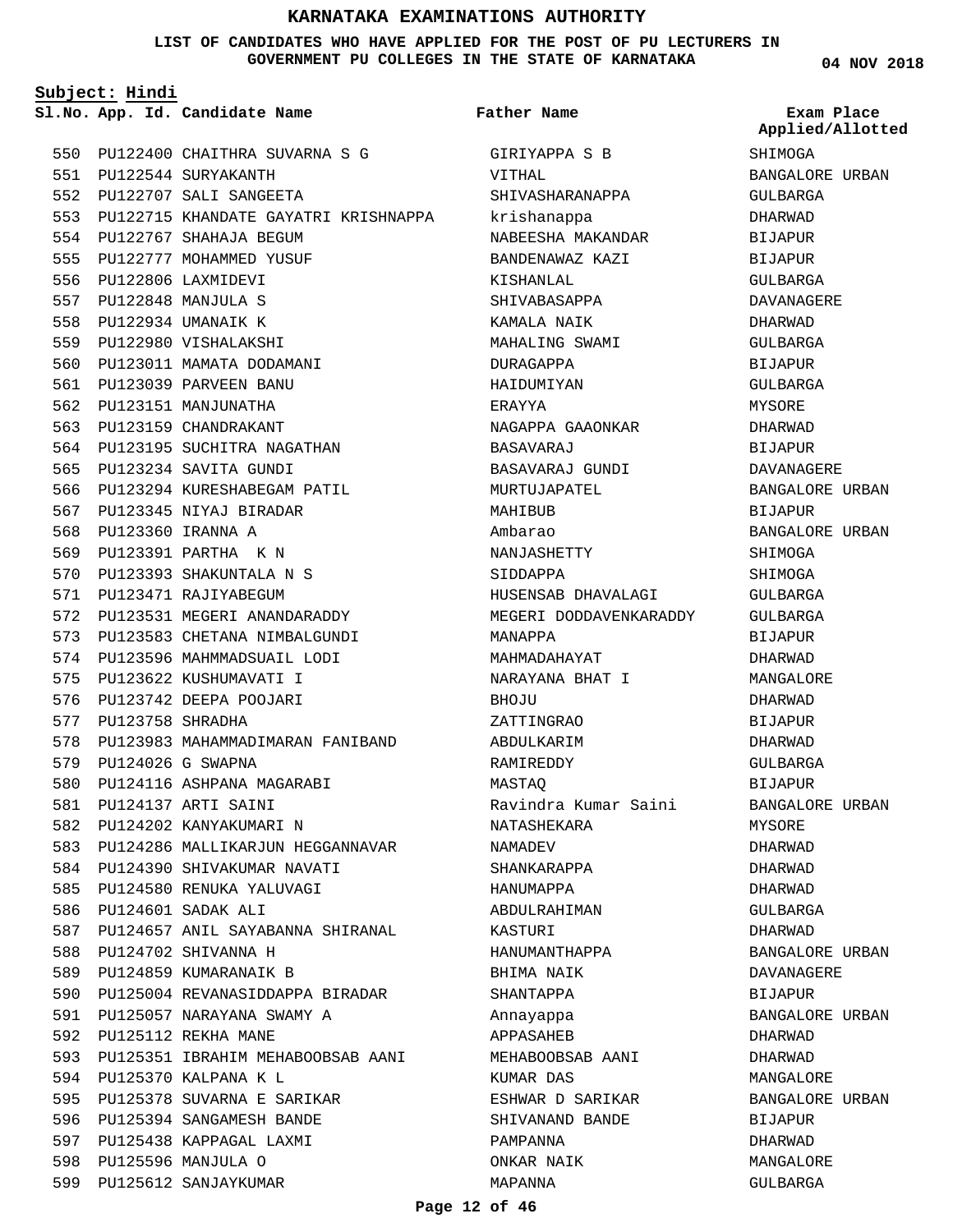# KARNATAKA EXAMINATIONS AUTHORITY

**LIST OF CANDIDATES WHO HAVE APPLIED FOR THE POST OF PU LECTURERS IN GOVERNMENT PU COLLEGES IN THE STATE OF KARNATAKA**

04 NOV 2018

**Subject: Hindi**

| Sl.No. | App. Id. | Candidate Name | Father Name | Exam Place Applied/Allotted |
|---|---|---|---|---|
| 550 | PU122400 | CHAITHRA SUVARNA S G | GIRIYAPPA S B | SHIMOGA |
| 551 | PU122544 | SURYAKANTH | VITHAL | BANGALORE URBAN |
| 552 | PU122707 | SALI SANGEETA | SHIVASHARANAPPA | GULBARGA |
| 553 | PU122715 | KHANDATE GAYATRI KRISHNAPPA | krishanappa | DHARWAD |
| 554 | PU122767 | SHAHAJA BEGUM | NABEESHA MAKANDAR | BIJAPUR |
| 555 | PU122777 | MOHAMMED YUSUF | BANDENAWAZ KAZI | BIJAPUR |
| 556 | PU122806 | LAXMIDEVI | KISHANLAL | GULBARGA |
| 557 | PU122848 | MANJULA S | SHIVABASAPPA | DAVANAGERE |
| 558 | PU122934 | UMANAIK K | KAMALA NAIK | DHARWAD |
| 559 | PU122980 | VISHALAKSHI | MAHALING SWAMI | GULBARGA |
| 560 | PU123011 | MAMATA DODAMANI | DURAGAPPA | BIJAPUR |
| 561 | PU123039 | PARVEEN BANU | HAIDUMIYAN | GULBARGA |
| 562 | PU123151 | MANJUNATHA | ERAYYA | MYSORE |
| 563 | PU123159 | CHANDRAKANT | NAGAPPA GAAONKAR | DHARWAD |
| 564 | PU123195 | SUCHITRA NAGATHAN | BASAVARAJ | BIJAPUR |
| 565 | PU123234 | SAVITA GUNDI | BASAVARAJ GUNDI | DAVANAGERE |
| 566 | PU123294 | KURESHABEGAM PATIL | MURTUJAPATEL | BANGALORE URBAN |
| 567 | PU123345 | NIYAJ BIRADAR | MAHIBUB | BIJAPUR |
| 568 | PU123360 | IRANNA A | Ambarao | BANGALORE URBAN |
| 569 | PU123391 | PARTHA K N | NANJASHETTY | SHIMOGA |
| 570 | PU123393 | SHAKUNTALA N S | SIDDAPPA | SHIMOGA |
| 571 | PU123471 | RAJIYABEGUM | HUSENSAB DHAVALAGI | GULBARGA |
| 572 | PU123531 | MEGERI ANANDARADDY | MEGERI DODDAVENKARADDY | GULBARGA |
| 573 | PU123583 | CHETANA NIMBALGUNDI | MANAPPA | BIJAPUR |
| 574 | PU123596 | MAHMMADSUAIL LODI | MAHMADAHAYAT | DHARWAD |
| 575 | PU123622 | KUSHUMAVATI I | NARAYANA BHAT I | MANGALORE |
| 576 | PU123742 | DEEPA POOJARI | BHOJU | DHARWAD |
| 577 | PU123758 | SHRADHA | ZATTINGRAO | BIJAPUR |
| 578 | PU123983 | MAHAMMADIMARAN FANIBAND | ABDULKARIM | DHARWAD |
| 579 | PU124026 | G SWAPNA | RAMIREDDY | GULBARGA |
| 580 | PU124116 | ASHPANA MAGARABI | MASTAQ | BIJAPUR |
| 581 | PU124137 | ARTI SAINI | Ravindra Kumar Saini | BANGALORE URBAN |
| 582 | PU124202 | KANYAKUMARI N | NATASHEKARA | MYSORE |
| 583 | PU124286 | MALLIKARJUN HEGGANNAVAR | NAMADEV | DHARWAD |
| 584 | PU124390 | SHIVAKUMAR NAVATI | SHANKARAPPA | DHARWAD |
| 585 | PU124580 | RENUKA YALUVAGI | HANUMAPPA | DHARWAD |
| 586 | PU124601 | SADAK ALI | ABDULRAHIMAN | GULBARGA |
| 587 | PU124657 | ANIL SAYABANNA SHIRANAL | KASTURI | DHARWAD |
| 588 | PU124702 | SHIVANNA H | HANUMANTHAPPA | BANGALORE URBAN |
| 589 | PU124859 | KUMARANAIK B | BHIMA NAIK | DAVANAGERE |
| 590 | PU125004 | REVANASIDDAPPA BIRADAR | SHANTAPPA | BIJAPUR |
| 591 | PU125057 | NARAYANA SWAMY A | Annayappa | BANGALORE URBAN |
| 592 | PU125112 | REKHA MANE | APPASAHEB | DHARWAD |
| 593 | PU125351 | IBRAHIM MEHABOOBSAB AANI | MEHABOOBSAB AANI | DHARWAD |
| 594 | PU125370 | KALPANA K L | KUMAR DAS | MANGALORE |
| 595 | PU125378 | SUVARNA E SARIKAR | ESHWAR D SARIKAR | BANGALORE URBAN |
| 596 | PU125394 | SANGAMESH BANDE | SHIVANAND BANDE | BIJAPUR |
| 597 | PU125438 | KAPPAGAL LAXMI | PAMPANNA | DHARWAD |
| 598 | PU125596 | MANJULA O | ONKAR NAIK | MANGALORE |
| 599 | PU125612 | SANJAYKUMAR | MAPANNA | GULBARGA |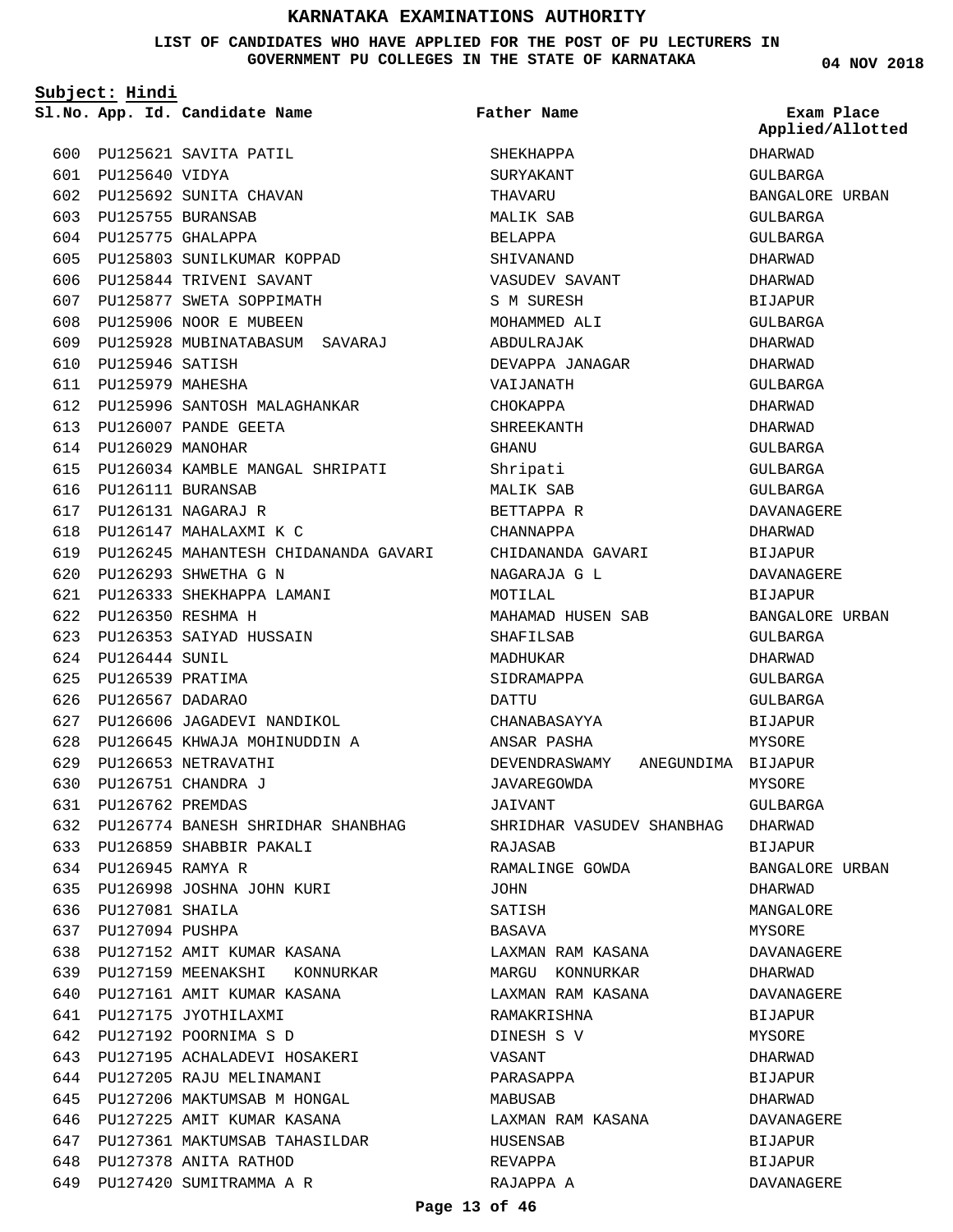# KARNATAKA EXAMINATIONS AUTHORITY

**LIST OF CANDIDATES WHO HAVE APPLIED FOR THE POST OF PU LECTURERS IN GOVERNMENT PU COLLEGES IN THE STATE OF KARNATAKA**

04 NOV 2018

**Subject: Hindi**

| Sl.No. | App. Id. | Candidate Name | Father Name | Exam Place Applied/Allotted |
|---|---|---|---|---|
| 600 | PU125621 | SAVITA PATIL | SHEKHAPPA | DHARWAD |
| 601 | PU125640 | VIDYA | SURYAKANT | GULBARGA |
| 602 | PU125692 | SUNITA CHAVAN | THAVARU | BANGALORE URBAN |
| 603 | PU125755 | BURANSAB | MALIK SAB | GULBARGA |
| 604 | PU125775 | GHALAPPA | BELAPPA | GULBARGA |
| 605 | PU125803 | SUNILKUMAR KOPPAD | SHIVANAND | DHARWAD |
| 606 | PU125844 | TRIVENI SAVANT | VASUDEV SAVANT | DHARWAD |
| 607 | PU125877 | SWETA SOPPIMATH | S M SURESH | BIJAPUR |
| 608 | PU125906 | NOOR E MUBEEN | MOHAMMED ALI | GULBARGA |
| 609 | PU125928 | MUBINATABASUM SAVARAJ | ABDULRAJAK | DHARWAD |
| 610 | PU125946 | SATISH | DEVAPPA JANAGAR | DHARWAD |
| 611 | PU125979 | MAHESHA | VAIJANATH | GULBARGA |
| 612 | PU125996 | SANTOSH MALAGHANKAR | CHOKAPPA | DHARWAD |
| 613 | PU126007 | PANDE GEETA | SHREEKANTH | DHARWAD |
| 614 | PU126029 | MANOHAR | GHANU | GULBARGA |
| 615 | PU126034 | KAMBLE MANGAL SHRIPATI | Shripati | GULBARGA |
| 616 | PU126111 | BURANSAB | MALIK SAB | GULBARGA |
| 617 | PU126131 | NAGARAJ R | BETTAPPA R | DAVANAGERE |
| 618 | PU126147 | MAHALAXMI K C | CHANNAPPA | DHARWAD |
| 619 | PU126245 | MAHANTESH CHIDANANDA GAVARI | CHIDANANDA GAVARI | BIJAPUR |
| 620 | PU126293 | SHWETHA G N | NAGARAJA G L | DAVANAGERE |
| 621 | PU126333 | SHEKHAPPA LAMANI | MOTILAL | BIJAPUR |
| 622 | PU126350 | RESHMA H | MAHAMAD HUSEN SAB | BANGALORE URBAN |
| 623 | PU126353 | SAIYAD HUSSAIN | SHAFILSAB | GULBARGA |
| 624 | PU126444 | SUNIL | MADHUKAR | DHARWAD |
| 625 | PU126539 | PRATIMA | SIDRAMAPPA | GULBARGA |
| 626 | PU126567 | DADARAO | DATTU | GULBARGA |
| 627 | PU126606 | JAGADEVI NANDIKOL | CHANABASAYYA | BIJAPUR |
| 628 | PU126645 | KHWAJA MOHINUDDIN A | ANSAR PASHA | MYSORE |
| 629 | PU126653 | NETRAVATHI | DEVENDRASWAMY ANEGUNDIMA | BIJAPUR |
| 630 | PU126751 | CHANDRA J | JAVAREGOWDA | MYSORE |
| 631 | PU126762 | PREMDAS | JAIVANT | GULBARGA |
| 632 | PU126774 | BANESH SHRIDHAR SHANBHAG | SHRIDHAR VASUDEV SHANBHAG | DHARWAD |
| 633 | PU126859 | SHABBIR PAKALI | RAJASAB | BIJAPUR |
| 634 | PU126945 | RAMYA R | RAMALINGE GOWDA | BANGALORE URBAN |
| 635 | PU126998 | JOSHNA JOHN KURI | JOHN | DHARWAD |
| 636 | PU127081 | SHAILA | SATISH | MANGALORE |
| 637 | PU127094 | PUSHPA | BASAVA | MYSORE |
| 638 | PU127152 | AMIT KUMAR KASANA | LAXMAN RAM KASANA | DAVANAGERE |
| 639 | PU127159 | MEENAKSHI KONNURKAR | MARGU KONNURKAR | DHARWAD |
| 640 | PU127161 | AMIT KUMAR KASANA | LAXMAN RAM KASANA | DAVANAGERE |
| 641 | PU127175 | JYOTHILAXMI | RAMAKRISHNA | BIJAPUR |
| 642 | PU127192 | POORNIMA S D | DINESH S V | MYSORE |
| 643 | PU127195 | ACHALADEVI HOSAKERI | VASANT | DHARWAD |
| 644 | PU127205 | RAJU MELINAMANI | PARASAPPA | BIJAPUR |
| 645 | PU127206 | MAKTUMSAB M HONGAL | MABUSAB | DHARWAD |
| 646 | PU127225 | AMIT KUMAR KASANA | LAXMAN RAM KASANA | DAVANAGERE |
| 647 | PU127361 | MAKTUMSAB TAHASILDAR | HUSENSAB | BIJAPUR |
| 648 | PU127378 | ANITA RATHOD | REVAPPA | BIJAPUR |
| 649 | PU127420 | SUMITRAMMA A R | RAJAPPA A | DAVANAGERE |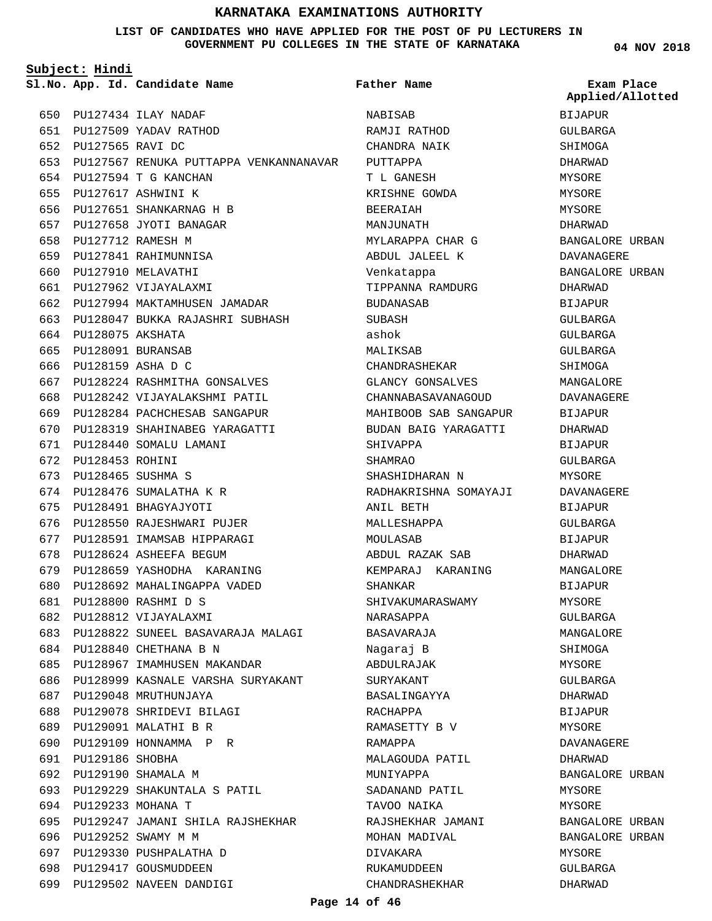# KARNATAKA EXAMINATIONS AUTHORITY

**LIST OF CANDIDATES WHO HAVE APPLIED FOR THE POST OF PU LECTURERS IN GOVERNMENT PU COLLEGES IN THE STATE OF KARNATAKA**

**04 NOV 2018**

**Subject: Hindi**

| Sl.No. | App. Id. | Candidate Name | Father Name | Exam Place Applied/Allotted |
|---|---|---|---|---|
| 650 | PU127434 | ILAY NADAF | NABISAB | BIJAPUR |
| 651 | PU127509 | YADAV RATHOD | RAMJI RATHOD | GULBARGA |
| 652 | PU127565 | RAVI DC | CHANDRA NAIK | SHIMOGA |
| 653 | PU127567 | RENUKA PUTTAPPA VENKANNANAVAR | PUTTAPPA | DHARWAD |
| 654 | PU127594 | T G KANCHAN | T L GANESH | MYSORE |
| 655 | PU127617 | ASHWINI K | KRISHNE GOWDA | MYSORE |
| 656 | PU127651 | SHANKARNAG H B | BEERAIAH | MYSORE |
| 657 | PU127658 | JYOTI BANAGAR | MANJUNATH | DHARWAD |
| 658 | PU127712 | RAMESH M | MYLARAPPA CHAR G | BANGALORE URBAN |
| 659 | PU127841 | RAHIMUNNISA | ABDUL JALEEL K | DAVANAGERE |
| 660 | PU127910 | MELAVATHI | Venkatappa | BANGALORE URBAN |
| 661 | PU127962 | VIJAYALAXMI | TIPPANNA RAMDURG | DHARWAD |
| 662 | PU127994 | MAKTAMHUSEN JAMADAR | BUDANASAB | BIJAPUR |
| 663 | PU128047 | BUKKA RAJASHRI SUBHASH | SUBASH | GULBARGA |
| 664 | PU128075 | AKSHATA | ashok | GULBARGA |
| 665 | PU128091 | BURANSAB | MALIKSAB | GULBARGA |
| 666 | PU128159 | ASHA D C | CHANDRASHEKAR | SHIMOGA |
| 667 | PU128224 | RASHMITHA GONSALVES | GLANCY GONSALVES | MANGALORE |
| 668 | PU128242 | VIJAYALAKSHMI PATIL | CHANNABASAVANAGOUD | DAVANAGERE |
| 669 | PU128284 | PACHCHESAB SANGAPUR | MAHIBOOB SAB SANGAPUR | BIJAPUR |
| 670 | PU128319 | SHAHINABEG YARAGATTI | BUDAN BAIG YARAGATTI | DHARWAD |
| 671 | PU128440 | SOMALU LAMANI | SHIVAPPA | BIJAPUR |
| 672 | PU128453 | ROHINI | SHAMRAO | GULBARGA |
| 673 | PU128465 | SUSHMA S | SHASHIDHARAN N | MYSORE |
| 674 | PU128476 | SUMALATHA K R | RADHAKRISHNA SOMAYAJI | DAVANAGERE |
| 675 | PU128491 | BHAGYAJYOTI | ANIL BETH | BIJAPUR |
| 676 | PU128550 | RAJESHWARI PUJER | MALLESHAPPA | GULBARGA |
| 677 | PU128591 | IMAMSAB HIPPARAGI | MOULASAB | BIJAPUR |
| 678 | PU128624 | ASHEEFA BEGUM | ABDUL RAZAK SAB | DHARWAD |
| 679 | PU128659 | YASHODHA KARANING | KEMPARAJ KARANING | MANGALORE |
| 680 | PU128692 | MAHALINGAPPA VADED | SHANKAR | BIJAPUR |
| 681 | PU128800 | RASHMI D S | SHIVAKUMARASWAMY | MYSORE |
| 682 | PU128812 | VIJAYALAXMI | NARASAPPA | GULBARGA |
| 683 | PU128822 | SUNEEL BASAVARAJA MALAGI | BASAVARAJA | MANGALORE |
| 684 | PU128840 | CHETHANA B N | Nagaraj B | SHIMOGA |
| 685 | PU128967 | IMAMHUSEN MAKANDAR | ABDULRAJAK | MYSORE |
| 686 | PU128999 | KASNALE VARSHA SURYAKANT | SURYAKANT | GULBARGA |
| 687 | PU129048 | MRUTHUNJAYA | BASALINGAYYA | DHARWAD |
| 688 | PU129078 | SHRIDEVI BILAGI | RACHAPPA | BIJAPUR |
| 689 | PU129091 | MALATHI B R | RAMASETTY B V | MYSORE |
| 690 | PU129109 | HONNAMMA P R | RAMAPPA | DAVANAGERE |
| 691 | PU129186 | SHOBHA | MALAGOUDA PATIL | DHARWAD |
| 692 | PU129190 | SHAMALA M | MUNIYAPPA | BANGALORE URBAN |
| 693 | PU129229 | SHAKUNTALA S PATIL | SADANAND PATIL | MYSORE |
| 694 | PU129233 | MOHANA T | TAVOO NAIKA | MYSORE |
| 695 | PU129247 | JAMANI SHILA RAJSHEKHAR | RAJSHEKHAR JAMANI | BANGALORE URBAN |
| 696 | PU129252 | SWAMY M M | MOHAN MADIVAL | BANGALORE URBAN |
| 697 | PU129330 | PUSHPALATHA D | DIVAKARA | MYSORE |
| 698 | PU129417 | GOUSMUDDEEN | RUKAMUDDEEN | GULBARGA |
| 699 | PU129502 | NAVEEN DANDIGI | CHANDRASHEKHAR | DHARWAD |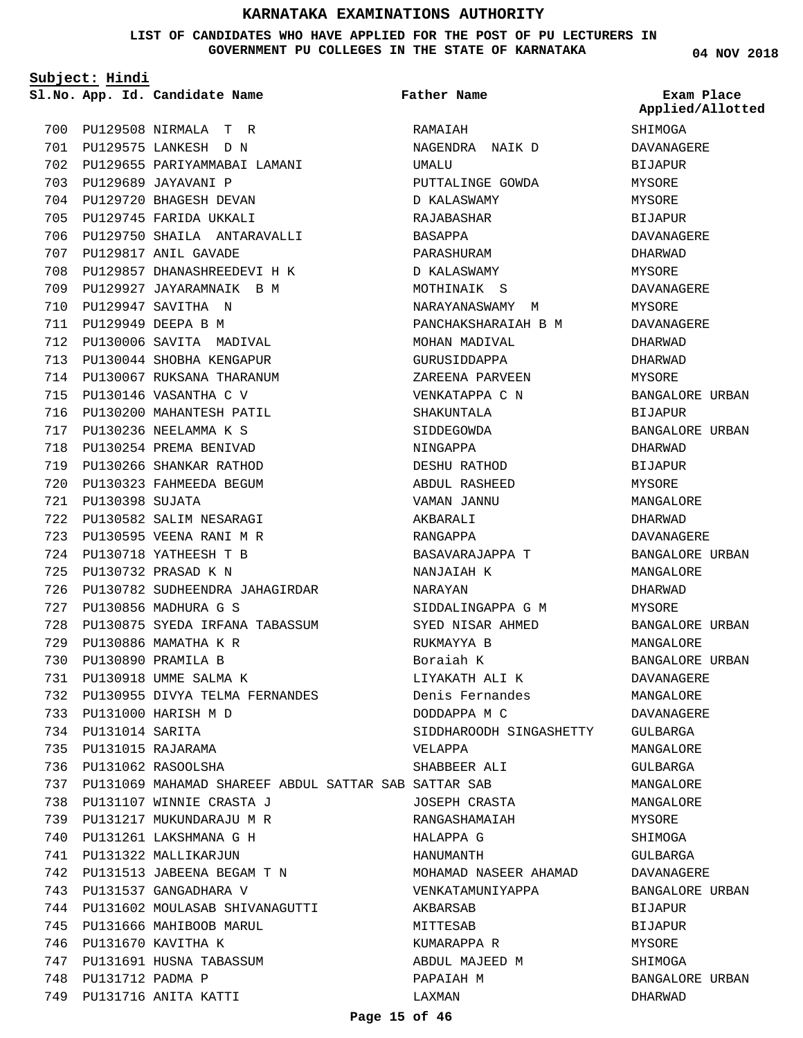# KARNATAKA EXAMINATIONS AUTHORITY

**LIST OF CANDIDATES WHO HAVE APPLIED FOR THE POST OF PU LECTURERS IN GOVERNMENT PU COLLEGES IN THE STATE OF KARNATAKA**

**04 NOV 2018**

**Subject: Hindi**

| Sl.No. | App. Id. | Candidate Name | Father Name | Exam Place Applied/Allotted |
|---|---|---|---|---|
| 700 | PU129508 | NIRMALA T R | RAMAIAH | SHIMOGA |
| 701 | PU129575 | LANKESH D N | NAGENDRA NAIK D | DAVANAGERE |
| 702 | PU129655 | PARIYAMMABAI LAMANI | UMALU | BIJAPUR |
| 703 | PU129689 | JAYAVANI P | PUTTALINGE GOWDA | MYSORE |
| 704 | PU129720 | BHAGESH DEVAN | D KALASWAMY | MYSORE |
| 705 | PU129745 | FARIDA UKKALI | RAJABASHAR | BIJAPUR |
| 706 | PU129750 | SHAILA ANTARAVALLI | BASAPPA | DAVANAGERE |
| 707 | PU129817 | ANIL GAVADE | PARASHURAM | DHARWAD |
| 708 | PU129857 | DHANASHREEDEVI H K | D KALASWAMY | MYSORE |
| 709 | PU129927 | JAYARAMNAIK B M | MOTHINAIK S | DAVANAGERE |
| 710 | PU129947 | SAVITHA N | NARAYANASWAMY M | MYSORE |
| 711 | PU129949 | DEEPA B M | PANCHAKSHARAIAH B M | DAVANAGERE |
| 712 | PU130006 | SAVITA MADIVAL | MOHAN MADIVAL | DHARWAD |
| 713 | PU130044 | SHOBHA KENGAPUR | GURUSIDDAPPA | DHARWAD |
| 714 | PU130067 | RUKSANA THARANUM | ZAREENA PARVEEN | MYSORE |
| 715 | PU130146 | VASANTHA C V | VENKATAPPA C N | BANGALORE URBAN |
| 716 | PU130200 | MAHANTESH PATIL | SHAKUNTALA | BIJAPUR |
| 717 | PU130236 | NEELAMMA K S | SIDDEGOWDA | BANGALORE URBAN |
| 718 | PU130254 | PREMA BENIVAD | NINGAPPA | DHARWAD |
| 719 | PU130266 | SHANKAR RATHOD | DESHU RATHOD | BIJAPUR |
| 720 | PU130323 | FAHMEEDA BEGUM | ABDUL RASHEED | MYSORE |
| 721 | PU130398 | SUJATA | VAMAN JANNU | MANGALORE |
| 722 | PU130582 | SALIM NESARAGI | AKBARALI | DHARWAD |
| 723 | PU130595 | VEENA RANI M R | RANGAPPA | DAVANAGERE |
| 724 | PU130718 | YATHEESH T B | BASAVARAJAPPA T | BANGALORE URBAN |
| 725 | PU130732 | PRASAD K N | NANJAIAH K | MANGALORE |
| 726 | PU130782 | SUDHEENDRA JAHAGIRDAR | NARAYAN | DHARWAD |
| 727 | PU130856 | MADHURA G S | SIDDALINGAPPA G M | MYSORE |
| 728 | PU130875 | SYEDA IRFANA TABASSUM | SYED NISAR AHMED | BANGALORE URBAN |
| 729 | PU130886 | MAMATHA K R | RUKMAYYA B | MANGALORE |
| 730 | PU130890 | PRAMILA B | Boraiah K | BANGALORE URBAN |
| 731 | PU130918 | UMME SALMA K | LIYAKATH ALI K | DAVANAGERE |
| 732 | PU130955 | DIVYA TELMA FERNANDES | Denis Fernandes | MANGALORE |
| 733 | PU131000 | HARISH M D | DODDAPPA M C | DAVANAGERE |
| 734 | PU131014 | SARITA | SIDDHAROODH SINGASHETTY | GULBARGA |
| 735 | PU131015 | RAJARAMA | VELAPPA | MANGALORE |
| 736 | PU131062 | RASOOLSHA | SHABBEER ALI | GULBARGA |
| 737 | PU131069 | MAHAMAD SHAREEF ABDUL SATTAR SAB | SATTAR SAB | MANGALORE |
| 738 | PU131107 | WINNIE CRASTA J | JOSEPH CRASTA | MANGALORE |
| 739 | PU131217 | MUKUNDARAJU M R | RANGASHAMAIAH | MYSORE |
| 740 | PU131261 | LAKSHMANA G H | HALAPPA G | SHIMOGA |
| 741 | PU131322 | MALLIKARJUN | HANUMANTH | GULBARGA |
| 742 | PU131513 | JABEENA BEGAM T N | MOHAMAD NASEER AHAMAD | DAVANAGERE |
| 743 | PU131537 | GANGADHARA V | VENKATAMUNIYAPPA | BANGALORE URBAN |
| 744 | PU131602 | MOULASAB SHIVANAGUTTI | AKBARSAB | BIJAPUR |
| 745 | PU131666 | MAHIBOOB MARUL | MITTESAB | BIJAPUR |
| 746 | PU131670 | KAVITHA K | KUMARAPPA R | MYSORE |
| 747 | PU131691 | HUSNA TABASSUM | ABDUL MAJEED M | SHIMOGA |
| 748 | PU131712 | PADMA P | PAPAIAH M | BANGALORE URBAN |
| 749 | PU131716 | ANITA KATTI | LAXMAN | DHARWAD |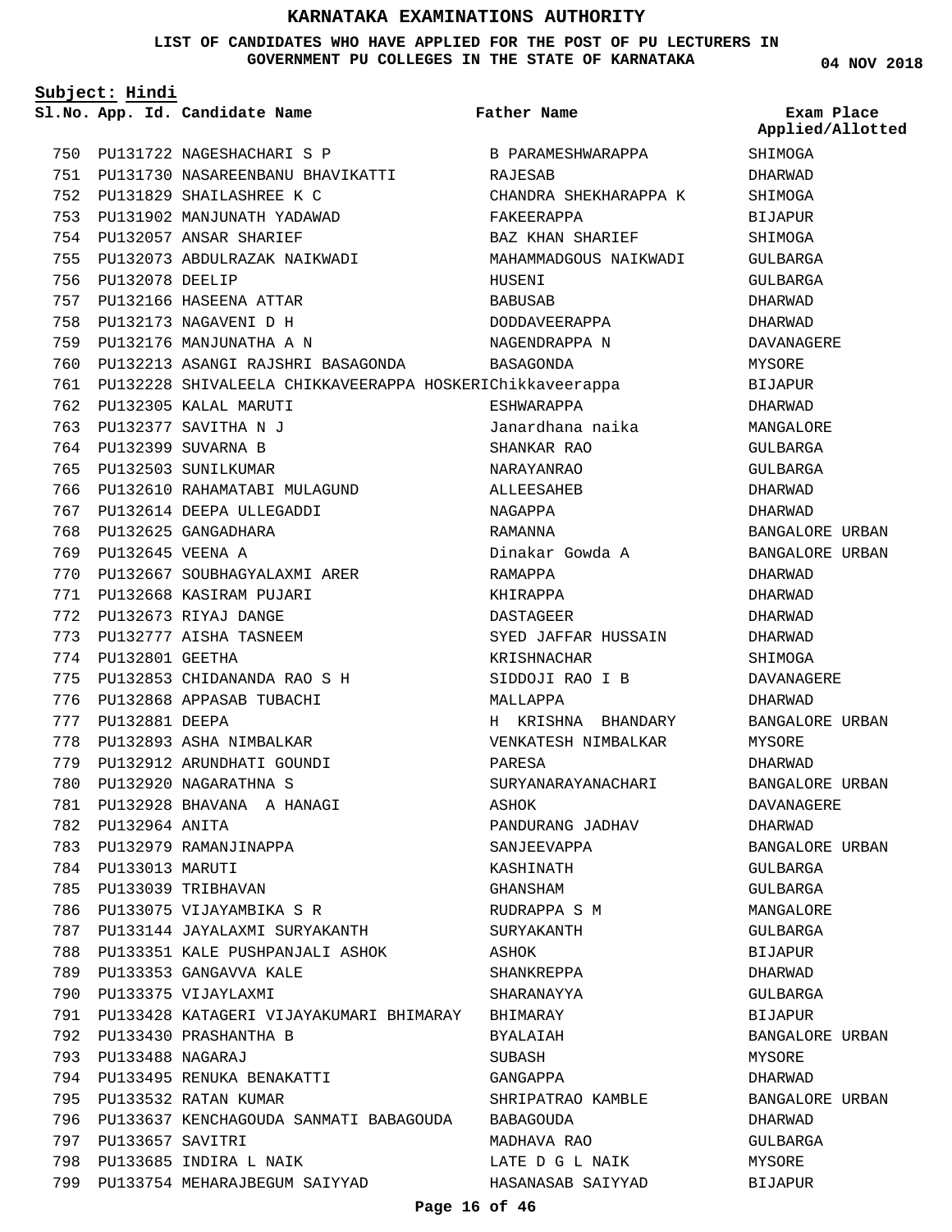# KARNATAKA EXAMINATIONS AUTHORITY

**LIST OF CANDIDATES WHO HAVE APPLIED FOR THE POST OF PU LECTURERS IN GOVERNMENT PU COLLEGES IN THE STATE OF KARNATAKA**

**04 NOV 2018**

**Subject: Hindi**

| Sl.No. | App. Id. | Candidate Name | Father Name | Exam Place Applied/Allotted |
|---|---|---|---|---|
| 750 | PU131722 | NAGESHACHARI S P | B PARAMESHWARAPPA | SHIMOGA |
| 751 | PU131730 | NASAREENBANU BHAVIKATTI | RAJESAB | DHARWAD |
| 752 | PU131829 | SHAILASHREE K C | CHANDRA SHEKHARAPPA K | SHIMOGA |
| 753 | PU131902 | MANJUNATH YADAWAD | FAKEERAPPA | BIJAPUR |
| 754 | PU132057 | ANSAR SHARIEF | BAZ KHAN SHARIEF | SHIMOGA |
| 755 | PU132073 | ABDULRAZAK NAIKWADI | MAHAMMADGOUS NAIKWADI | GULBARGA |
| 756 | PU132078 | DEELIP | HUSENI | GULBARGA |
| 757 | PU132166 | HASEENA ATTAR | BABUSAB | DHARWAD |
| 758 | PU132173 | NAGAVENI D H | DODDAVEERAPPA | DHARWAD |
| 759 | PU132176 | MANJUNATHA A N | NAGENDRAPPA N | DAVANAGERE |
| 760 | PU132213 | ASANGI RAJSHRI BASAGONDA | BASAGONDA | MYSORE |
| 761 | PU132228 | SHIVALEELA CHIKKAVEERAPPA HOSKERI | Chikkaveerappa | BIJAPUR |
| 762 | PU132305 | KALAL MARUTI | ESHWARAPPA | DHARWAD |
| 763 | PU132377 | SAVITHA N J | Janardhana naika | MANGALORE |
| 764 | PU132399 | SUVARNA B | SHANKAR RAO | GULBARGA |
| 765 | PU132503 | SUNILKUMAR | NARAYANRAO | GULBARGA |
| 766 | PU132610 | RAHAMATABI MULAGUND | ALLEESAHEB | DHARWAD |
| 767 | PU132614 | DEEPA ULLEGADDI | NAGAPPA | DHARWAD |
| 768 | PU132625 | GANGADHARA | RAMANNA | BANGALORE URBAN |
| 769 | PU132645 | VEENA A | Dinakar Gowda A | BANGALORE URBAN |
| 770 | PU132667 | SOUBHAGYALAXMI ARER | RAMAPPA | DHARWAD |
| 771 | PU132668 | KASIRAM PUJARI | KHIRAPPA | DHARWAD |
| 772 | PU132673 | RIYAJ DANGE | DASTAGEER | DHARWAD |
| 773 | PU132777 | AISHA TASNEEM | SYED JAFFAR HUSSAIN | DHARWAD |
| 774 | PU132801 | GEETHA | KRISHNACHAR | SHIMOGA |
| 775 | PU132853 | CHIDANANDA RAO S H | SIDDOJI RAO I B | DAVANAGERE |
| 776 | PU132868 | APPASAB TUBACHI | MALLAPPA | DHARWAD |
| 777 | PU132881 | DEEPA | H KRISHNA BHANDARY | BANGALORE URBAN |
| 778 | PU132893 | ASHA NIMBALKAR | VENKATESH NIMBALKAR | MYSORE |
| 779 | PU132912 | ARUNDHATI GOUNDI | PARESA | DHARWAD |
| 780 | PU132920 | NAGARATHNA S | SURYANARAYANACHARI | BANGALORE URBAN |
| 781 | PU132928 | BHAVANA A HANAGI | ASHOK | DAVANAGERE |
| 782 | PU132964 | ANITA | PANDURANG JADHAV | DHARWAD |
| 783 | PU132979 | RAMANJINAPPA | SANJEEVAPPA | BANGALORE URBAN |
| 784 | PU133013 | MARUTI | KASHINATH | GULBARGA |
| 785 | PU133039 | TRIBHAVAN | GHANSHAM | GULBARGA |
| 786 | PU133075 | VIJAYAMBIKA S R | RUDRAPPA S M | MANGALORE |
| 787 | PU133144 | JAYALAXMI SURYAKANTH | SURYAKANTH | GULBARGA |
| 788 | PU133351 | KALE PUSHPANJALI ASHOK | ASHOK | BIJAPUR |
| 789 | PU133353 | GANGAVVA KALE | SHANKREPPA | DHARWAD |
| 790 | PU133375 | VIJAYLAXMI | SHARANAYYA | GULBARGA |
| 791 | PU133428 | KATAGERI VIJAYAKUMARI BHIMARAY | BHIMARAY | BIJAPUR |
| 792 | PU133430 | PRASHANTHA B | BYALAIAH | BANGALORE URBAN |
| 793 | PU133488 | NAGARAJ | SUBASH | MYSORE |
| 794 | PU133495 | RENUKA BENAKATTI | GANGAPPA | DHARWAD |
| 795 | PU133532 | RATAN KUMAR | SHRIPATRAO KAMBLE | BANGALORE URBAN |
| 796 | PU133637 | KENCHAGOUDA SANMATI BABAGOUDA | BABAGOUDA | DHARWAD |
| 797 | PU133657 | SAVITRI | MADHAVA RAO | GULBARGA |
| 798 | PU133685 | INDIRA L NAIK | LATE D G L NAIK | MYSORE |
| 799 | PU133754 | MEHARAJBEGUM SAIYYAD | HASANASAB SAIYYAD | BIJAPUR |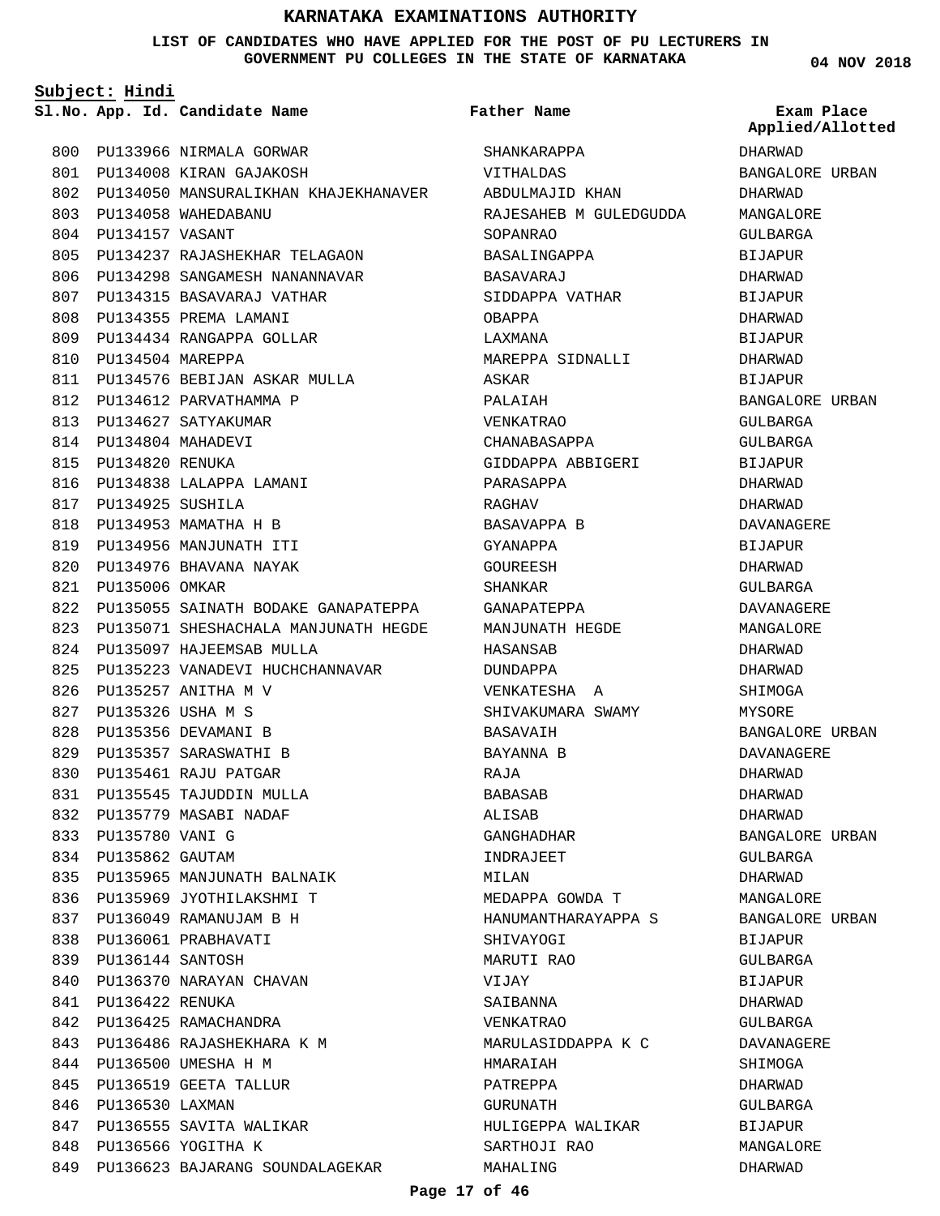# KARNATAKA EXAMINATIONS AUTHORITY

**LIST OF CANDIDATES WHO HAVE APPLIED FOR THE POST OF PU LECTURERS IN GOVERNMENT PU COLLEGES IN THE STATE OF KARNATAKA**

04 NOV 2018

**Subject: Hindi**

| Sl.No. | App. Id. | Candidate Name | Father Name | Exam Place Applied/Allotted |
|---|---|---|---|---|
| 800 | PU133966 | NIRMALA GORWAR | SHANKARAPPA | DHARWAD |
| 801 | PU134008 | KIRAN GAJAKOSH | VITHALDAS | BANGALORE URBAN |
| 802 | PU134050 | MANSURALIKHAN KHAJEKHANAVER | ABDULMAJID KHAN | DHARWAD |
| 803 | PU134058 | WAHEDABANU | RAJESAHEB M GULEDGUDDA | MANGALORE |
| 804 | PU134157 | VASANT | SOPANRAO | GULBARGA |
| 805 | PU134237 | RAJASHEKHAR TELAGAON | BASALINGAPPA | BIJAPUR |
| 806 | PU134298 | SANGAMESH NANANNAVAR | BASAVARAJ | DHARWAD |
| 807 | PU134315 | BASAVARAJ VATHAR | SIDDAPPA VATHAR | BIJAPUR |
| 808 | PU134355 | PREMA LAMANI | OBAPPA | DHARWAD |
| 809 | PU134434 | RANGAPPA GOLLAR | LAXMANA | BIJAPUR |
| 810 | PU134504 | MAREPPA | MAREPPA SIDNALLI | DHARWAD |
| 811 | PU134576 | BEBIJAN ASKAR MULLA | ASKAR | BIJAPUR |
| 812 | PU134612 | PARVATHAMMA P | PALAIAH | BANGALORE URBAN |
| 813 | PU134627 | SATYAKUMAR | VENKATRAO | GULBARGA |
| 814 | PU134804 | MAHADEVI | CHANABASAPPA | GULBARGA |
| 815 | PU134820 | RENUKA | GIDDAPPA ABBIGERI | BIJAPUR |
| 816 | PU134838 | LALAPPA LAMANI | PARASAPPA | DHARWAD |
| 817 | PU134925 | SUSHILA | RAGHAV | DHARWAD |
| 818 | PU134953 | MAMATHA H B | BASAVAPPA B | DAVANAGERE |
| 819 | PU134956 | MANJUNATH ITI | GYANAPPA | BIJAPUR |
| 820 | PU134976 | BHAVANA NAYAK | GOUREESH | DHARWAD |
| 821 | PU135006 | OMKAR | SHANKAR | GULBARGA |
| 822 | PU135055 | SAINATH BODAKE GANAPATEPPA | GANAPATEPPA | DAVANAGERE |
| 823 | PU135071 | SHESHACHALA MANJUNATH HEGDE | MANJUNATH HEGDE | MANGALORE |
| 824 | PU135097 | HAJEEMSAB MULLA | HASANSAB | DHARWAD |
| 825 | PU135223 | VANADEVI HUCHCHANNAVAR | DUNDAPPA | DHARWAD |
| 826 | PU135257 | ANITHA M V | VENKATESHA A | SHIMOGA |
| 827 | PU135326 | USHA M S | SHIVAKUMARA SWAMY | MYSORE |
| 828 | PU135356 | DEVAMANI B | BASAVAIH | BANGALORE URBAN |
| 829 | PU135357 | SARASWATHI B | BAYANNA B | DAVANAGERE |
| 830 | PU135461 | RAJU PATGAR | RAJA | DHARWAD |
| 831 | PU135545 | TAJUDDIN MULLA | BABASAB | DHARWAD |
| 832 | PU135779 | MASABI NADAF | ALISAB | DHARWAD |
| 833 | PU135780 | VANI G | GANGHADHAR | BANGALORE URBAN |
| 834 | PU135862 | GAUTAM | INDRAJEET | GULBARGA |
| 835 | PU135965 | MANJUNATH BALNAIK | MILAN | DHARWAD |
| 836 | PU135969 | JYOTHILAKSHMI T | MEDAPPA GOWDA T | MANGALORE |
| 837 | PU136049 | RAMANUJAM B H | HANUMANTHARAYAPPA S | BANGALORE URBAN |
| 838 | PU136061 | PRABHAVATI | SHIVAYOGI | BIJAPUR |
| 839 | PU136144 | SANTOSH | MARUTI RAO | GULBARGA |
| 840 | PU136370 | NARAYAN CHAVAN | VIJAY | BIJAPUR |
| 841 | PU136422 | RENUKA | SAIBANNA | DHARWAD |
| 842 | PU136425 | RAMACHANDRA | VENKATRAO | GULBARGA |
| 843 | PU136486 | RAJASHEKHARA K M | MARULASIDDAPPA K C | DAVANAGERE |
| 844 | PU136500 | UMESHA H M | HMARAIAH | SHIMOGA |
| 845 | PU136519 | GEETA TALLUR | PATREPPA | DHARWAD |
| 846 | PU136530 | LAXMAN | GURUNATH | GULBARGA |
| 847 | PU136555 | SAVITA WALIKAR | HULIGEPPA WALIKAR | BIJAPUR |
| 848 | PU136566 | YOGITHA K | SARTHOJI RAO | MANGALORE |
| 849 | PU136623 | BAJARANG SOUNDALAGEKAR | MAHALING | DHARWAD |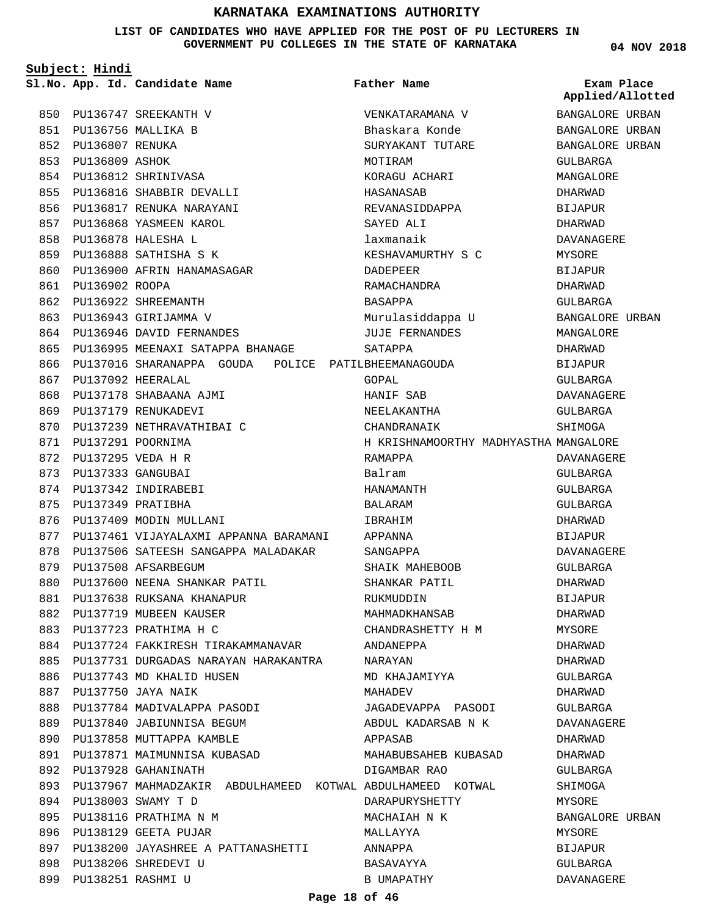# KARNATAKA EXAMINATIONS AUTHORITY

**LIST OF CANDIDATES WHO HAVE APPLIED FOR THE POST OF PU LECTURERS IN GOVERNMENT PU COLLEGES IN THE STATE OF KARNATAKA**

**04 NOV 2018**

**Subject: Hindi**

| Sl.No. | App. Id. | Candidate Name | Father Name | Exam Place Applied/Allotted |
|---|---|---|---|---|
| 850 | PU136747 | SREEKANTH V | VENKATARAMANA V | BANGALORE URBAN |
| 851 | PU136756 | MALLIKA B | Bhaskara Konde | BANGALORE URBAN |
| 852 | PU136807 | RENUKA | SURYAKANT TUTARE | BANGALORE URBAN |
| 853 | PU136809 | ASHOK | MOTIRAM | GULBARGA |
| 854 | PU136812 | SHRINIVASA | KORAGU ACHARI | MANGALORE |
| 855 | PU136816 | SHABBIR DEVALLI | HASANASAB | DHARWAD |
| 856 | PU136817 | RENUKA NARAYANI | REVANASIDDAPPA | BIJAPUR |
| 857 | PU136868 | YASMEEN KAROL | SAYED ALI | DHARWAD |
| 858 | PU136878 | HALESHA L | laxmanaik | DAVANAGERE |
| 859 | PU136888 | SATHISHA S K | KESHAVAMURTHY S C | MYSORE |
| 860 | PU136900 | AFRIN HANAMASAGAR | DADEPEER | BIJAPUR |
| 861 | PU136902 | ROOPA | RAMACHANDRA | DHARWAD |
| 862 | PU136922 | SHREEMANTH | BASAPPA | GULBARGA |
| 863 | PU136943 | GIRIJAMMA V | Murulasiddappa U | BANGALORE URBAN |
| 864 | PU136946 | DAVID FERNANDES | JUJE FERNANDES | MANGALORE |
| 865 | PU136995 | MEENAXI SATAPPA BHANAGE | SATAPPA | DHARWAD |
| 866 | PU137016 | SHARANAPPA GOUDA POLICE PATIL | BHEEMANAGOUDA | BIJAPUR |
| 867 | PU137092 | HEERALAL | GOPAL | GULBARGA |
| 868 | PU137178 | SHABAANA AJMI | HANIF SAB | DAVANAGERE |
| 869 | PU137179 | RENUKADEVI | NEELAKANTHA | GULBARGA |
| 870 | PU137239 | NETHRAVATHIBAI C | CHANDRANAIK | SHIMOGA |
| 871 | PU137291 | POORNIMA | H KRISHNAMOORTHY MADHYASTHA | MANGALORE |
| 872 | PU137295 | VEDA H R | RAMAPPA | DAVANAGERE |
| 873 | PU137333 | GANGUBAI | Balram | GULBARGA |
| 874 | PU137342 | INDIRABEBI | HANAMANTH | GULBARGA |
| 875 | PU137349 | PRATIBHA | BALARAM | GULBARGA |
| 876 | PU137409 | MODIN MULLANI | IBRAHIM | DHARWAD |
| 877 | PU137461 | VIJAYALAXMI APPANNA BARAMANI | APPANNA | BIJAPUR |
| 878 | PU137506 | SATEESH SANGAPPA MALADAKAR | SANGAPPA | DAVANAGERE |
| 879 | PU137508 | AFSARBEGUM | SHAIK MAHEBOOB | GULBARGA |
| 880 | PU137600 | NEENA SHANKAR PATIL | SHANKAR PATIL | DHARWAD |
| 881 | PU137638 | RUKSANA KHANAPUR | RUKMUDDIN | BIJAPUR |
| 882 | PU137719 | MUBEEN KAUSER | MAHMADKHANSAB | DHARWAD |
| 883 | PU137723 | PRATHIMA H C | CHANDRASHETTY H M | MYSORE |
| 884 | PU137724 | FAKKIRESH TIRAKAMMANAVAR | ANDANEPPA | DHARWAD |
| 885 | PU137731 | DURGADAS NARAYAN HARAKANTRA | NARAYAN | DHARWAD |
| 886 | PU137743 | MD KHALID HUSEN | MD KHAJAMIYYA | GULBARGA |
| 887 | PU137750 | JAYA NAIK | MAHADEV | DHARWAD |
| 888 | PU137784 | MADIVALAPPA PASODI | JAGADEVAPPA PASODI | GULBARGA |
| 889 | PU137840 | JABIUNNISA BEGUM | ABDUL KADARSAB N K | DAVANAGERE |
| 890 | PU137858 | MUTTAPPA KAMBLE | APPASAB | DHARWAD |
| 891 | PU137871 | MAIMUNNISA KUBASAD | MAHABUBSAHEB KUBASAD | DHARWAD |
| 892 | PU137928 | GAHANINATH | DIGAMBAR RAO | GULBARGA |
| 893 | PU137967 | MAHMADZAKIR ABDULHAMEED KOTWAL | ABDULHAMEED KOTWAL | SHIMOGA |
| 894 | PU138003 | SWAMY T D | DARAPURYSHETTY | MYSORE |
| 895 | PU138116 | PRATHIMA N M | MACHAIAH N K | BANGALORE URBAN |
| 896 | PU138129 | GEETA PUJAR | MALLAYYA | MYSORE |
| 897 | PU138200 | JAYASHREE A PATTANASHETTI | ANNAPPA | BIJAPUR |
| 898 | PU138206 | SHREDEVI U | BASAVAYYA | GULBARGA |
| 899 | PU138251 | RASHMI U | B UMAPATHY | DAVANAGERE |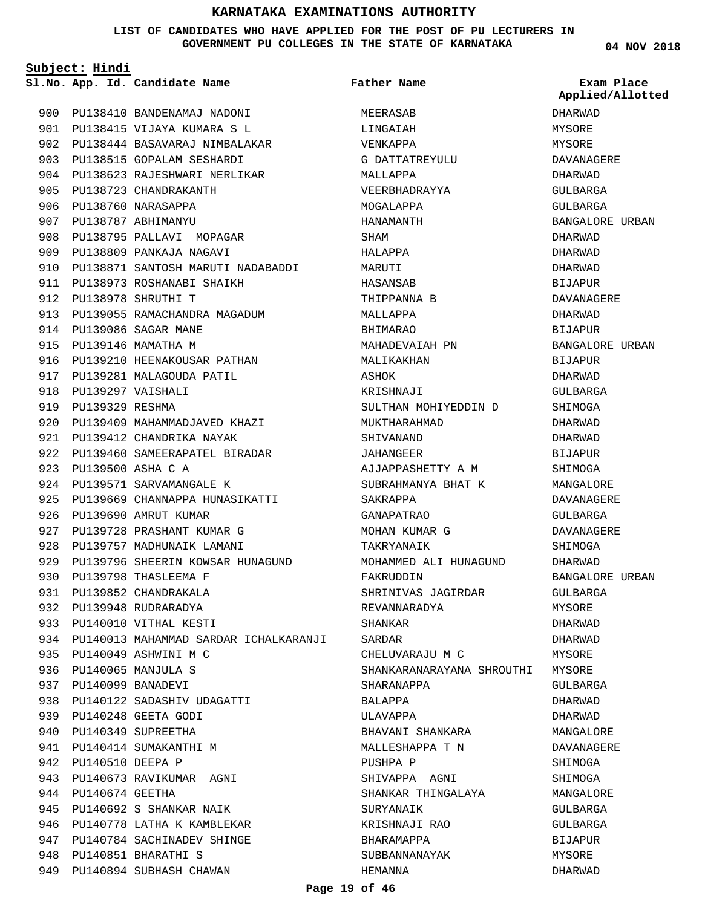# KARNATAKA EXAMINATIONS AUTHORITY

**LIST OF CANDIDATES WHO HAVE APPLIED FOR THE POST OF PU LECTURERS IN GOVERNMENT PU COLLEGES IN THE STATE OF KARNATAKA**

**04 NOV 2018**

**Subject: Hindi**

| Sl.No. | App. Id. | Candidate Name | Father Name | Exam Place Applied/Allotted |
|---|---|---|---|---|
| 900 | PU138410 | BANDENAMAJ NADONI | MEERASAB | DHARWAD |
| 901 | PU138415 | VIJAYA KUMARA S L | LINGAIAH | MYSORE |
| 902 | PU138444 | BASAVARAJ NIMBALAKAR | VENKAPPA | MYSORE |
| 903 | PU138515 | GOPALAM SESHARDI | G DATTATREYULU | DAVANAGERE |
| 904 | PU138623 | RAJESHWARI NERLIKAR | MALLAPPA | DHARWAD |
| 905 | PU138723 | CHANDRAKANTH | VEERBHADRAYYA | GULBARGA |
| 906 | PU138760 | NARASAPPA | MOGALAPPA | GULBARGA |
| 907 | PU138787 | ABHIMANYU | HANAMANTH | BANGALORE URBAN |
| 908 | PU138795 | PALLAVI MOPAGAR | SHAM | DHARWAD |
| 909 | PU138809 | PANKAJA NAGAVI | HALAPPA | DHARWAD |
| 910 | PU138871 | SANTOSH MARUTI NADABADDI | MARUTI | DHARWAD |
| 911 | PU138973 | ROSHANABI SHAIKH | HASANSAB | BIJAPUR |
| 912 | PU138978 | SHRUTHI T | THIPPANNA B | DAVANAGERE |
| 913 | PU139055 | RAMACHANDRA MAGADUM | MALLAPPA | DHARWAD |
| 914 | PU139086 | SAGAR MANE | BHIMARAO | BIJAPUR |
| 915 | PU139146 | MAMATHA M | MAHADEVAIAH PN | BANGALORE URBAN |
| 916 | PU139210 | HEENAKOUSAR PATHAN | MALIKAKHAN | BIJAPUR |
| 917 | PU139281 | MALAGOUDA PATIL | ASHOK | DHARWAD |
| 918 | PU139297 | VAISHALI | KRISHNAJI | GULBARGA |
| 919 | PU139329 | RESHMA | SULTHAN MOHIYEDDIN D | SHIMOGA |
| 920 | PU139409 | MAHAMMADJAVED KHAZI | MUKTHARAHMAD | DHARWAD |
| 921 | PU139412 | CHANDRIKA NAYAK | SHIVANAND | DHARWAD |
| 922 | PU139460 | SAMEERAPATEL BIRADAR | JAHANGEER | BIJAPUR |
| 923 | PU139500 | ASHA C A | AJJAPPASHETTY A M | SHIMOGA |
| 924 | PU139571 | SARVAMANGALE K | SUBRAHMANYA BHAT K | MANGALORE |
| 925 | PU139669 | CHANNAPPA HUNASIKATTI | SAKRAPPA | DAVANAGERE |
| 926 | PU139690 | AMRUT KUMAR | GANAPATRAO | GULBARGA |
| 927 | PU139728 | PRASHANT KUMAR G | MOHAN KUMAR G | DAVANAGERE |
| 928 | PU139757 | MADHUNAIK LAMANI | TAKRYANAIK | SHIMOGA |
| 929 | PU139796 | SHEERIN KOWSAR HUNAGUND | MOHAMMED ALI HUNAGUND | DHARWAD |
| 930 | PU139798 | THASLEEMA F | FAKRUDDIN | BANGALORE URBAN |
| 931 | PU139852 | CHANDRAKALA | SHRINIVAS JAGIRDAR | GULBARGA |
| 932 | PU139948 | RUDRARADYA | REVANNARADYA | MYSORE |
| 933 | PU140010 | VITHAL KESTI | SHANKAR | DHARWAD |
| 934 | PU140013 | MAHAMMAD SARDAR ICHALKARANJI | SARDAR | DHARWAD |
| 935 | PU140049 | ASHWINI M C | CHELUVARAJU M C | MYSORE |
| 936 | PU140065 | MANJULA S | SHANKARANARAYANA SHROUTHI | MYSORE |
| 937 | PU140099 | BANADEVI | SHARANAPPA | GULBARGA |
| 938 | PU140122 | SADASHIV UDAGATTI | BALAPPA | DHARWAD |
| 939 | PU140248 | GEETA GODI | ULAVAPPA | DHARWAD |
| 940 | PU140349 | SUPREETHA | BHAVANI SHANKARA | MANGALORE |
| 941 | PU140414 | SUMAKANTHI M | MALLESHAPPA T N | DAVANAGERE |
| 942 | PU140510 | DEEPA P | PUSHPA P | SHIMOGA |
| 943 | PU140673 | RAVIKUMAR AGNI | SHIVAPPA AGNI | SHIMOGA |
| 944 | PU140674 | GEETHA | SHANKAR THINGALAYA | MANGALORE |
| 945 | PU140692 | S SHANKAR NAIK | SURYANAIK | GULBARGA |
| 946 | PU140778 | LATHA K KAMBLEKAR | KRISHNAJI RAO | GULBARGA |
| 947 | PU140784 | SACHINADEV SHINGE | BHARAMAPPA | BIJAPUR |
| 948 | PU140851 | BHARATHI S | SUBBANNANAYAK | MYSORE |
| 949 | PU140894 | SUBHASH CHAWAN | HEMANNA | DHARWAD |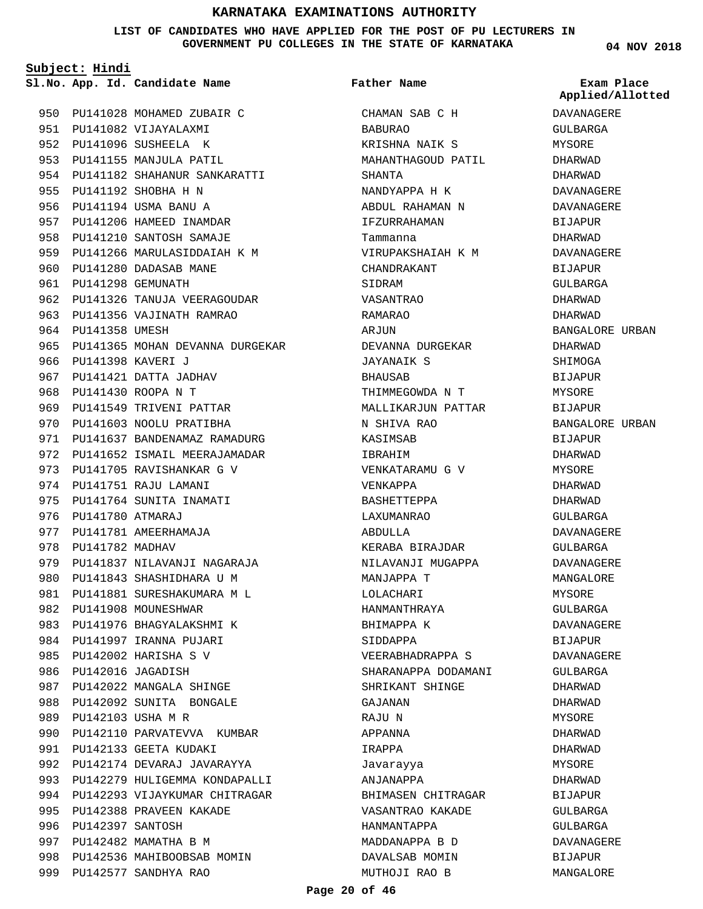# KARNATAKA EXAMINATIONS AUTHORITY

**LIST OF CANDIDATES WHO HAVE APPLIED FOR THE POST OF PU LECTURERS IN GOVERNMENT PU COLLEGES IN THE STATE OF KARNATAKA**

04 NOV 2018

**Subject: Hindi**

| Sl.No. | App. Id. | Candidate Name | Father Name | Exam Place Applied/Allotted |
|---|---|---|---|---|
| 950 | PU141028 | MOHAMED ZUBAIR C | CHAMAN SAB C H | DAVANAGERE |
| 951 | PU141082 | VIJAYALAXMI | BABURAO | GULBARGA |
| 952 | PU141096 | SUSHEELA K | KRISHNA NAIK S | MYSORE |
| 953 | PU141155 | MANJULA PATIL | MAHANTHAGOUD PATIL | DHARWAD |
| 954 | PU141182 | SHAHANUR SANKARATTI | SHANTA | DHARWAD |
| 955 | PU141192 | SHOBHA H N | NANDYAPPA H K | DAVANAGERE |
| 956 | PU141194 | USMA BANU A | ABDUL RAHAMAN N | DAVANAGERE |
| 957 | PU141206 | HAMEED INAMDAR | IFZURRAHAMAN | BIJAPUR |
| 958 | PU141210 | SANTOSH SAMAJE | Tammanna | DHARWAD |
| 959 | PU141266 | MARULASIDDAIAH K M | VIRUPAKSHAIAH K M | DAVANAGERE |
| 960 | PU141280 | DADASAB MANE | CHANDRAKANT | BIJAPUR |
| 961 | PU141298 | GEMUNATH | SIDRAM | GULBARGA |
| 962 | PU141326 | TANUJA VEERAGOUDAR | VASANTRAO | DHARWAD |
| 963 | PU141356 | VAJINATH RAMRAO | RAMARAO | DHARWAD |
| 964 | PU141358 | UMESH | ARJUN | BANGALORE URBAN |
| 965 | PU141365 | MOHAN DEVANNA DURGEKAR | DEVANNA DURGEKAR | DHARWAD |
| 966 | PU141398 | KAVERI J | JAYANAIK S | SHIMOGA |
| 967 | PU141421 | DATTA JADHAV | BHAUSAB | BIJAPUR |
| 968 | PU141430 | ROOPA N T | THIMMEGOWDA N T | MYSORE |
| 969 | PU141549 | TRIVENI PATTAR | MALLIKARJUN PATTAR | BIJAPUR |
| 970 | PU141603 | NOOLU PRATIBHA | N SHIVA RAO | BANGALORE URBAN |
| 971 | PU141637 | BANDENAMAZ RAMADURG | KASIMSAB | BIJAPUR |
| 972 | PU141652 | ISMAIL MEERAJAMADAR | IBRAHIM | DHARWAD |
| 973 | PU141705 | RAVISHANKAR G V | VENKATARAMU G V | MYSORE |
| 974 | PU141751 | RAJU LAMANI | VENKAPPA | DHARWAD |
| 975 | PU141764 | SUNITA INAMATI | BASHETTEPPA | DHARWAD |
| 976 | PU141780 | ATMARAJ | LAXUMANRAO | GULBARGA |
| 977 | PU141781 | AMEERHAMAJA | ABDULLA | DAVANAGERE |
| 978 | PU141782 | MADHAV | KERABA BIRAJDAR | GULBARGA |
| 979 | PU141837 | NILAVANJI NAGARAJA | NILAVANJI MUGAPPA | DAVANAGERE |
| 980 | PU141843 | SHASHIDHARA U M | MANJAPPA T | MANGALORE |
| 981 | PU141881 | SURESHAKUMARA M L | LOLACHARI | MYSORE |
| 982 | PU141908 | MOUNESHWAR | HANMANTHRAYA | GULBARGA |
| 983 | PU141976 | BHAGYALAKSHMI K | BHIMAPPA K | DAVANAGERE |
| 984 | PU141997 | IRANNA PUJARI | SIDDAPPA | BIJAPUR |
| 985 | PU142002 | HARISHA S V | VEERABHADRAPPA S | DAVANAGERE |
| 986 | PU142016 | JAGADISH | SHARANAPPA DODAMANI | GULBARGA |
| 987 | PU142022 | MANGALA SHINGE | SHRIKANT SHINGE | DHARWAD |
| 988 | PU142092 | SUNITA BONGALE | GAJANAN | DHARWAD |
| 989 | PU142103 | USHA M R | RAJU N | MYSORE |
| 990 | PU142110 | PARVATEVVA KUMBAR | APPANNA | DHARWAD |
| 991 | PU142133 | GEETA KUDAKI | IRAPPA | DHARWAD |
| 992 | PU142174 | DEVARAJ JAVARAYYA | Javarayya | MYSORE |
| 993 | PU142279 | HULIGEMMA KONDAPALLI | ANJANAPPA | DHARWAD |
| 994 | PU142293 | VIJAYKUMAR CHITRAGAR | BHIMASEN CHITRAGAR | BIJAPUR |
| 995 | PU142388 | PRAVEEN KAKADE | VASANTRAO KAKADE | GULBARGA |
| 996 | PU142397 | SANTOSH | HANMANTAPPA | GULBARGA |
| 997 | PU142482 | MAMATHA B M | MADDANAPPA B D | DAVANAGERE |
| 998 | PU142536 | MAHIBOOBSAB MOMIN | DAVALSAB MOMIN | BIJAPUR |
| 999 | PU142577 | SANDHYA RAO | MUTHOJI RAO B | MANGALORE |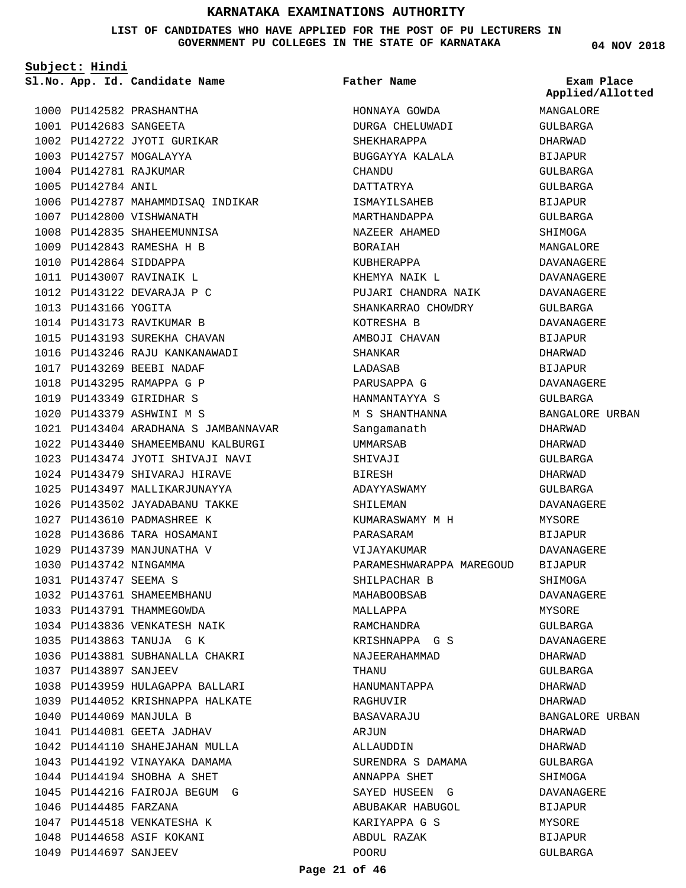# KARNATAKA EXAMINATIONS AUTHORITY

**LIST OF CANDIDATES WHO HAVE APPLIED FOR THE POST OF PU LECTURERS IN GOVERNMENT PU COLLEGES IN THE STATE OF KARNATAKA**

**04 NOV 2018**

**Subject: Hindi**

| Sl.No. | App. Id. | Candidate Name | Father Name | Exam Place Applied/Allotted |
|---|---|---|---|---|
| 1000 | PU142582 | PRASHANTHA | HONNAYA GOWDA | MANGALORE |
| 1001 | PU142683 | SANGEETA | DURGA CHELUWADI | GULBARGA |
| 1002 | PU142722 | JYOTI GURIKAR | SHEKHARAPPA | DHARWAD |
| 1003 | PU142757 | MOGALAYYA | BUGGAYYA KALALA | BIJAPUR |
| 1004 | PU142781 | RAJKUMAR | CHANDU | GULBARGA |
| 1005 | PU142784 | ANIL | DATTATRYA | GULBARGA |
| 1006 | PU142787 | MAHAMMDISAQ INDIKAR | ISMAYILSAHEB | BIJAPUR |
| 1007 | PU142800 | VISHWANATH | MARTHANDAPPA | GULBARGA |
| 1008 | PU142835 | SHAHEEMUNNISA | NAZEER AHAMED | SHIMOGA |
| 1009 | PU142843 | RAMESHA H B | BORAIAH | MANGALORE |
| 1010 | PU142864 | SIDDAPPA | KUBHERAPPA | DAVANAGERE |
| 1011 | PU143007 | RAVINAIK L | KHEMYA NAIK L | DAVANAGERE |
| 1012 | PU143122 | DEVARAJA P C | PUJARI CHANDRA NAIK | DAVANAGERE |
| 1013 | PU143166 | YOGITA | SHANKARRAO CHOWDRY | GULBARGA |
| 1014 | PU143173 | RAVIKUMAR B | KOTRESHA B | DAVANAGERE |
| 1015 | PU143193 | SUREKHA CHAVAN | AMBOJI CHAVAN | BIJAPUR |
| 1016 | PU143246 | RAJU KANKANAWADI | SHANKAR | DHARWAD |
| 1017 | PU143269 | BEEBI NADAF | LADASAB | BIJAPUR |
| 1018 | PU143295 | RAMAPPA G P | PARUSAPPA G | DAVANAGERE |
| 1019 | PU143349 | GIRIDHAR S | HANMANTAYYA S | GULBARGA |
| 1020 | PU143379 | ASHWINI M S | M S SHANTHANNA | BANGALORE URBAN |
| 1021 | PU143404 | ARADHANA S JAMBANNAVAR | Sangamanath | DHARWAD |
| 1022 | PU143440 | SHAMEEMBANU KALBURGI | UMMARSAB | DHARWAD |
| 1023 | PU143474 | JYOTI SHIVAJI NAVI | SHIVAJI | GULBARGA |
| 1024 | PU143479 | SHIVARAJ HIRAVE | BIRESH | DHARWAD |
| 1025 | PU143497 | MALLIKARJUNAYYA | ADAYYASWAMY | GULBARGA |
| 1026 | PU143502 | JAYADABANU TAKKE | SHILEMAN | DAVANAGERE |
| 1027 | PU143610 | PADMASHREE K | KUMARASWAMY M H | MYSORE |
| 1028 | PU143686 | TARA HOSAMANI | PARASARAM | BIJAPUR |
| 1029 | PU143739 | MANJUNATHA V | VIJAYAKUMAR | DAVANAGERE |
| 1030 | PU143742 | NINGAMMA | PARAMESHWARAPPA MAREGOUD | BIJAPUR |
| 1031 | PU143747 | SEEMA S | SHILPACHAR B | SHIMOGA |
| 1032 | PU143761 | SHAMEEMBHANU | MAHABOOBSAB | DAVANAGERE |
| 1033 | PU143791 | THAMMEGOWDA | MALLAPPA | MYSORE |
| 1034 | PU143836 | VENKATESH NAIK | RAMCHANDRA | GULBARGA |
| 1035 | PU143863 | TANUJA G K | KRISHNAPPA G S | DAVANAGERE |
| 1036 | PU143881 | SUBHANALLA CHAKRI | NAJEERAHAMMAD | DHARWAD |
| 1037 | PU143897 | SANJEEV | THANU | GULBARGA |
| 1038 | PU143959 | HULAGAPPA BALLARI | HANUMANTAPPA | DHARWAD |
| 1039 | PU144052 | KRISHNAPPA HALKATE | RAGHUVIR | DHARWAD |
| 1040 | PU144069 | MANJULA B | BASAVARAJU | BANGALORE URBAN |
| 1041 | PU144081 | GEETA JADHAV | ARJUN | DHARWAD |
| 1042 | PU144110 | SHAHEJAHAN MULLA | ALLAUDDIN | DHARWAD |
| 1043 | PU144192 | VINAYAKA DAMAMA | SURENDRA S DAMAMA | GULBARGA |
| 1044 | PU144194 | SHOBHA A SHET | ANNAPPA SHET | SHIMOGA |
| 1045 | PU144216 | FAIROJA BEGUM G | SAYED HUSEEN G | DAVANAGERE |
| 1046 | PU144485 | FARZANA | ABUBAKAR HABUGOL | BIJAPUR |
| 1047 | PU144518 | VENKATESHA K | KARIYAPPA G S | MYSORE |
| 1048 | PU144658 | ASIF KOKANI | ABDUL RAZAK | BIJAPUR |
| 1049 | PU144697 | SANJEEV | POORU | GULBARGA |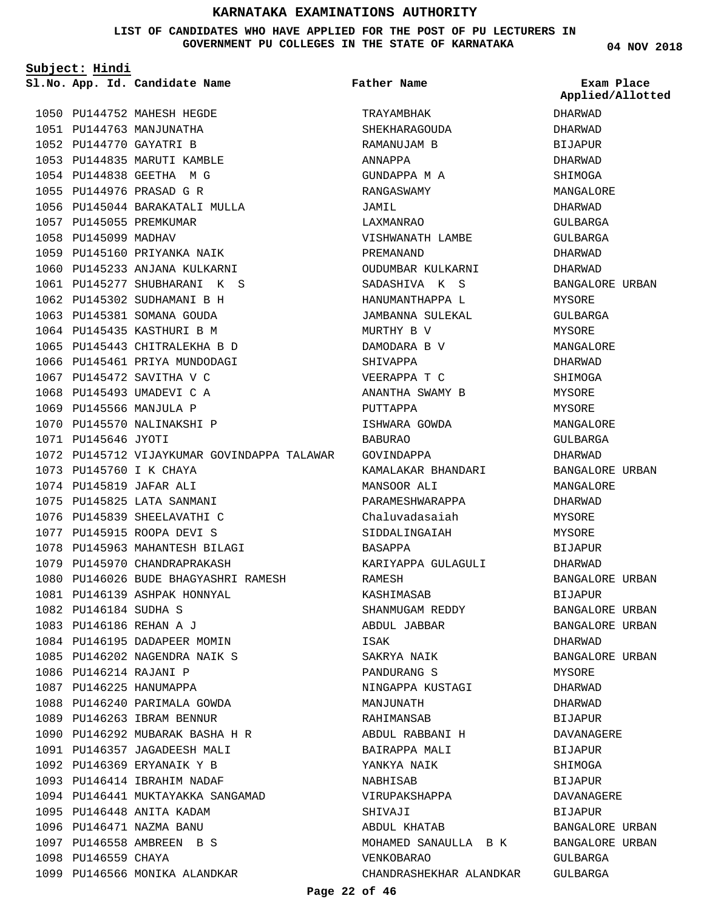# KARNATAKA EXAMINATIONS AUTHORITY

**LIST OF CANDIDATES WHO HAVE APPLIED FOR THE POST OF PU LECTURERS IN GOVERNMENT PU COLLEGES IN THE STATE OF KARNATAKA**

**04 NOV 2018**

**Subject: Hindi**

| Sl.No. | App. Id. | Candidate Name | Father Name | Exam Place Applied/Allotted |
|---|---|---|---|---|
| 1050 | PU144752 | MAHESH HEGDE | TRAYAMBHAK | DHARWAD |
| 1051 | PU144763 | MANJUNATHA | SHEKHARAGOUDA | DHARWAD |
| 1052 | PU144770 | GAYATRI B | RAMANUJAM B | BIJAPUR |
| 1053 | PU144835 | MARUTI KAMBLE | ANNAPPA | DHARWAD |
| 1054 | PU144838 | GEETHA M G | GUNDAPPA M A | SHIMOGA |
| 1055 | PU144976 | PRASAD G R | RANGASWAMY | MANGALORE |
| 1056 | PU145044 | BARAKATALI MULLA | JAMIL | DHARWAD |
| 1057 | PU145055 | PREMKUMAR | LAXMANRAO | GULBARGA |
| 1058 | PU145099 | MADHAV | VISHWANATH LAMBE | GULBARGA |
| 1059 | PU145160 | PRIYANKA NAIK | PREMANAND | DHARWAD |
| 1060 | PU145233 | ANJANA KULKARNI | OUDUMBAR KULKARNI | DHARWAD |
| 1061 | PU145277 | SHUBHARANI K S | SADASHIVA K S | BANGALORE URBAN |
| 1062 | PU145302 | SUDHAMANI B H | HANUMANTHAPPA L | MYSORE |
| 1063 | PU145381 | SOMANA GOUDA | JAMBANNA SULEKAL | GULBARGA |
| 1064 | PU145435 | KASTHURI B M | MURTHY B V | MYSORE |
| 1065 | PU145443 | CHITRALEKHA B D | DAMODARA B V | MANGALORE |
| 1066 | PU145461 | PRIYA MUNDODAGI | SHIVAPPA | DHARWAD |
| 1067 | PU145472 | SAVITHA V C | VEERAPPA T C | SHIMOGA |
| 1068 | PU145493 | UMADEVI C A | ANANTHA SWAMY B | MYSORE |
| 1069 | PU145566 | MANJULA P | PUTTAPPA | MYSORE |
| 1070 | PU145570 | NALINAKSHI P | ISHWARA GOWDA | MANGALORE |
| 1071 | PU145646 | JYOTI | BABURAO | GULBARGA |
| 1072 | PU145712 | VIJAYKUMAR GOVINDAPPA TALAWAR | GOVINDAPPA | DHARWAD |
| 1073 | PU145760 | I K CHAYA | KAMALAKAR BHANDARI | BANGALORE URBAN |
| 1074 | PU145819 | JAFAR ALI | MANSOOR ALI | MANGALORE |
| 1075 | PU145825 | LATA SANMANI | PARAMESHWARAPPA | DHARWAD |
| 1076 | PU145839 | SHEELAVATHI C | Chaluvadasaiah | MYSORE |
| 1077 | PU145915 | ROOPA DEVI S | SIDDALINGAIAH | MYSORE |
| 1078 | PU145963 | MAHANTESH BILAGI | BASAPPA | BIJAPUR |
| 1079 | PU145970 | CHANDRAPRAKASH | KARIYAPPA GULAGULI | DHARWAD |
| 1080 | PU146026 | BUDE BHAGYASHRI RAMESH | RAMESH | BANGALORE URBAN |
| 1081 | PU146139 | ASHPAK HONNYAL | KASHIMASAB | BIJAPUR |
| 1082 | PU146184 | SUDHA S | SHANMUGAM REDDY | BANGALORE URBAN |
| 1083 | PU146186 | REHAN A J | ABDUL JABBAR | BANGALORE URBAN |
| 1084 | PU146195 | DADAPEER MOMIN | ISAK | DHARWAD |
| 1085 | PU146202 | NAGENDRA NAIK S | SAKRYA NAIK | BANGALORE URBAN |
| 1086 | PU146214 | RAJANI P | PANDURANG S | MYSORE |
| 1087 | PU146225 | HANUMAPPA | NINGAPPA KUSTAGI | DHARWAD |
| 1088 | PU146240 | PARIMALA GOWDA | MANJUNATH | DHARWAD |
| 1089 | PU146263 | IBRAM BENNUR | RAHIMANSAB | BIJAPUR |
| 1090 | PU146292 | MUBARAK BASHA H R | ABDUL RABBANI H | DAVANAGERE |
| 1091 | PU146357 | JAGADEESH MALI | BAIRAPPA MALI | BIJAPUR |
| 1092 | PU146369 | ERYANAIK Y B | YANKYA NAIK | SHIMOGA |
| 1093 | PU146414 | IBRAHIM NADAF | NABHISAB | BIJAPUR |
| 1094 | PU146441 | MUKTAYAKKA SANGAMAD | VIRUPAKSHAPPA | DAVANAGERE |
| 1095 | PU146448 | ANITA KADAM | SHIVAJI | BIJAPUR |
| 1096 | PU146471 | NAZMA BANU | ABDUL KHATAB | BANGALORE URBAN |
| 1097 | PU146558 | AMBREEN B S | MOHAMED SANAULLA B K | BANGALORE URBAN |
| 1098 | PU146559 | CHAYA | VENKOBARAO | GULBARGA |
| 1099 | PU146566 | MONIKA ALANDKAR | CHANDRASHEKHAR ALANDKAR | GULBARGA |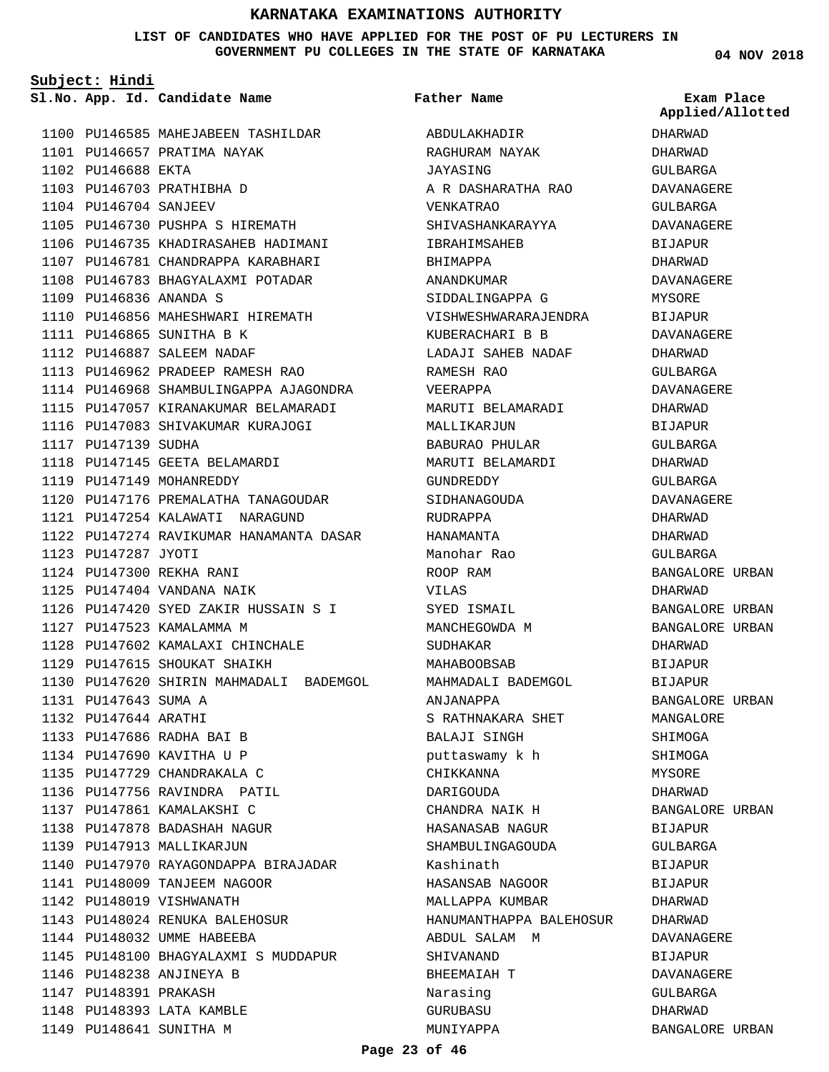# KARNATAKA EXAMINATIONS AUTHORITY

**LIST OF CANDIDATES WHO HAVE APPLIED FOR THE POST OF PU LECTURERS IN GOVERNMENT PU COLLEGES IN THE STATE OF KARNATAKA**

**04 NOV 2018**

**Subject: Hindi**

| Sl.No. | App. Id. | Candidate Name | Father Name | Exam Place Applied/Allotted |
|---|---|---|---|---|
| 1100 | PU146585 | MAHEJABEEN TASHILDAR | ABDULAKHADIR | DHARWAD |
| 1101 | PU146657 | PRATIMA NAYAK | RAGHURAM NAYAK | DHARWAD |
| 1102 | PU146688 | EKTA | JAYASING | GULBARGA |
| 1103 | PU146703 | PRATHIBHA D | A R DASHARATHA RAO | DAVANAGERE |
| 1104 | PU146704 | SANJEEV | VENKATRAO | GULBARGA |
| 1105 | PU146730 | PUSHPA S HIREMATH | SHIVASHANKARAYYA | DAVANAGERE |
| 1106 | PU146735 | KHADIRASAHEB HADIMANI | IBRAHIMSAHEB | BIJAPUR |
| 1107 | PU146781 | CHANDRAPPA KARABHARI | BHIMAPPA | DHARWAD |
| 1108 | PU146783 | BHAGYALAXMI POTADAR | ANANDKUMAR | DAVANAGERE |
| 1109 | PU146836 | ANANDA S | SIDDALINGAPPA G | MYSORE |
| 1110 | PU146856 | MAHESHWARI HIREMATH | VISHWESHWARARAJENDRA | BIJAPUR |
| 1111 | PU146865 | SUNITHA B K | KUBERACHARI B B | DAVANAGERE |
| 1112 | PU146887 | SALEEM NADAF | LADAJI SAHEB NADAF | DHARWAD |
| 1113 | PU146962 | PRADEEP RAMESH RAO | RAMESH RAO | GULBARGA |
| 1114 | PU146968 | SHAMBULINGAPPA AJAGONDRA | VEERAPPA | DAVANAGERE |
| 1115 | PU147057 | KIRANAKUMAR BELAMARADI | MARUTI BELAMARADI | DHARWAD |
| 1116 | PU147083 | SHIVAKUMAR KURAJOGI | MALLIKARJUN | BIJAPUR |
| 1117 | PU147139 | SUDHA | BABURAO PHULAR | GULBARGA |
| 1118 | PU147145 | GEETA BELAMARDI | MARUTI BELAMARDI | DHARWAD |
| 1119 | PU147149 | MOHANREDDY | GUNDREDDY | GULBARGA |
| 1120 | PU147176 | PREMALATHA TANAGOUDAR | SIDHANAGOUDA | DAVANAGERE |
| 1121 | PU147254 | KALAWATI NARAGUND | RUDRAPPA | DHARWAD |
| 1122 | PU147274 | RAVIKUMAR HANAMANTA DASAR | HANAMANTA | DHARWAD |
| 1123 | PU147287 | JYOTI | Manohar Rao | GULBARGA |
| 1124 | PU147300 | REKHA RANI | ROOP RAM | BANGALORE URBAN |
| 1125 | PU147404 | VANDANA NAIK | VILAS | DHARWAD |
| 1126 | PU147420 | SYED ZAKIR HUSSAIN S I | SYED ISMAIL | BANGALORE URBAN |
| 1127 | PU147523 | KAMALAMMA M | MANCHEGOWDA M | BANGALORE URBAN |
| 1128 | PU147602 | KAMALAXI CHINCHALE | SUDHAKAR | DHARWAD |
| 1129 | PU147615 | SHOUKAT SHAIKH | MAHABOOBSAB | BIJAPUR |
| 1130 | PU147620 | SHIRIN MAHMADALI BADEMGOL | MAHMADALI BADEMGOL | BIJAPUR |
| 1131 | PU147643 | SUMA A | ANJANAPPA | BANGALORE URBAN |
| 1132 | PU147644 | ARATHI | S RATHNAKARA SHET | MANGALORE |
| 1133 | PU147686 | RADHA BAI B | BALAJI SINGH | SHIMOGA |
| 1134 | PU147690 | KAVITHA U P | puttaswamy k h | SHIMOGA |
| 1135 | PU147729 | CHANDRAKALA C | CHIKKANNA | MYSORE |
| 1136 | PU147756 | RAVINDRA PATIL | DARIGOUDA | DHARWAD |
| 1137 | PU147861 | KAMALAKSHI C | CHANDRA NAIK H | BANGALORE URBAN |
| 1138 | PU147878 | BADASHAH NAGUR | HASANASAB NAGUR | BIJAPUR |
| 1139 | PU147913 | MALLIKARJUN | SHAMBULINGAGOUDA | GULBARGA |
| 1140 | PU147970 | RAYAGONDAPPA BIRAJADAR | Kashinath | BIJAPUR |
| 1141 | PU148009 | TANJEEM NAGOOR | HASANSAB NAGOOR | BIJAPUR |
| 1142 | PU148019 | VISHWANATH | MALLAPPA KUMBAR | DHARWAD |
| 1143 | PU148024 | RENUKA BALEHOSUR | HANUMANTHAPPA BALEHOSUR | DHARWAD |
| 1144 | PU148032 | UMME HABEEBA | ABDUL SALAM M | DAVANAGERE |
| 1145 | PU148100 | BHAGYALAXMI S MUDDAPUR | SHIVANAND | BIJAPUR |
| 1146 | PU148238 | ANJINEYA B | BHEEMAIAH T | DAVANAGERE |
| 1147 | PU148391 | PRAKASH | Narasing | GULBARGA |
| 1148 | PU148393 | LATA KAMBLE | GURUBASU | DHARWAD |
| 1149 | PU148641 | SUNITHA M | MUNIYAPPA | BANGALORE URBAN |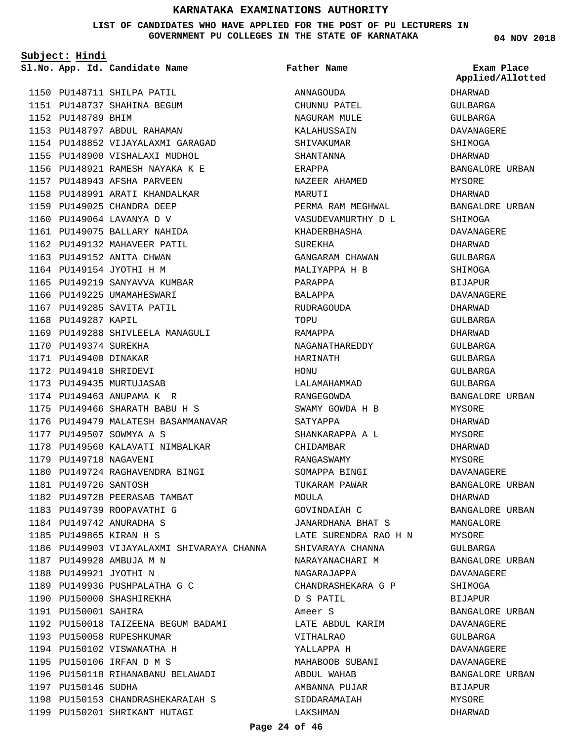# KARNATAKA EXAMINATIONS AUTHORITY

**LIST OF CANDIDATES WHO HAVE APPLIED FOR THE POST OF PU LECTURERS IN GOVERNMENT PU COLLEGES IN THE STATE OF KARNATAKA**

**04 NOV 2018**

**Subject: Hindi**

| Sl.No. | App. Id. | Candidate Name | Father Name | Exam Place Applied/Allotted |
|---|---|---|---|---|
| 1150 | PU148711 | SHILPA PATIL | ANNAGOUDA | DHARWAD |
| 1151 | PU148737 | SHAHINA BEGUM | CHUNNU PATEL | GULBARGA |
| 1152 | PU148789 | BHIM | NAGURAM MULE | GULBARGA |
| 1153 | PU148797 | ABDUL RAHAMAN | KALAHUSSAIN | DAVANAGERE |
| 1154 | PU148852 | VIJAYALAXMI GARAGAD | SHIVAKUMAR | SHIMOGA |
| 1155 | PU148900 | VISHALAXI MUDHOL | SHANTANNA | DHARWAD |
| 1156 | PU148921 | RAMESH NAYAKA K E | ERAPPA | BANGALORE URBAN |
| 1157 | PU148943 | AFSHA PARVEEN | NAZEER AHAMED | MYSORE |
| 1158 | PU148991 | ARATI KHANDALKAR | MARUTI | DHARWAD |
| 1159 | PU149025 | CHANDRA DEEP | PERMA RAM MEGHWAL | BANGALORE URBAN |
| 1160 | PU149064 | LAVANYA D V | VASUDEVAMURTHY D L | SHIMOGA |
| 1161 | PU149075 | BALLARY NAHIDA | KHADERBHASHA | DAVANAGERE |
| 1162 | PU149132 | MAHAVEER PATIL | SUREKHA | DHARWAD |
| 1163 | PU149152 | ANITA CHWAN | GANGARAM CHAWAN | GULBARGA |
| 1164 | PU149154 | JYOTHI H M | MALIYAPPA H B | SHIMOGA |
| 1165 | PU149219 | SANYAVVA KUMBAR | PARAPPA | BIJAPUR |
| 1166 | PU149225 | UMAMAHESWARI | BALAPPA | DAVANAGERE |
| 1167 | PU149285 | SAVITA PATIL | RUDRAGOUDA | DHARWAD |
| 1168 | PU149287 | KAPIL | TOPU | GULBARGA |
| 1169 | PU149288 | SHIVLEELA MANAGULI | RAMAPPA | DHARWAD |
| 1170 | PU149374 | SUREKHA | NAGANATHAREDDY | GULBARGA |
| 1171 | PU149400 | DINAKAR | HARINATH | GULBARGA |
| 1172 | PU149410 | SHRIDEVI | HONU | GULBARGA |
| 1173 | PU149435 | MURTUJASAB | LALAMAHAMMAD | GULBARGA |
| 1174 | PU149463 | ANUPAMA K R | RANGEGOWDA | BANGALORE URBAN |
| 1175 | PU149466 | SHARATH BABU H S | SWAMY GOWDA H B | MYSORE |
| 1176 | PU149479 | MALATESH BASAMMANAVAR | SATYAPPA | DHARWAD |
| 1177 | PU149507 | SOWMYA A S | SHANKARAPPA A L | MYSORE |
| 1178 | PU149560 | KALAVATI NIMBALKAR | CHIDAMBAR | DHARWAD |
| 1179 | PU149718 | NAGAVENI | RANGASWAMY | MYSORE |
| 1180 | PU149724 | RAGHAVENDRA BINGI | SOMAPPA BINGI | DAVANAGERE |
| 1181 | PU149726 | SANTOSH | TUKARAM PAWAR | BANGALORE URBAN |
| 1182 | PU149728 | PEERASAB TAMBAT | MOULA | DHARWAD |
| 1183 | PU149739 | ROOPAVATHI G | GOVINDAIAH C | BANGALORE URBAN |
| 1184 | PU149742 | ANURADHA S | JANARDHANA BHAT S | MANGALORE |
| 1185 | PU149865 | KIRAN H S | LATE SURENDRA RAO H N | MYSORE |
| 1186 | PU149903 | VIJAYALAXMI SHIVARAYA CHANNA | SHIVARAYA CHANNA | GULBARGA |
| 1187 | PU149920 | AMBUJA M N | NARAYANACHARI M | BANGALORE URBAN |
| 1188 | PU149921 | JYOTHI N | NAGARAJAPPA | DAVANAGERE |
| 1189 | PU149936 | PUSHPALATHA G C | CHANDRASHEKARA G P | SHIMOGA |
| 1190 | PU150000 | SHASHIREKHA | D S PATIL | BIJAPUR |
| 1191 | PU150001 | SAHIRA | Ameer S | BANGALORE URBAN |
| 1192 | PU150018 | TAIZEENA BEGUM BADAMI | LATE ABDUL KARIM | DAVANAGERE |
| 1193 | PU150058 | RUPESHKUMAR | VITHALRAO | GULBARGA |
| 1194 | PU150102 | VISWANATHA H | YALLAPPA H | DAVANAGERE |
| 1195 | PU150106 | IRFAN D M S | MAHABOOB SUBANI | DAVANAGERE |
| 1196 | PU150118 | RIHANABANU BELAWADI | ABDUL WAHAB | BANGALORE URBAN |
| 1197 | PU150146 | SUDHA | AMBANNA PUJAR | BIJAPUR |
| 1198 | PU150153 | CHANDRASHEKARAIAH S | SIDDARAMAIAH | MYSORE |
| 1199 | PU150201 | SHRIKANT HUTAGI | LAKSHMAN | DHARWAD |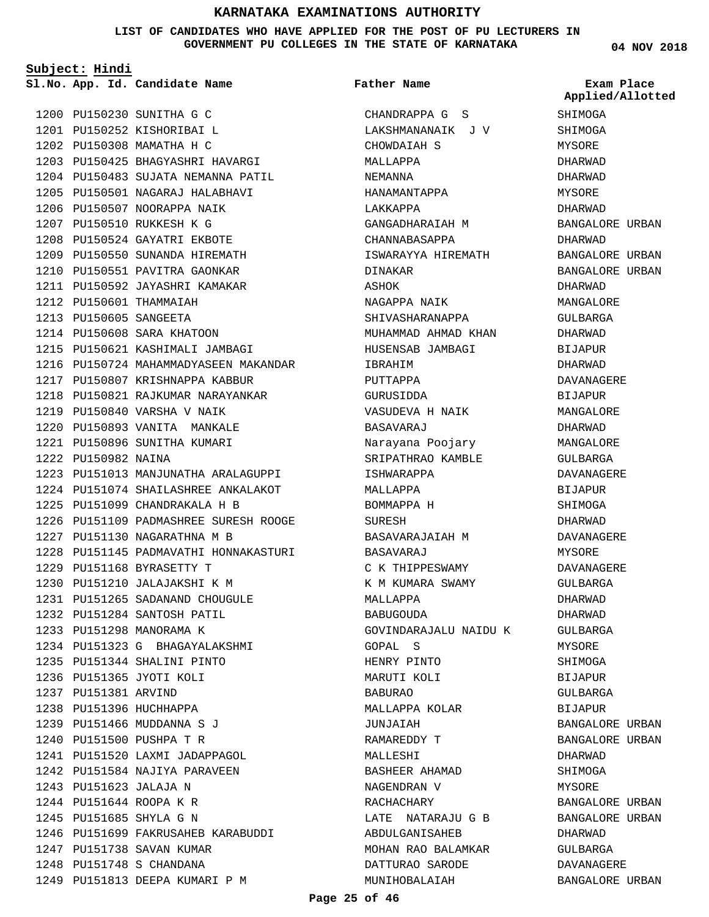# KARNATAKA EXAMINATIONS AUTHORITY

**LIST OF CANDIDATES WHO HAVE APPLIED FOR THE POST OF PU LECTURERS IN GOVERNMENT PU COLLEGES IN THE STATE OF KARNATAKA**

**04 NOV 2018**

**Subject: Hindi**

| Sl.No. | App. Id. | Candidate Name | Father Name | Exam Place Applied/Allotted |
|---|---|---|---|---|
| 1200 | PU150230 | SUNITHA G C | CHANDRAPPA G S | SHIMOGA |
| 1201 | PU150252 | KISHORIBAI L | LAKSHMANANAIK J V | SHIMOGA |
| 1202 | PU150308 | MAMATHA H C | CHOWDAIAH S | MYSORE |
| 1203 | PU150425 | BHAGYASHRI HAVARGI | MALLAPPA | DHARWAD |
| 1204 | PU150483 | SUJATA NEMANNA PATIL | NEMANNA | DHARWAD |
| 1205 | PU150501 | NAGARAJ HALABHAVI | HANAMANTAPPA | MYSORE |
| 1206 | PU150507 | NOORAPPA NAIK | LAKKAPPA | DHARWAD |
| 1207 | PU150510 | RUKKESH K G | GANGADHARAIAH M | BANGALORE URBAN |
| 1208 | PU150524 | GAYATRI EKBOTE | CHANNABASAPPA | DHARWAD |
| 1209 | PU150550 | SUNANDA HIREMATH | ISWARAYYA HIREMATH | BANGALORE URBAN |
| 1210 | PU150551 | PAVITRA GAONKAR | DINAKAR | BANGALORE URBAN |
| 1211 | PU150592 | JAYASHRI KAMAKAR | ASHOK | DHARWAD |
| 1212 | PU150601 | THAMMAIAH | NAGAPPA NAIK | MANGALORE |
| 1213 | PU150605 | SANGEETA | SHIVASHARANAPPA | GULBARGA |
| 1214 | PU150608 | SARA KHATOON | MUHAMMAD AHMAD KHAN | DHARWAD |
| 1215 | PU150621 | KASHIMALI JAMBAGI | HUSENSAB JAMBAGI | BIJAPUR |
| 1216 | PU150724 | MAHAMMADYASEEN MAKANDAR | IBRAHIM | DHARWAD |
| 1217 | PU150807 | KRISHNAPPA KABBUR | PUTTAPPA | DAVANAGERE |
| 1218 | PU150821 | RAJKUMAR NARAYANKAR | GURUSIDDA | BIJAPUR |
| 1219 | PU150840 | VARSHA V NAIK | VASUDEVA H NAIK | MANGALORE |
| 1220 | PU150893 | VANITA MANKALE | BASAVARAJ | DHARWAD |
| 1221 | PU150896 | SUNITHA KUMARI | Narayana Poojary | MANGALORE |
| 1222 | PU150982 | NAINA | SRIPATHRAO KAMBLE | GULBARGA |
| 1223 | PU151013 | MANJUNATHA ARALAGUPPI | ISHWARAPPA | DAVANAGERE |
| 1224 | PU151074 | SHAILASHREE ANKALAKOT | MALLAPPA | BIJAPUR |
| 1225 | PU151099 | CHANDRAKALA H B | BOMMAPPA H | SHIMOGA |
| 1226 | PU151109 | PADMASHREE SURESH ROOGE | SURESH | DHARWAD |
| 1227 | PU151130 | NAGARATHNA M B | BASAVARAJAIAH M | DAVANAGERE |
| 1228 | PU151145 | PADMAVATHI HONNAKASTURI | BASAVARAJ | MYSORE |
| 1229 | PU151168 | BYRASETTY T | C K THIPPESWAMY | DAVANAGERE |
| 1230 | PU151210 | JALAJAKSHI K M | K M KUMARA SWAMY | GULBARGA |
| 1231 | PU151265 | SADANAND CHOUGULE | MALLAPPA | DHARWAD |
| 1232 | PU151284 | SANTOSH PATIL | BABUGOUDA | DHARWAD |
| 1233 | PU151298 | MANORAMA K | GOVINDARAJALU NAIDU K | GULBARGA |
| 1234 | PU151323 | G BHAGAYALAKSHMI | GOPAL S | MYSORE |
| 1235 | PU151344 | SHALINI PINTO | HENRY PINTO | SHIMOGA |
| 1236 | PU151365 | JYOTI KOLI | MARUTI KOLI | BIJAPUR |
| 1237 | PU151381 | ARVIND | BABURAO | GULBARGA |
| 1238 | PU151396 | HUCHHAPPA | MALLAPPA KOLAR | BIJAPUR |
| 1239 | PU151466 | MUDDANNA S J | JUNJAIAH | BANGALORE URBAN |
| 1240 | PU151500 | PUSHPA T R | RAMAREDDY T | BANGALORE URBAN |
| 1241 | PU151520 | LAXMI JADAPPAGOL | MALLESHI | DHARWAD |
| 1242 | PU151584 | NAJIYA PARAVEEN | BASHEER AHAMAD | SHIMOGA |
| 1243 | PU151623 | JALAJA N | NAGENDRAN V | MYSORE |
| 1244 | PU151644 | ROOPA K R | RACHACHARY | BANGALORE URBAN |
| 1245 | PU151685 | SHYLA G N | LATE NATARAJU G B | BANGALORE URBAN |
| 1246 | PU151699 | FAKRUSAHEB KARABUDDI | ABDULGANISAHEB | DHARWAD |
| 1247 | PU151738 | SAVAN KUMAR | MOHAN RAO BALAMKAR | GULBARGA |
| 1248 | PU151748 | S CHANDANA | DATTURAO SARODE | DAVANAGERE |
| 1249 | PU151813 | DEEPA KUMARI P M | MUNIHOBALAIAH | BANGALORE URBAN |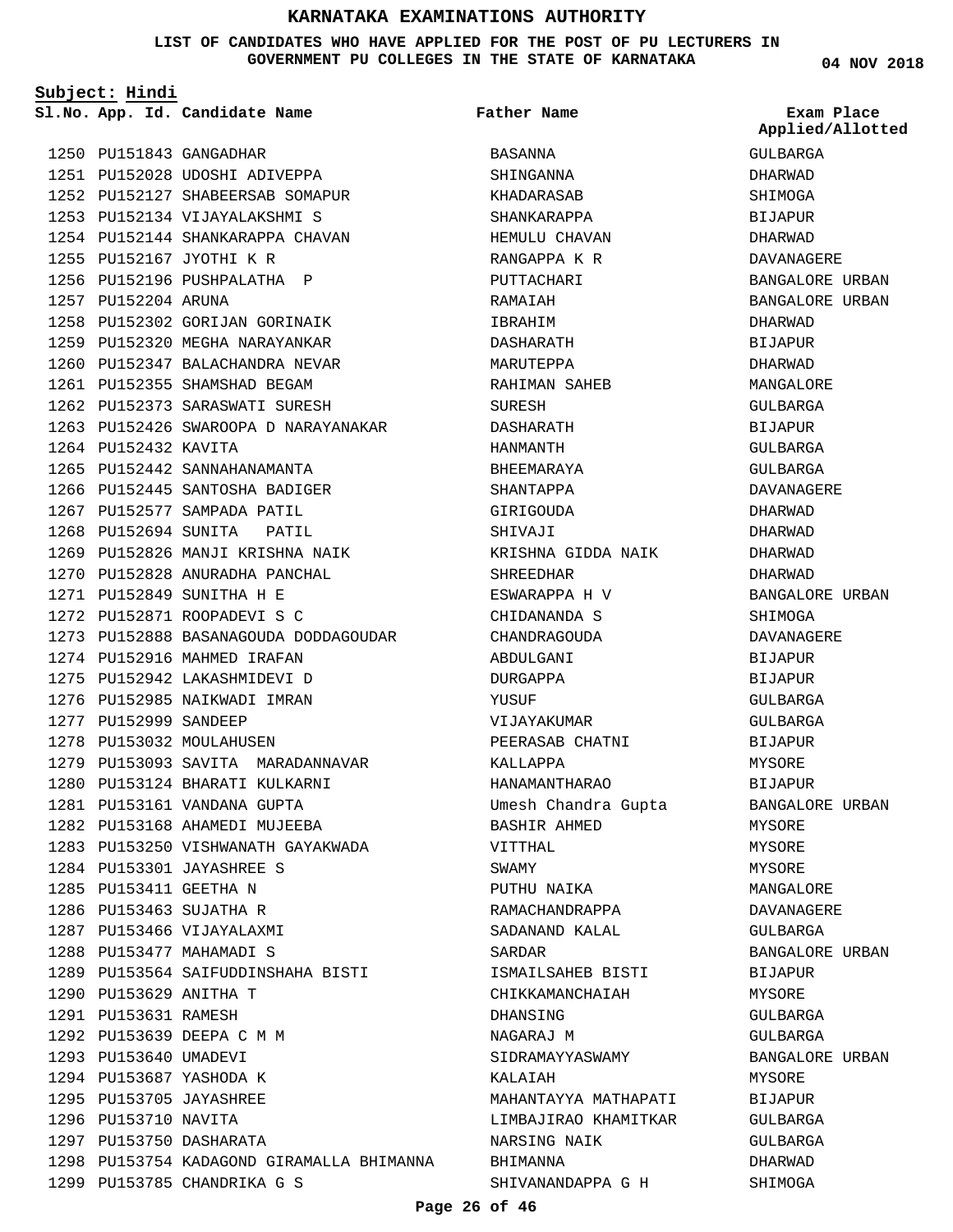# KARNATAKA EXAMINATIONS AUTHORITY

**LIST OF CANDIDATES WHO HAVE APPLIED FOR THE POST OF PU LECTURERS IN GOVERNMENT PU COLLEGES IN THE STATE OF KARNATAKA**

**04 NOV 2018**

**Subject: Hindi**

| Sl.No. | App. Id. | Candidate Name | Father Name | Exam Place Applied/Allotted |
|---|---|---|---|---|
| 1250 | PU151843 | GANGADHAR | BASANNA | GULBARGA |
| 1251 | PU152028 | UDOSHI ADIVEPPA | SHINGANNA | DHARWAD |
| 1252 | PU152127 | SHABEERSAB SOMAPUR | KHADARASAB | SHIMOGA |
| 1253 | PU152134 | VIJAYALAKSHMI S | SHANKARAPPA | BIJAPUR |
| 1254 | PU152144 | SHANKARAPPA CHAVAN | HEMULU CHAVAN | DHARWAD |
| 1255 | PU152167 | JYOTHI K R | RANGAPPA K R | DAVANAGERE |
| 1256 | PU152196 | PUSHPALATHA P | PUTTACHARI | BANGALORE URBAN |
| 1257 | PU152204 | ARUNA | RAMAIAH | BANGALORE URBAN |
| 1258 | PU152302 | GORIJAN GORINAIK | IBRAHIM | DHARWAD |
| 1259 | PU152320 | MEGHA NARAYANKAR | DASHARATH | BIJAPUR |
| 1260 | PU152347 | BALACHANDRA NEVAR | MARUTEPPA | DHARWAD |
| 1261 | PU152355 | SHAMSHAD BEGAM | RAHIMAN SAHEB | MANGALORE |
| 1262 | PU152373 | SARASWATI SURESH | SURESH | GULBARGA |
| 1263 | PU152426 | SWAROOPA D NARAYANAKAR | DASHARATH | BIJAPUR |
| 1264 | PU152432 | KAVITA | HANMANTH | GULBARGA |
| 1265 | PU152442 | SANNAHANAMANTA | BHEEMARAYA | GULBARGA |
| 1266 | PU152445 | SANTOSHA BADIGER | SHANTAPPA | DAVANAGERE |
| 1267 | PU152577 | SAMPADA PATIL | GIRIGOUDA | DHARWAD |
| 1268 | PU152694 | SUNITA PATIL | SHIVAJI | DHARWAD |
| 1269 | PU152826 | MANJI KRISHNA NAIK | KRISHNA GIDDA NAIK | DHARWAD |
| 1270 | PU152828 | ANURADHA PANCHAL | SHREEDHAR | DHARWAD |
| 1271 | PU152849 | SUNITHA H E | ESWARAPPA H V | BANGALORE URBAN |
| 1272 | PU152871 | ROOPADEVI S C | CHIDANANDA S | SHIMOGA |
| 1273 | PU152888 | BASANAGOUDA DODDAGOUDAR | CHANDRAGOUDA | DAVANAGERE |
| 1274 | PU152916 | MAHMED IRAFAN | ABDULGANI | BIJAPUR |
| 1275 | PU152942 | LAKASHMIDEVI D | DURGAPPA | BIJAPUR |
| 1276 | PU152985 | NAIKWADI IMRAN | YUSUF | GULBARGA |
| 1277 | PU152999 | SANDEEP | VIJAYAKUMAR | GULBARGA |
| 1278 | PU153032 | MOULAHUSEN | PEERASAB CHATNI | BIJAPUR |
| 1279 | PU153093 | SAVITA MARADANNAVAR | KALLAPPA | MYSORE |
| 1280 | PU153124 | BHARATI KULKARNI | HANAMANTHARAO | BIJAPUR |
| 1281 | PU153161 | VANDANA GUPTA | Umesh Chandra Gupta | BANGALORE URBAN |
| 1282 | PU153168 | AHAMEDI MUJEEBA | BASHIR AHMED | MYSORE |
| 1283 | PU153250 | VISHWANATH GAYAKWADA | VITTHAL | MYSORE |
| 1284 | PU153301 | JAYASHREE S | SWAMY | MYSORE |
| 1285 | PU153411 | GEETHA N | PUTHU NAIKA | MANGALORE |
| 1286 | PU153463 | SUJATHA R | RAMACHANDRAPPA | DAVANAGERE |
| 1287 | PU153466 | VIJAYALAXMI | SADANAND KALAL | GULBARGA |
| 1288 | PU153477 | MAHAMADI S | SARDAR | BANGALORE URBAN |
| 1289 | PU153564 | SAIFUDDINSHAHA BISTI | ISMAILSAHEB BISTI | BIJAPUR |
| 1290 | PU153629 | ANITHA T | CHIKKAMANCHAIAH | MYSORE |
| 1291 | PU153631 | RAMESH | DHANSING | GULBARGA |
| 1292 | PU153639 | DEEPA C M M | NAGARAJ M | GULBARGA |
| 1293 | PU153640 | UMADEVI | SIDRAMAYYASWAMY | BANGALORE URBAN |
| 1294 | PU153687 | YASHODA K | KALAIAH | MYSORE |
| 1295 | PU153705 | JAYASHREE | MAHANTAYYA MATHAPATI | BIJAPUR |
| 1296 | PU153710 | NAVITA | LIMBAJIRAO KHAMITKAR | GULBARGA |
| 1297 | PU153750 | DASHARATA | NARSING NAIK | GULBARGA |
| 1298 | PU153754 | KADAGOND GIRAMALLA BHIMANNA | BHIMANNA | DHARWAD |
| 1299 | PU153785 | CHANDRIKA G S | SHIVANANDAPPA G H | SHIMOGA |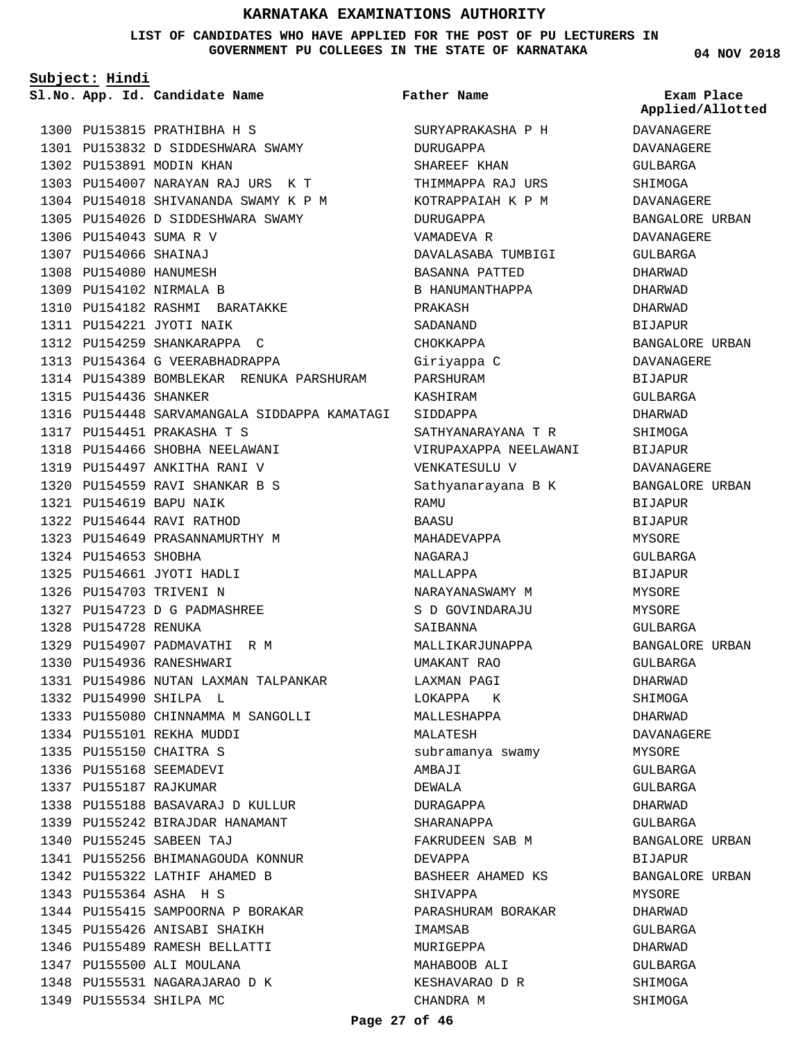# KARNATAKA EXAMINATIONS AUTHORITY

**LIST OF CANDIDATES WHO HAVE APPLIED FOR THE POST OF PU LECTURERS IN GOVERNMENT PU COLLEGES IN THE STATE OF KARNATAKA**

**04 NOV 2018**

**Subject: Hindi**

| Sl.No. | App. Id. | Candidate Name | Father Name | Exam Place Applied/Allotted |
|---|---|---|---|---|
| 1300 | PU153815 | PRATHIBHA H S | SURYAPRAKASHA P H | DAVANAGERE |
| 1301 | PU153832 | D SIDDESHWARA SWAMY | DURUGAPPA | DAVANAGERE |
| 1302 | PU153891 | MODIN KHAN | SHAREEF KHAN | GULBARGA |
| 1303 | PU154007 | NARAYAN RAJ URS K T | THIMMAPPA RAJ URS | SHIMOGA |
| 1304 | PU154018 | SHIVANANDA SWAMY K P M | KOTRAPPAIAH K P M | DAVANAGERE |
| 1305 | PU154026 | D SIDDESHWARA SWAMY | DURUGAPPA | BANGALORE URBAN |
| 1306 | PU154043 | SUMA R V | VAMADEVA R | DAVANAGERE |
| 1307 | PU154066 | SHAINAJ | DAVALASABA TUMBIGI | GULBARGA |
| 1308 | PU154080 | HANUMESH | BASANNA PATTED | DHARWAD |
| 1309 | PU154102 | NIRMALA B | B HANUMANTHAPPA | DHARWAD |
| 1310 | PU154182 | RASHMI BARATAKKE | PRAKASH | DHARWAD |
| 1311 | PU154221 | JYOTI NAIK | SADANAND | BIJAPUR |
| 1312 | PU154259 | SHANKARAPPA C | CHOKKAPPA | BANGALORE URBAN |
| 1313 | PU154364 | G VEERABHADRAPPA | Giriyappa C | DAVANAGERE |
| 1314 | PU154389 | BOMBLEKAR RENUKA PARSHURAM | PARSHURAM | BIJAPUR |
| 1315 | PU154436 | SHANKER | KASHIRAM | GULBARGA |
| 1316 | PU154448 | SARVAMANGALA SIDDAPPA KAMATAGI | SIDDAPPA | DHARWAD |
| 1317 | PU154451 | PRAKASHA T S | SATHYANARAYANA T R | SHIMOGA |
| 1318 | PU154466 | SHOBHA NEELAWANI | VIRUPAXAPPA NEELAWANI | BIJAPUR |
| 1319 | PU154497 | ANKITHA RANI V | VENKATESULU V | DAVANAGERE |
| 1320 | PU154559 | RAVI SHANKAR B S | Sathyanarayana B K | BANGALORE URBAN |
| 1321 | PU154619 | BAPU NAIK | RAMU | BIJAPUR |
| 1322 | PU154644 | RAVI RATHOD | BAASU | BIJAPUR |
| 1323 | PU154649 | PRASANNAMURTHY M | MAHADEVAPPA | MYSORE |
| 1324 | PU154653 | SHOBHA | NAGARAJ | GULBARGA |
| 1325 | PU154661 | JYOTI HADLI | MALLAPPA | BIJAPUR |
| 1326 | PU154703 | TRIVENI N | NARAYANASWAMY M | MYSORE |
| 1327 | PU154723 | D G PADMASHREE | S D GOVINDARAJU | MYSORE |
| 1328 | PU154728 | RENUKA | SAIBANNA | GULBARGA |
| 1329 | PU154907 | PADMAVATHI R M | MALLIKARJUNAPPA | BANGALORE URBAN |
| 1330 | PU154936 | RANESHWARI | UMAKANT RAO | GULBARGA |
| 1331 | PU154986 | NUTAN LAXMAN TALPANKAR | LAXMAN PAGI | DHARWAD |
| 1332 | PU154990 | SHILPA L | LOKAPPA K | SHIMOGA |
| 1333 | PU155080 | CHINNAMMA M SANGOLLI | MALLESHAPPA | DHARWAD |
| 1334 | PU155101 | REKHA MUDDI | MALATESH | DAVANAGERE |
| 1335 | PU155150 | CHAITRA S | subramanya swamy | MYSORE |
| 1336 | PU155168 | SEEMADEVI | AMBAJI | GULBARGA |
| 1337 | PU155187 | RAJKUMAR | DEWALA | GULBARGA |
| 1338 | PU155188 | BASAVARAJ D KULLUR | DURAGAPPA | DHARWAD |
| 1339 | PU155242 | BIRAJDAR HANAMANT | SHARANAPPA | GULBARGA |
| 1340 | PU155245 | SABEEN TAJ | FAKRUDEEN SAB M | BANGALORE URBAN |
| 1341 | PU155256 | BHIMANAGOUDA KONNUR | DEVAPPA | BIJAPUR |
| 1342 | PU155322 | LATHIF AHAMED B | BASHEER AHAMED KS | BANGALORE URBAN |
| 1343 | PU155364 | ASHA H S | SHIVAPPA | MYSORE |
| 1344 | PU155415 | SAMPOORNA P BORAKAR | PARASHURAM BORAKAR | DHARWAD |
| 1345 | PU155426 | ANISABI SHAIKH | IMAMSAB | GULBARGA |
| 1346 | PU155489 | RAMESH BELLATTI | MURIGEPPA | DHARWAD |
| 1347 | PU155500 | ALI MOULANA | MAHABOOB ALI | GULBARGA |
| 1348 | PU155531 | NAGARAJARAO D K | KESHAVARAO D R | SHIMOGA |
| 1349 | PU155534 | SHILPA MC | CHANDRA M | SHIMOGA |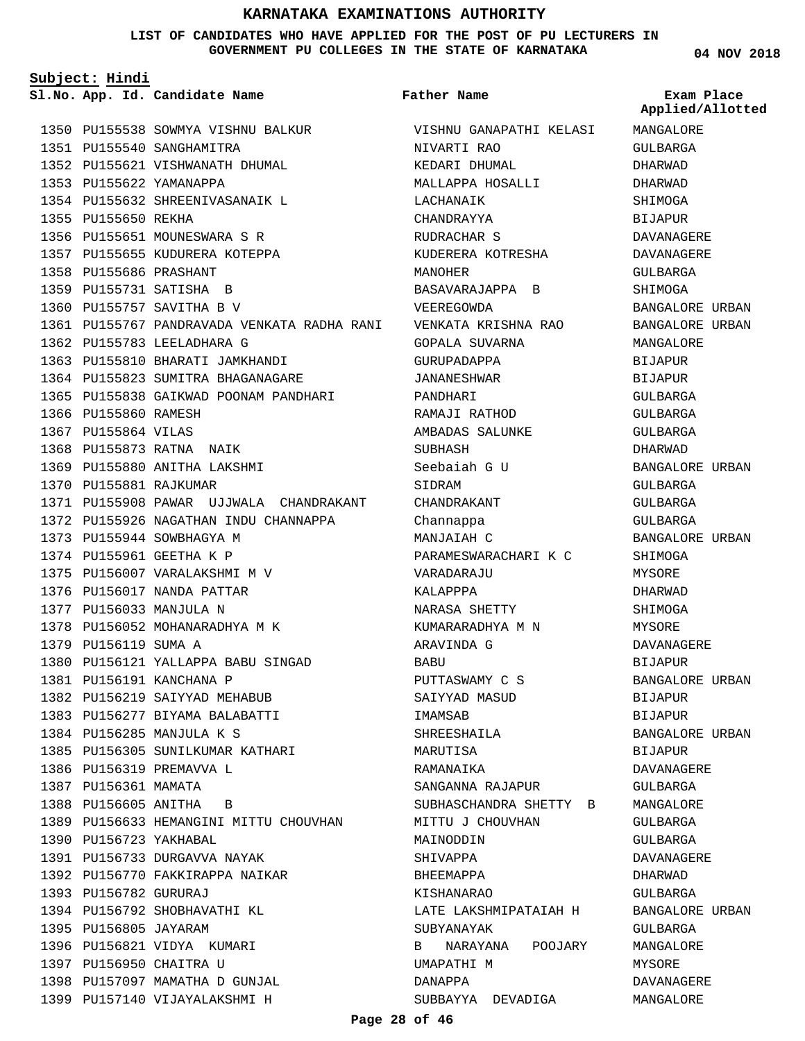# KARNATAKA EXAMINATIONS AUTHORITY

**LIST OF CANDIDATES WHO HAVE APPLIED FOR THE POST OF PU LECTURERS IN GOVERNMENT PU COLLEGES IN THE STATE OF KARNATAKA**

**04 NOV 2018**

**Subject: Hindi**

| Sl.No. | App. Id. | Candidate Name | Father Name | Exam Place Applied/Allotted |
|---|---|---|---|---|
| 1350 | PU155538 | SOWMYA VISHNU BALKUR | VISHNU GANAPATHI KELASI | MANGALORE |
| 1351 | PU155540 | SANGHAMITRA | NIVARTI RAO | GULBARGA |
| 1352 | PU155621 | VISHWANATH DHUMAL | KEDARI DHUMAL | DHARWAD |
| 1353 | PU155622 | YAMANAPPA | MALLAPPA HOSALLI | DHARWAD |
| 1354 | PU155632 | SHREENIVASANAIK L | LACHANAIK | SHIMOGA |
| 1355 | PU155650 | REKHA | CHANDRAYYA | BIJAPUR |
| 1356 | PU155651 | MOUNESWARA S R | RUDRACHAR S | DAVANAGERE |
| 1357 | PU155655 | KUDURERA KOTEPPA | KUDERERA KOTRESHA | DAVANAGERE |
| 1358 | PU155686 | PRASHANT | MANOHER | GULBARGA |
| 1359 | PU155731 | SATISHA B | BASAVARAJAPPA B | SHIMOGA |
| 1360 | PU155757 | SAVITHA B V | VEEREGOWDA | BANGALORE URBAN |
| 1361 | PU155767 | PANDRAVADA VENKATA RADHA RANI | VENKATA KRISHNA RAO | BANGALORE URBAN |
| 1362 | PU155783 | LEELADHARA G | GOPALA SUVARNA | MANGALORE |
| 1363 | PU155810 | BHARATI JAMKHANDI | GURUPADAPPA | BIJAPUR |
| 1364 | PU155823 | SUMITRA BHAGANAGARE | JANANESHWAR | BIJAPUR |
| 1365 | PU155838 | GAIKWAD POONAM PANDHARI | PANDHARI | GULBARGA |
| 1366 | PU155860 | RAMESH | RAMAJI RATHOD | GULBARGA |
| 1367 | PU155864 | VILAS | AMBADAS SALUNKE | GULBARGA |
| 1368 | PU155873 | RATNA NAIK | SUBHASH | DHARWAD |
| 1369 | PU155880 | ANITHA LAKSHMI | Seebaiah G U | BANGALORE URBAN |
| 1370 | PU155881 | RAJKUMAR | SIDRAM | GULBARGA |
| 1371 | PU155908 | PAWAR UJJWALA CHANDRAKANT | CHANDRAKANT | GULBARGA |
| 1372 | PU155926 | NAGATHAN INDU CHANNAPPA | Channappa | GULBARGA |
| 1373 | PU155944 | SOWBHAGYA M | MANJAIAH C | BANGALORE URBAN |
| 1374 | PU155961 | GEETHA K P | PARAMESWARACHARI K C | SHIMOGA |
| 1375 | PU156007 | VARALAKSHMI M V | VARADARAJU | MYSORE |
| 1376 | PU156017 | NANDA PATTAR | KALAPPPA | DHARWAD |
| 1377 | PU156033 | MANJULA N | NARASA SHETTY | SHIMOGA |
| 1378 | PU156052 | MOHANARADHYA M K | KUMARARADHYA M N | MYSORE |
| 1379 | PU156119 | SUMA A | ARAVINDA G | DAVANAGERE |
| 1380 | PU156121 | YALLAPPA BABU SINGAD | BABU | BIJAPUR |
| 1381 | PU156191 | KANCHANA P | PUTTASWAMY C S | BANGALORE URBAN |
| 1382 | PU156219 | SAIYYAD MEHABUB | SAIYYAD MASUD | BIJAPUR |
| 1383 | PU156277 | BIYAMA BALABATTI | IMAMSAB | BIJAPUR |
| 1384 | PU156285 | MANJULA K S | SHREESHAILA | BANGALORE URBAN |
| 1385 | PU156305 | SUNILKUMAR KATHARI | MARUTISA | BIJAPUR |
| 1386 | PU156319 | PREMAVVA L | RAMANAIKA | DAVANAGERE |
| 1387 | PU156361 | MAMATA | SANGANNA RAJAPUR | GULBARGA |
| 1388 | PU156605 | ANITHA B | SUBHASCHANDRA SHETTY B | MANGALORE |
| 1389 | PU156633 | HEMANGINI MITTU CHOUVHAN | MITTU J CHOUVHAN | GULBARGA |
| 1390 | PU156723 | YAKHABAL | MAINODDIN | GULBARGA |
| 1391 | PU156733 | DURGAVVA NAYAK | SHIVAPPA | DAVANAGERE |
| 1392 | PU156770 | FAKKIRAPPA NAIKAR | BHEEMAPPA | DHARWAD |
| 1393 | PU156782 | GURURAJ | KISHANARAO | GULBARGA |
| 1394 | PU156792 | SHOBHAVATHI KL | LATE LAKSHMIPATAIAH H | BANGALORE URBAN |
| 1395 | PU156805 | JAYARAM | SUBYANAYAK | GULBARGA |
| 1396 | PU156821 | VIDYA KUMARI | B NARAYANA POOJARY | MANGALORE |
| 1397 | PU156950 | CHAITRA U | UMAPATHI M | MYSORE |
| 1398 | PU157097 | MAMATHA D GUNJAL | DANAPPA | DAVANAGERE |
| 1399 | PU157140 | VIJAYALAKSHMI H | SUBBAYYA DEVADIGA | MANGALORE |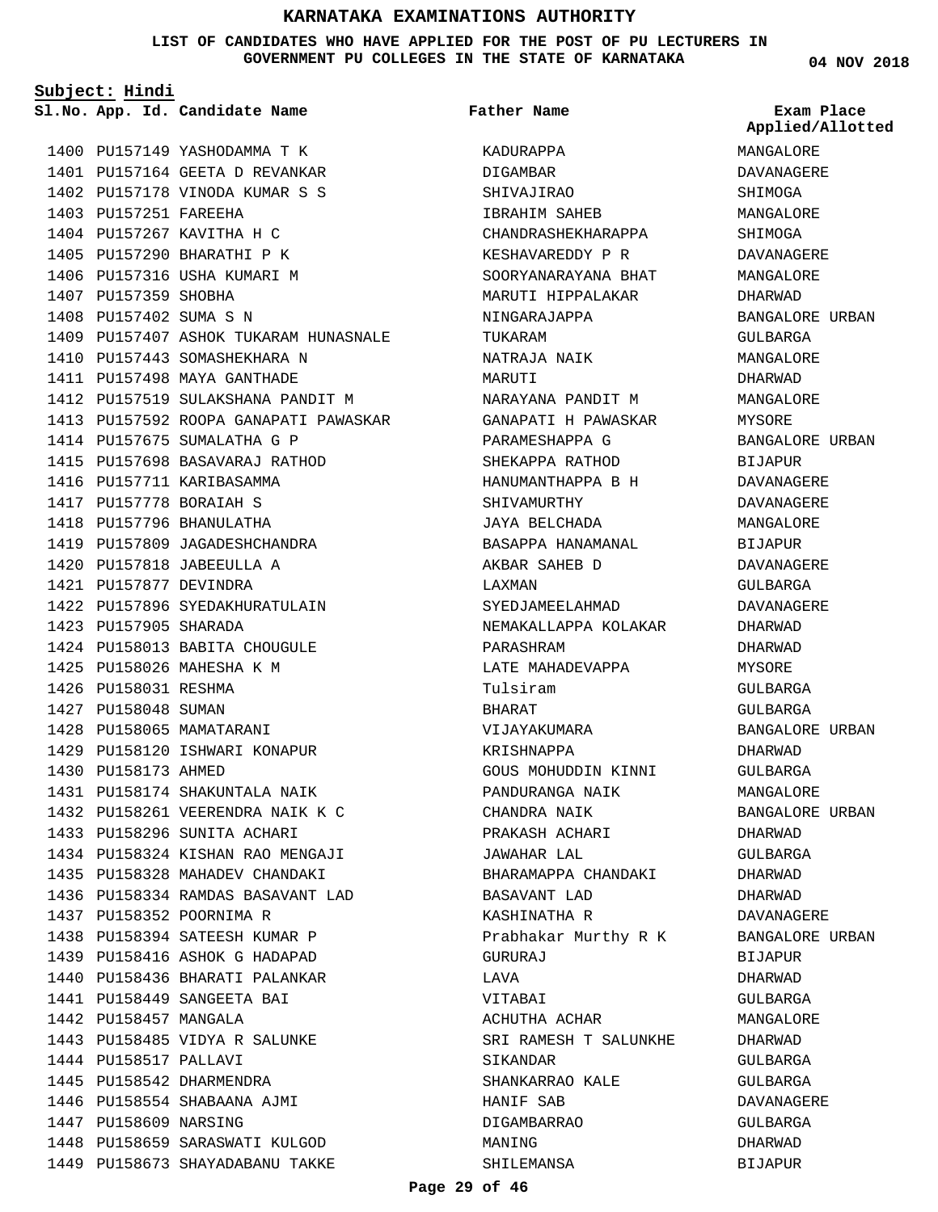# KARNATAKA EXAMINATIONS AUTHORITY

**LIST OF CANDIDATES WHO HAVE APPLIED FOR THE POST OF PU LECTURERS IN GOVERNMENT PU COLLEGES IN THE STATE OF KARNATAKA**

**04 NOV 2018**

**Subject: Hindi**

| Sl.No. | App. Id. | Candidate Name | Father Name | Exam Place Applied/Allotted |
|---|---|---|---|---|
| 1400 | PU157149 | YASHODAMMA T K | KADURAPPA | MANGALORE |
| 1401 | PU157164 | GEETA D REVANKAR | DIGAMBAR | DAVANAGERE |
| 1402 | PU157178 | VINODA KUMAR S S | SHIVAJIRAO | SHIMOGA |
| 1403 | PU157251 | FAREEHA | IBRAHIM SAHEB | MANGALORE |
| 1404 | PU157267 | KAVITHA H C | CHANDRASHEKHARAPPA | SHIMOGA |
| 1405 | PU157290 | BHARATHI P K | KESHAVAREDDY P R | DAVANAGERE |
| 1406 | PU157316 | USHA KUMARI M | SOORYANARAYANA BHAT | MANGALORE |
| 1407 | PU157359 | SHOBHA | MARUTI HIPPALAKAR | DHARWAD |
| 1408 | PU157402 | SUMA S N | NINGARAJAPPA | BANGALORE URBAN |
| 1409 | PU157407 | ASHOK TUKARAM HUNASNALE | TUKARAM | GULBARGA |
| 1410 | PU157443 | SOMASHEKHARA N | NATRAJA NAIK | MANGALORE |
| 1411 | PU157498 | MAYA GANTHADE | MARUTI | DHARWAD |
| 1412 | PU157519 | SULAKSHANA PANDIT M | NARAYANA PANDIT M | MANGALORE |
| 1413 | PU157592 | ROOPA GANAPATI PAWASKAR | GANAPATI H PAWASKAR | MYSORE |
| 1414 | PU157675 | SUMALATHA G P | PARAMESHAPPA G | BANGALORE URBAN |
| 1415 | PU157698 | BASAVARAJ RATHOD | SHEKAPPA RATHOD | BIJAPUR |
| 1416 | PU157711 | KARIBASAMMA | HANUMANTHAPPA B H | DAVANAGERE |
| 1417 | PU157778 | BORAIAH S | SHIVAMURTHY | DAVANAGERE |
| 1418 | PU157796 | BHANULATHA | JAYA BELCHADA | MANGALORE |
| 1419 | PU157809 | JAGADESHCHANDRA | BASAPPA HANAMANAL | BIJAPUR |
| 1420 | PU157818 | JABEEULLA A | AKBAR SAHEB D | DAVANAGERE |
| 1421 | PU157877 | DEVINDRA | LAXMAN | GULBARGA |
| 1422 | PU157896 | SYEDAKHURATULAIN | SYEDJAMEELAHMAD | DAVANAGERE |
| 1423 | PU157905 | SHARADA | NEMAKALLAPPA KOLAKAR | DHARWAD |
| 1424 | PU158013 | BABITA CHOUGULE | PARASHRAM | DHARWAD |
| 1425 | PU158026 | MAHESHA K M | LATE MAHADEVAPPA | MYSORE |
| 1426 | PU158031 | RESHMA | Tulsiram | GULBARGA |
| 1427 | PU158048 | SUMAN | BHARAT | GULBARGA |
| 1428 | PU158065 | MAMATARANI | VIJAYAKUMARA | BANGALORE URBAN |
| 1429 | PU158120 | ISHWARI KONAPUR | KRISHNAPPA | DHARWAD |
| 1430 | PU158173 | AHMED | GOUS MOHUDDIN KINNI | GULBARGA |
| 1431 | PU158174 | SHAKUNTALA NAIK | PANDURANGA NAIK | MANGALORE |
| 1432 | PU158261 | VEERENDRA NAIK K C | CHANDRA NAIK | BANGALORE URBAN |
| 1433 | PU158296 | SUNITA ACHARI | PRAKASH ACHARI | DHARWAD |
| 1434 | PU158324 | KISHAN RAO MENGAJI | JAWAHAR LAL | GULBARGA |
| 1435 | PU158328 | MAHADEV CHANDAKI | BHARAMAPPA CHANDAKI | DHARWAD |
| 1436 | PU158334 | RAMDAS BASAVANT LAD | BASAVANT LAD | DHARWAD |
| 1437 | PU158352 | POORNIMA R | KASHINATHA R | DAVANAGERE |
| 1438 | PU158394 | SATEESH KUMAR P | Prabhakar Murthy R K | BANGALORE URBAN |
| 1439 | PU158416 | ASHOK G HADAPAD | GURURAJ | BIJAPUR |
| 1440 | PU158436 | BHARATI PALANKAR | LAVA | DHARWAD |
| 1441 | PU158449 | SANGEETA BAI | VITABAI | GULBARGA |
| 1442 | PU158457 | MANGALA | ACHUTHA ACHAR | MANGALORE |
| 1443 | PU158485 | VIDYA R SALUNKE | SRI RAMESH T SALUNKHE | DHARWAD |
| 1444 | PU158517 | PALLAVI | SIKANDAR | GULBARGA |
| 1445 | PU158542 | DHARMENDRA | SHANKARRAO KALE | GULBARGA |
| 1446 | PU158554 | SHABAANA AJMI | HANIF SAB | DAVANAGERE |
| 1447 | PU158609 | NARSING | DIGAMBARRAO | GULBARGA |
| 1448 | PU158659 | SARASWATI KULGOD | MANING | DHARWAD |
| 1449 | PU158673 | SHAYADABANU TAKKE | SHILEMANSA | BIJAPUR |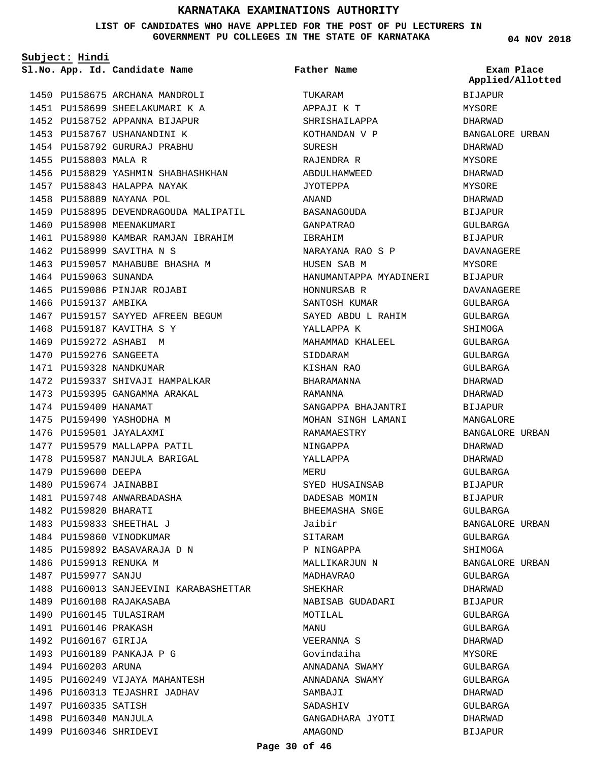# KARNATAKA EXAMINATIONS AUTHORITY

**LIST OF CANDIDATES WHO HAVE APPLIED FOR THE POST OF PU LECTURERS IN GOVERNMENT PU COLLEGES IN THE STATE OF KARNATAKA**

04 NOV 2018

**Subject: Hindi**

| Sl.No. | App. Id. | Candidate Name | Father Name | Exam Place Applied/Allotted |
|---|---|---|---|---|
| 1450 | PU158675 | ARCHANA MANDROLI | TUKARAM | BIJAPUR |
| 1451 | PU158699 | SHEELAKUMARI K A | APPAJI K T | MYSORE |
| 1452 | PU158752 | APPANNA BIJAPUR | SHRISHAILAPPA | DHARWAD |
| 1453 | PU158767 | USHANANDINI K | KOTHANDAN V P | BANGALORE URBAN |
| 1454 | PU158792 | GURURAJ PRABHU | SURESH | DHARWAD |
| 1455 | PU158803 | MALA R | RAJENDRA R | MYSORE |
| 1456 | PU158829 | YASHMIN SHABHASHKHAN | ABDULHAMWEED | DHARWAD |
| 1457 | PU158843 | HALAPPA NAYAK | JYOTEPPA | MYSORE |
| 1458 | PU158889 | NAYANA POL | ANAND | DHARWAD |
| 1459 | PU158895 | DEVENDRAGOUDA MALIPATIL | BASANAGOUDA | BIJAPUR |
| 1460 | PU158908 | MEENAKUMARI | GANPATRAO | GULBARGA |
| 1461 | PU158980 | KAMBAR RAMJAN IBRAHIM | IBRAHIM | BIJAPUR |
| 1462 | PU158999 | SAVITHA N S | NARAYANA RAO S P | DAVANAGERE |
| 1463 | PU159057 | MAHABUBE BHASHA M | HUSEN SAB M | MYSORE |
| 1464 | PU159063 | SUNANDA | HANUMANTAPPA MYADINERI | BIJAPUR |
| 1465 | PU159086 | PINJAR ROJABI | HONNURSAB R | DAVANAGERE |
| 1466 | PU159137 | AMBIKA | SANTOSH KUMAR | GULBARGA |
| 1467 | PU159157 | SAYYED AFREEN BEGUM | SAYED ABDU L RAHIM | GULBARGA |
| 1468 | PU159187 | KAVITHA S Y | YALLAPPA K | SHIMOGA |
| 1469 | PU159272 | ASHABI M | MAHAMMAD KHALEEL | GULBARGA |
| 1470 | PU159276 | SANGEETA | SIDDARAM | GULBARGA |
| 1471 | PU159328 | NANDKUMAR | KISHAN RAO | GULBARGA |
| 1472 | PU159337 | SHIVAJI HAMPALKAR | BHARAMANNA | DHARWAD |
| 1473 | PU159395 | GANGAMMA ARAKAL | RAMANNA | DHARWAD |
| 1474 | PU159409 | HANAMAT | SANGAPPA BHAJANTRI | BIJAPUR |
| 1475 | PU159490 | YASHODHA M | MOHAN SINGH LAMANI | MANGALORE |
| 1476 | PU159501 | JAYALAXMI | RAMAMAESTRY | BANGALORE URBAN |
| 1477 | PU159579 | MALLAPPA PATIL | NINGAPPA | DHARWAD |
| 1478 | PU159587 | MANJULA BARIGAL | YALLAPPA | DHARWAD |
| 1479 | PU159600 | DEEPA | MERU | GULBARGA |
| 1480 | PU159674 | JAINABBI | SYED HUSAINSAB | BIJAPUR |
| 1481 | PU159748 | ANWARBADASHA | DADESAB MOMIN | BIJAPUR |
| 1482 | PU159820 | BHARATI | BHEEMASHA SNGE | GULBARGA |
| 1483 | PU159833 | SHEETHAL J | Jaibir | BANGALORE URBAN |
| 1484 | PU159860 | VINODKUMAR | SITARAM | GULBARGA |
| 1485 | PU159892 | BASAVARAJA D N | P NINGAPPA | SHIMOGA |
| 1486 | PU159913 | RENUKA M | MALLIKARJUN N | BANGALORE URBAN |
| 1487 | PU159977 | SANJU | MADHAVRAO | GULBARGA |
| 1488 | PU160013 | SANJEEVINI KARABASHETTAR | SHEKHAR | DHARWAD |
| 1489 | PU160108 | RAJAKASABA | NABISAB GUDADARI | BIJAPUR |
| 1490 | PU160145 | TULASIRAM | MOTILAL | GULBARGA |
| 1491 | PU160146 | PRAKASH | MANU | GULBARGA |
| 1492 | PU160167 | GIRIJA | VEERANNA S | DHARWAD |
| 1493 | PU160189 | PANKAJA P G | Govindaiha | MYSORE |
| 1494 | PU160203 | ARUNA | ANNADANA SWAMY | GULBARGA |
| 1495 | PU160249 | VIJAYA MAHANTESH | ANNADANA SWAMY | GULBARGA |
| 1496 | PU160313 | TEJASHRI JADHAV | SAMBAJI | DHARWAD |
| 1497 | PU160335 | SATISH | SADASHIV | GULBARGA |
| 1498 | PU160340 | MANJULA | GANGADHARA JYOTI | DHARWAD |
| 1499 | PU160346 | SHRIDEVI | AMAGOND | BIJAPUR |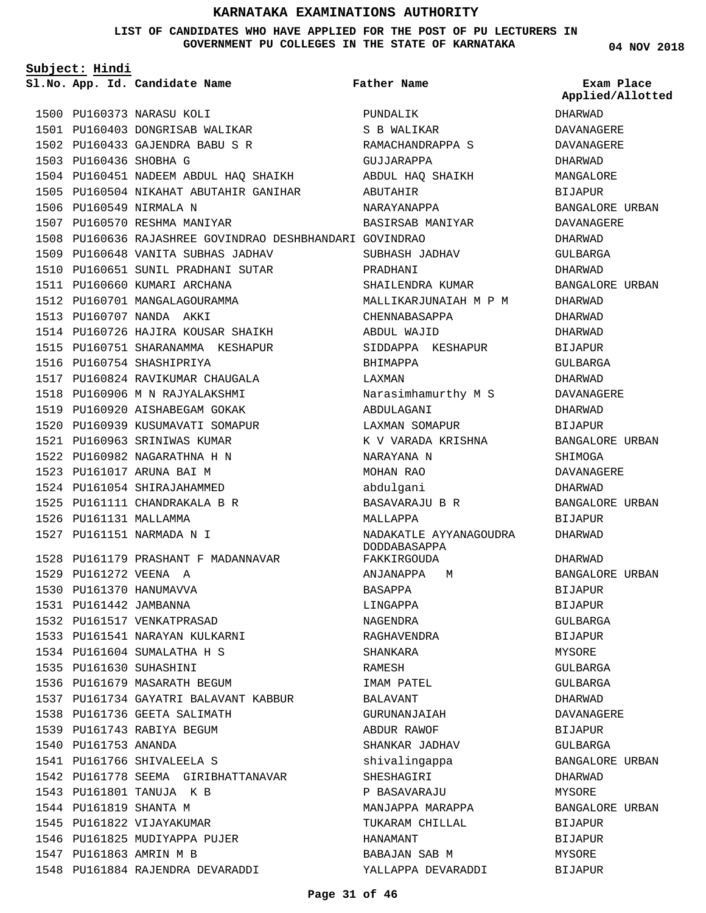# KARNATAKA EXAMINATIONS AUTHORITY

**LIST OF CANDIDATES WHO HAVE APPLIED FOR THE POST OF PU LECTURERS IN GOVERNMENT PU COLLEGES IN THE STATE OF KARNATAKA**

04 NOV 2018

**Subject: Hindi**

| Sl.No. | App. Id. | Candidate Name | Father Name | Exam Place Applied/Allotted |
|---|---|---|---|---|
| 1500 | PU160373 | NARASU KOLI | PUNDALIK | DHARWAD |
| 1501 | PU160403 | DONGRISAB WALIKAR | S B WALIKAR | DAVANAGERE |
| 1502 | PU160433 | GAJENDRA BABU S R | RAMACHANDRAPPA S | DAVANAGERE |
| 1503 | PU160436 | SHOBHA G | GUJJARAPPA | DHARWAD |
| 1504 | PU160451 | NADEEM ABDUL HAQ SHAIKH | ABDUL HAQ SHAIKH | MANGALORE |
| 1505 | PU160504 | NIKAHAT ABUTAHIR GANIHAR | ABUTAHIR | BIJAPUR |
| 1506 | PU160549 | NIRMALA N | NARAYANAPPA | BANGALORE URBAN |
| 1507 | PU160570 | RESHMA MANIYAR | BASIRSAB MANIYAR | DAVANAGERE |
| 1508 | PU160636 | RAJASHREE GOVINDRAO DESHBHANDARI | GOVINDRAO | DHARWAD |
| 1509 | PU160648 | VANITA SUBHAS JADHAV | SUBHASH JADHAV | GULBARGA |
| 1510 | PU160651 | SUNIL PRADHANI SUTAR | PRADHANI | DHARWAD |
| 1511 | PU160660 | KUMARI ARCHANA | SHAILENDRA KUMAR | BANGALORE URBAN |
| 1512 | PU160701 | MANGALAGOURAMMA | MALLIKARJUNAIAH M P M | DHARWAD |
| 1513 | PU160707 | NANDA AKKI | CHENNABASAPPA | DHARWAD |
| 1514 | PU160726 | HAJIRA KOUSAR SHAIKH | ABDUL WAJID | DHARWAD |
| 1515 | PU160751 | SHARANAMMA KESHAPUR | SIDDAPPA KESHAPUR | BIJAPUR |
| 1516 | PU160754 | SHASHIPRIYA | BHIMAPPA | GULBARGA |
| 1517 | PU160824 | RAVIKUMAR CHAUGALA | LAXMAN | DHARWAD |
| 1518 | PU160906 | M N RAJYALAKSHMI | Narasimhamurthy M S | DAVANAGERE |
| 1519 | PU160920 | AISHABEGAM GOKAK | ABDULAGANI | DHARWAD |
| 1520 | PU160939 | KUSUMAVATI SOMAPUR | LAXMAN SOMAPUR | BIJAPUR |
| 1521 | PU160963 | SRINIWAS KUMAR | K V VARADA KRISHNA | BANGALORE URBAN |
| 1522 | PU160982 | NAGARATHNA H N | NARAYANA N | SHIMOGA |
| 1523 | PU161017 | ARUNA BAI M | MOHAN RAO | DAVANAGERE |
| 1524 | PU161054 | SHIRAJAHAMMED | abdulgani | DHARWAD |
| 1525 | PU161111 | CHANDRAKALA B R | BASAVARAJU B R | BANGALORE URBAN |
| 1526 | PU161131 | MALLAMMA | MALLAPPA | BIJAPUR |
| 1527 | PU161151 | NARMADA N I | NADAKATLE AYYANAGOUDRA DODDABASAPPA | DHARWAD |
| 1528 | PU161179 | PRASHANT F MADANNAVAR | FAKKIRGOUDA | DHARWAD |
| 1529 | PU161272 | VEENA A | ANJANAPPA M | BANGALORE URBAN |
| 1530 | PU161370 | HANUMAVVA | BASAPPA | BIJAPUR |
| 1531 | PU161442 | JAMBANNA | LINGAPPA | BIJAPUR |
| 1532 | PU161517 | VENKATPRASAD | NAGENDRA | GULBARGA |
| 1533 | PU161541 | NARAYAN KULKARNI | RAGHAVENDRA | BIJAPUR |
| 1534 | PU161604 | SUMALATHA H S | SHANKARA | MYSORE |
| 1535 | PU161630 | SUHASHINI | RAMESH | GULBARGA |
| 1536 | PU161679 | MASARATH BEGUM | IMAM PATEL | GULBARGA |
| 1537 | PU161734 | GAYATRI BALAVANT KABBUR | BALAVANT | DHARWAD |
| 1538 | PU161736 | GEETA SALIMATH | GURUNANJAIAH | DAVANAGERE |
| 1539 | PU161743 | RABIYA BEGUM | ABDUR RAWOF | BIJAPUR |
| 1540 | PU161753 | ANANDA | SHANKAR JADHAV | GULBARGA |
| 1541 | PU161766 | SHIVALEELA S | shivalingappa | BANGALORE URBAN |
| 1542 | PU161778 | SEEMA GIRIBHATTANAVAR | SHESHAGIRI | DHARWAD |
| 1543 | PU161801 | TANUJA K B | P BASAVARAJU | MYSORE |
| 1544 | PU161819 | SHANTA M | MANJAPPA MARAPPA | BANGALORE URBAN |
| 1545 | PU161822 | VIJAYAKUMAR | TUKARAM CHILLAL | BIJAPUR |
| 1546 | PU161825 | MUDIYAPPA PUJER | HANAMANT | BIJAPUR |
| 1547 | PU161863 | AMRIN M B | BABAJAN SAB M | MYSORE |
| 1548 | PU161884 | RAJENDRA DEVARADDI | YALLAPPA DEVARADDI | BIJAPUR |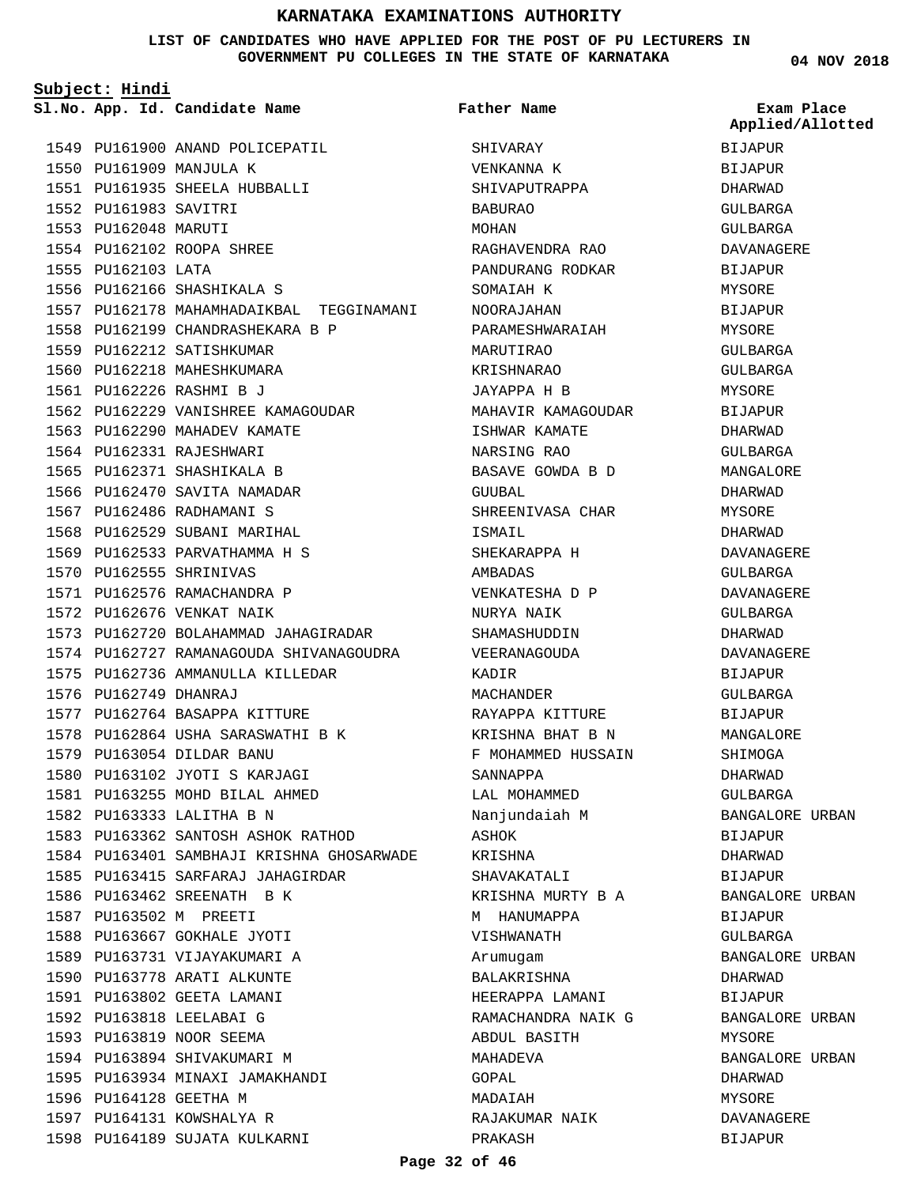# KARNATAKA EXAMINATIONS AUTHORITY

**LIST OF CANDIDATES WHO HAVE APPLIED FOR THE POST OF PU LECTURERS IN GOVERNMENT PU COLLEGES IN THE STATE OF KARNATAKA**

**04 NOV 2018**

**Subject: Hindi**

| Sl.No. | App. Id. | Candidate Name | Father Name | Exam Place Applied/Allotted |
|---|---|---|---|---|
| 1549 | PU161900 | ANAND POLICEPATIL | SHIVARAY | BIJAPUR |
| 1550 | PU161909 | MANJULA K | VENKANNA K | BIJAPUR |
| 1551 | PU161935 | SHEELA HUBBALLI | SHIVAPUTRAPPA | DHARWAD |
| 1552 | PU161983 | SAVITRI | BABURAO | GULBARGA |
| 1553 | PU162048 | MARUTI | MOHAN | GULBARGA |
| 1554 | PU162102 | ROOPA SHREE | RAGHAVENDRA RAO | DAVANAGERE |
| 1555 | PU162103 | LATA | PANDURANG RODKAR | BIJAPUR |
| 1556 | PU162166 | SHASHIKALA S | SOMAIAH K | MYSORE |
| 1557 | PU162178 | MAHAMHADAIKBAL TEGGINAMANI | NOORAJAHAN | BIJAPUR |
| 1558 | PU162199 | CHANDRASHEKARA B P | PARAMESHWARAIAH | MYSORE |
| 1559 | PU162212 | SATISHKUMAR | MARUTIRAO | GULBARGA |
| 1560 | PU162218 | MAHESHKUMARA | KRISHNARAO | GULBARGA |
| 1561 | PU162226 | RASHMI B J | JAYAPPA H B | MYSORE |
| 1562 | PU162229 | VANISHREE KAMAGOUDAR | MAHAVIR KAMAGOUDAR | BIJAPUR |
| 1563 | PU162290 | MAHADEV KAMATE | ISHWAR KAMATE | DHARWAD |
| 1564 | PU162331 | RAJESHWARI | NARSING RAO | GULBARGA |
| 1565 | PU162371 | SHASHIKALA B | BASAVE GOWDA B D | MANGALORE |
| 1566 | PU162470 | SAVITA NAMADAR | GUUBAL | DHARWAD |
| 1567 | PU162486 | RADHAMANI S | SHREENIVASA CHAR | MYSORE |
| 1568 | PU162529 | SUBANI MARIHAL | ISMAIL | DHARWAD |
| 1569 | PU162533 | PARVATHAMMA H S | SHEKARAPPA H | DAVANAGERE |
| 1570 | PU162555 | SHRINIVAS | AMBADAS | GULBARGA |
| 1571 | PU162576 | RAMACHANDRA P | VENKATESHA D P | DAVANAGERE |
| 1572 | PU162676 | VENKAT NAIK | NURYA NAIK | GULBARGA |
| 1573 | PU162720 | BOLAHAMMAD JAHAGIRADAR | SHAMASHUDDIN | DHARWAD |
| 1574 | PU162727 | RAMANAGOUDA SHIVANAGOUDRA | VEERANAGOUDA | DAVANAGERE |
| 1575 | PU162736 | AMMANULLA KILLEDAR | KADIR | BIJAPUR |
| 1576 | PU162749 | DHANRAJ | MACHANDER | GULBARGA |
| 1577 | PU162764 | BASAPPA KITTURE | RAYAPPA KITTURE | BIJAPUR |
| 1578 | PU162864 | USHA SARASWATHI B K | KRISHNA BHAT B N | MANGALORE |
| 1579 | PU163054 | DILDAR BANU | F MOHAMMED HUSSAIN | SHIMOGA |
| 1580 | PU163102 | JYOTI S KARJAGI | SANNAPPA | DHARWAD |
| 1581 | PU163255 | MOHD BILAL AHMED | LAL MOHAMMED | GULBARGA |
| 1582 | PU163333 | LALITHA B N | Nanjundaiah M | BANGALORE URBAN |
| 1583 | PU163362 | SANTOSH ASHOK RATHOD | ASHOK | BIJAPUR |
| 1584 | PU163401 | SAMBHAJI KRISHNA GHOSARWADE | KRISHNA | DHARWAD |
| 1585 | PU163415 | SARFARAJ JAHAGIRDAR | SHAVAKATALI | BIJAPUR |
| 1586 | PU163462 | SREENATH B K | KRISHNA MURTY B A | BANGALORE URBAN |
| 1587 | PU163502 | M PREETI | M HANUMAPPA | BIJAPUR |
| 1588 | PU163667 | GOKHALE JYOTI | VISHWANATH | GULBARGA |
| 1589 | PU163731 | VIJAYAKUMARI A | Arumugam | BANGALORE URBAN |
| 1590 | PU163778 | ARATI ALKUNTE | BALAKRISHNA | DHARWAD |
| 1591 | PU163802 | GEETA LAMANI | HEERAPPA LAMANI | BIJAPUR |
| 1592 | PU163818 | LEELABAI G | RAMACHANDRA NAIK G | BANGALORE URBAN |
| 1593 | PU163819 | NOOR SEEMA | ABDUL BASITH | MYSORE |
| 1594 | PU163894 | SHIVAKUMARI M | MAHADEVA | BANGALORE URBAN |
| 1595 | PU163934 | MINAXI JAMAKHANDI | GOPAL | DHARWAD |
| 1596 | PU164128 | GEETHA M | MADAIAH | MYSORE |
| 1597 | PU164131 | KOWSHALYA R | RAJAKUMAR NAIK | DAVANAGERE |
| 1598 | PU164189 | SUJATA KULKARNI | PRAKASH | BIJAPUR |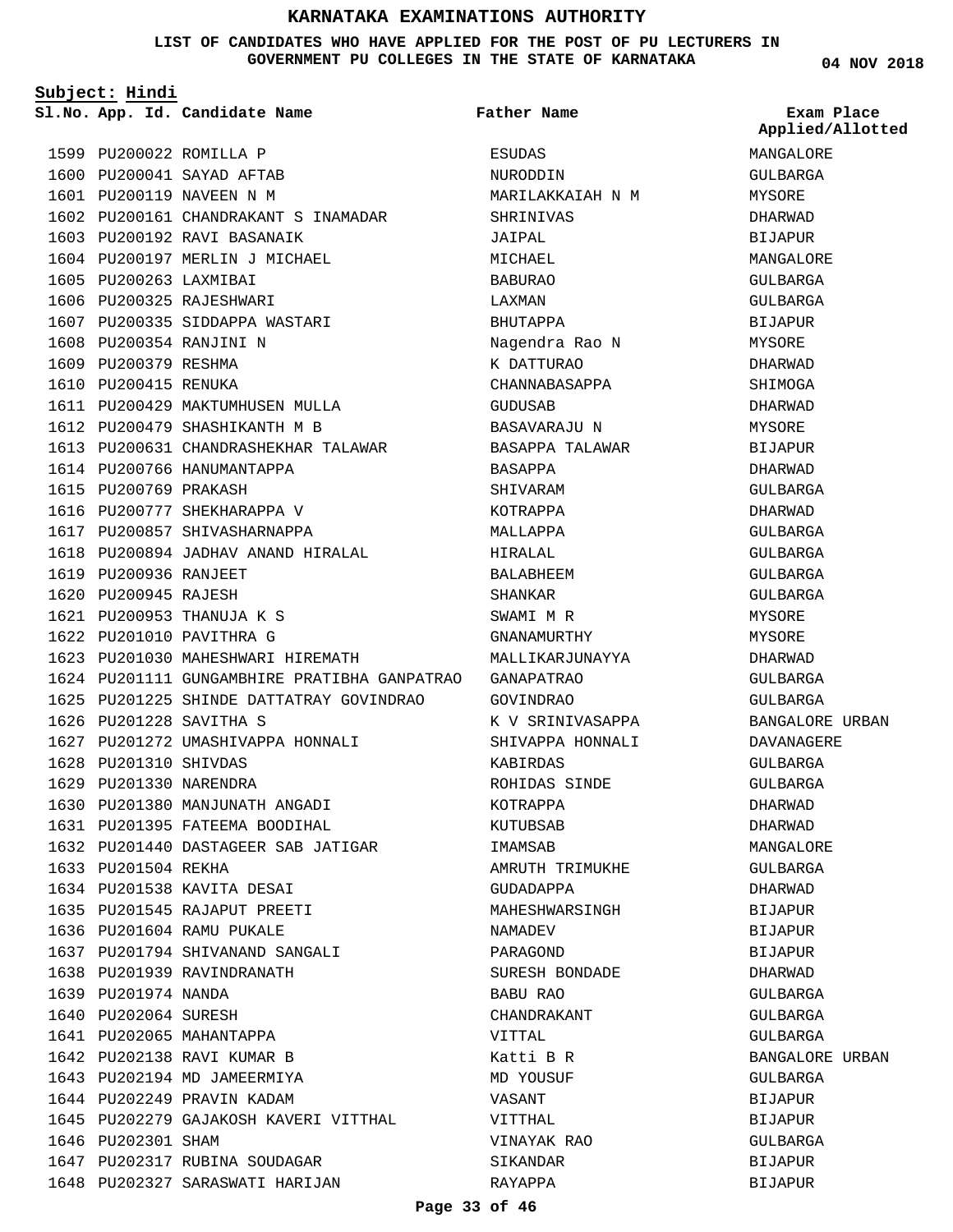# KARNATAKA EXAMINATIONS AUTHORITY

**LIST OF CANDIDATES WHO HAVE APPLIED FOR THE POST OF PU LECTURERS IN GOVERNMENT PU COLLEGES IN THE STATE OF KARNATAKA**

**04 NOV 2018**

**Subject: Hindi**

| Sl.No. | App. Id. | Candidate Name | Father Name | Exam Place Applied/Allotted |
|---|---|---|---|---|
| 1599 | PU200022 | ROMILLA P | ESUDAS | MANGALORE |
| 1600 | PU200041 | SAYAD AFTAB | NURODDIN | GULBARGA |
| 1601 | PU200119 | NAVEEN N M | MARILAKKAIAH N M | MYSORE |
| 1602 | PU200161 | CHANDRAKANT S INAMADAR | SHRINIVAS | DHARWAD |
| 1603 | PU200192 | RAVI BASANAIK | JAIPAL | BIJAPUR |
| 1604 | PU200197 | MERLIN J MICHAEL | MICHAEL | MANGALORE |
| 1605 | PU200263 | LAXMIBAI | BABURAO | GULBARGA |
| 1606 | PU200325 | RAJESHWARI | LAXMAN | GULBARGA |
| 1607 | PU200335 | SIDDAPPA WASTARI | BHUTAPPA | BIJAPUR |
| 1608 | PU200354 | RANJINI N | Nagendra Rao N | MYSORE |
| 1609 | PU200379 | RESHMA | K DATTURAO | DHARWAD |
| 1610 | PU200415 | RENUKA | CHANNABASAPPA | SHIMOGA |
| 1611 | PU200429 | MAKTUMHUSEN MULLA | GUDUSAB | DHARWAD |
| 1612 | PU200479 | SHASHIKANTH M B | BASAVARAJU N | MYSORE |
| 1613 | PU200631 | CHANDRASHEKHAR TALAWAR | BASAPPA TALAWAR | BIJAPUR |
| 1614 | PU200766 | HANUMANTAPPA | BASAPPA | DHARWAD |
| 1615 | PU200769 | PRAKASH | SHIVARAM | GULBARGA |
| 1616 | PU200777 | SHEKHARAPPA V | KOTRAPPA | DHARWAD |
| 1617 | PU200857 | SHIVASHARNAPPA | MALLAPPA | GULBARGA |
| 1618 | PU200894 | JADHAV ANAND HIRALAL | HIRALAL | GULBARGA |
| 1619 | PU200936 | RANJEET | BALABHEEM | GULBARGA |
| 1620 | PU200945 | RAJESH | SHANKAR | GULBARGA |
| 1621 | PU200953 | THANUJA K S | SWAMI M R | MYSORE |
| 1622 | PU201010 | PAVITHRA G | GNANAMURTHY | MYSORE |
| 1623 | PU201030 | MAHESHWARI HIREMATH | MALLIKARJUNAYYA | DHARWAD |
| 1624 | PU201111 | GUNGAMBHIRE PRATIBHA GANPATRAO | GANAPATRAO | GULBARGA |
| 1625 | PU201225 | SHINDE DATTATRAY GOVINDRAO | GOVINDRAO | GULBARGA |
| 1626 | PU201228 | SAVITHA S | K V SRINIVASAPPA | BANGALORE URBAN |
| 1627 | PU201272 | UMASHIVAPPA HONNALI | SHIVAPPA HONNALI | DAVANAGERE |
| 1628 | PU201310 | SHIVDAS | KABIRDAS | GULBARGA |
| 1629 | PU201330 | NARENDRA | ROHIDAS SINDE | GULBARGA |
| 1630 | PU201380 | MANJUNATH ANGADI | KOTRAPPA | DHARWAD |
| 1631 | PU201395 | FATEEMA BOODIHAL | KUTUBSAB | DHARWAD |
| 1632 | PU201440 | DASTAGEER SAB JATIGAR | IMAMSAB | MANGALORE |
| 1633 | PU201504 | REKHA | AMRUTH TRIMUKHE | GULBARGA |
| 1634 | PU201538 | KAVITA DESAI | GUDADAPPA | DHARWAD |
| 1635 | PU201545 | RAJAPUT PREETI | MAHESHWARSINGH | BIJAPUR |
| 1636 | PU201604 | RAMU PUKALE | NAMADEV | BIJAPUR |
| 1637 | PU201794 | SHIVANAND SANGALI | PARAGOND | BIJAPUR |
| 1638 | PU201939 | RAVINDRANATH | SURESH BONDADE | DHARWAD |
| 1639 | PU201974 | NANDA | BABU RAO | GULBARGA |
| 1640 | PU202064 | SURESH | CHANDRAKANT | GULBARGA |
| 1641 | PU202065 | MAHANTAPPA | VITTAL | GULBARGA |
| 1642 | PU202138 | RAVI KUMAR B | Katti B R | BANGALORE URBAN |
| 1643 | PU202194 | MD JAMEERMIYA | MD YOUSUF | GULBARGA |
| 1644 | PU202249 | PRAVIN KADAM | VASANT | BIJAPUR |
| 1645 | PU202279 | GAJAKOSH KAVERI VITTHAL | VITTHAL | BIJAPUR |
| 1646 | PU202301 | SHAM | VINAYAK RAO | GULBARGA |
| 1647 | PU202317 | RUBINA SOUDAGAR | SIKANDAR | BIJAPUR |
| 1648 | PU202327 | SARASWATI HARIJAN | RAYAPPA | BIJAPUR |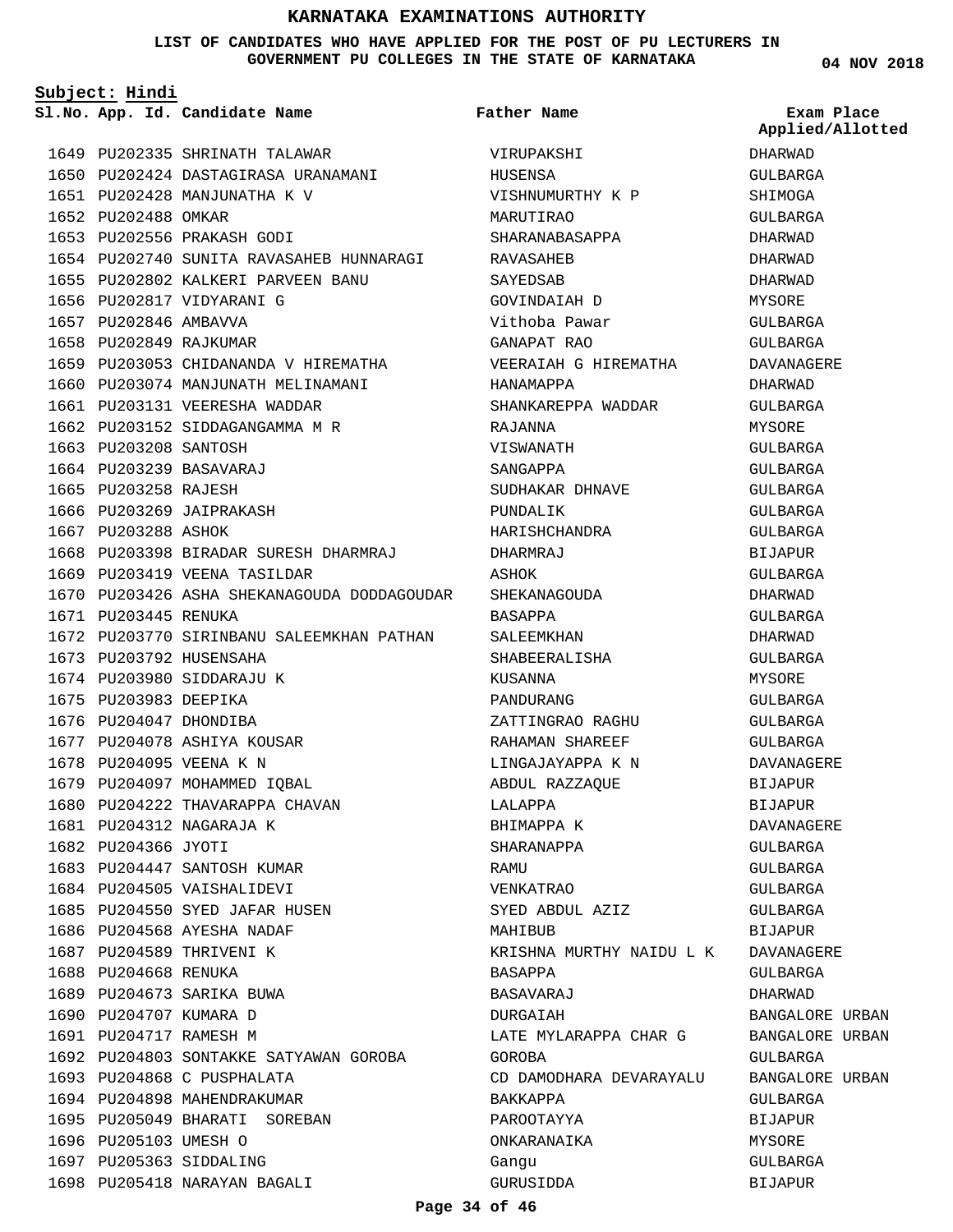# KARNATAKA EXAMINATIONS AUTHORITY

**LIST OF CANDIDATES WHO HAVE APPLIED FOR THE POST OF PU LECTURERS IN GOVERNMENT PU COLLEGES IN THE STATE OF KARNATAKA**

**04 NOV 2018**

**Subject: Hindi**

| Sl.No. | App. Id. | Candidate Name | Father Name | Exam Place Applied/Allotted |
|---|---|---|---|---|
| 1649 | PU202335 | SHRINATH TALAWAR | VIRUPAKSHI | DHARWAD |
| 1650 | PU202424 | DASTAGIRASA URANAMANI | HUSENSA | GULBARGA |
| 1651 | PU202428 | MANJUNATHA K V | VISHNUMURTHY K P | SHIMOGA |
| 1652 | PU202488 | OMKAR | MARUTIRAO | GULBARGA |
| 1653 | PU202556 | PRAKASH GODI | SHARANABASAPPA | DHARWAD |
| 1654 | PU202740 | SUNITA RAVASAHEB HUNNARAGI | RAVASAHEB | DHARWAD |
| 1655 | PU202802 | KALKERI PARVEEN BANU | SAYEDSAB | DHARWAD |
| 1656 | PU202817 | VIDYARANI G | GOVINDAIAH D | MYSORE |
| 1657 | PU202846 | AMBAVVA | Vithoba Pawar | GULBARGA |
| 1658 | PU202849 | RAJKUMAR | GANAPAT RAO | GULBARGA |
| 1659 | PU203053 | CHIDANANDA V HIREMATHA | VEERAIAH G HIREMATHA | DAVANAGERE |
| 1660 | PU203074 | MANJUNATH MELINAMANI | HANAMAPPA | DHARWAD |
| 1661 | PU203131 | VEERESHA WADDAR | SHANKAREPPA WADDAR | GULBARGA |
| 1662 | PU203152 | SIDDAGANGAMMA M R | RAJANNA | MYSORE |
| 1663 | PU203208 | SANTOSH | VISWANATH | GULBARGA |
| 1664 | PU203239 | BASAVARAJ | SANGAPPA | GULBARGA |
| 1665 | PU203258 | RAJESH | SUDHAKAR DHNAVE | GULBARGA |
| 1666 | PU203269 | JAIPRAKASH | PUNDALIK | GULBARGA |
| 1667 | PU203288 | ASHOK | HARISHCHANDRA | GULBARGA |
| 1668 | PU203398 | BIRADAR SURESH DHARMRAJ | DHARMRAJ | BIJAPUR |
| 1669 | PU203419 | VEENA TASILDAR | ASHOK | GULBARGA |
| 1670 | PU203426 | ASHA SHEKANAGOUDA DODDAGOUDAR | SHEKANAGOUDA | DHARWAD |
| 1671 | PU203445 | RENUKA | BASAPPA | GULBARGA |
| 1672 | PU203770 | SIRINBANU SALEEMKHAN PATHAN | SALEEMKHAN | DHARWAD |
| 1673 | PU203792 | HUSENSAHA | SHABEERALISHA | GULBARGA |
| 1674 | PU203980 | SIDDARAJU K | KUSANNA | MYSORE |
| 1675 | PU203983 | DEEPIKA | PANDURANG | GULBARGA |
| 1676 | PU204047 | DHONDIBA | ZATTINGRAO RAGHU | GULBARGA |
| 1677 | PU204078 | ASHIYA KOUSAR | RAHAMAN SHAREEF | GULBARGA |
| 1678 | PU204095 | VEENA K N | LINGAJAYAPPA K N | DAVANAGERE |
| 1679 | PU204097 | MOHAMMED IQBAL | ABDUL RAZZAQUE | BIJAPUR |
| 1680 | PU204222 | THAVARAPPA CHAVAN | LALAPPA | BIJAPUR |
| 1681 | PU204312 | NAGARAJA K | BHIMAPPA K | DAVANAGERE |
| 1682 | PU204366 | JYOTI | SHARANAPPA | GULBARGA |
| 1683 | PU204447 | SANTOSH KUMAR | RAMU | GULBARGA |
| 1684 | PU204505 | VAISHALIDEVI | VENKATRAO | GULBARGA |
| 1685 | PU204550 | SYED JAFAR HUSEN | SYED ABDUL AZIZ | GULBARGA |
| 1686 | PU204568 | AYESHA NADAF | MAHIBUB | BIJAPUR |
| 1687 | PU204589 | THRIVENI K | KRISHNA MURTHY NAIDU L K | DAVANAGERE |
| 1688 | PU204668 | RENUKA | BASAPPA | GULBARGA |
| 1689 | PU204673 | SARIKA BUWA | BASAVARAJ | DHARWAD |
| 1690 | PU204707 | KUMARA D | DURGAIAH | BANGALORE URBAN |
| 1691 | PU204717 | RAMESH M | LATE MYLARAPPA CHAR G | BANGALORE URBAN |
| 1692 | PU204803 | SONTAKKE SATYAWAN GOROBA | GOROBA | GULBARGA |
| 1693 | PU204868 | C PUSPHALATA | CD DAMODHARA DEVARAYALU | BANGALORE URBAN |
| 1694 | PU204898 | MAHENDRAKUMAR | BAKKAPPA | GULBARGA |
| 1695 | PU205049 | BHARATI SOREBAN | PAROOTAYYA | BIJAPUR |
| 1696 | PU205103 | UMESH O | ONKARANAIKA | MYSORE |
| 1697 | PU205363 | SIDDALING | Gangu | GULBARGA |
| 1698 | PU205418 | NARAYAN BAGALI | GURUSIDDA | BIJAPUR |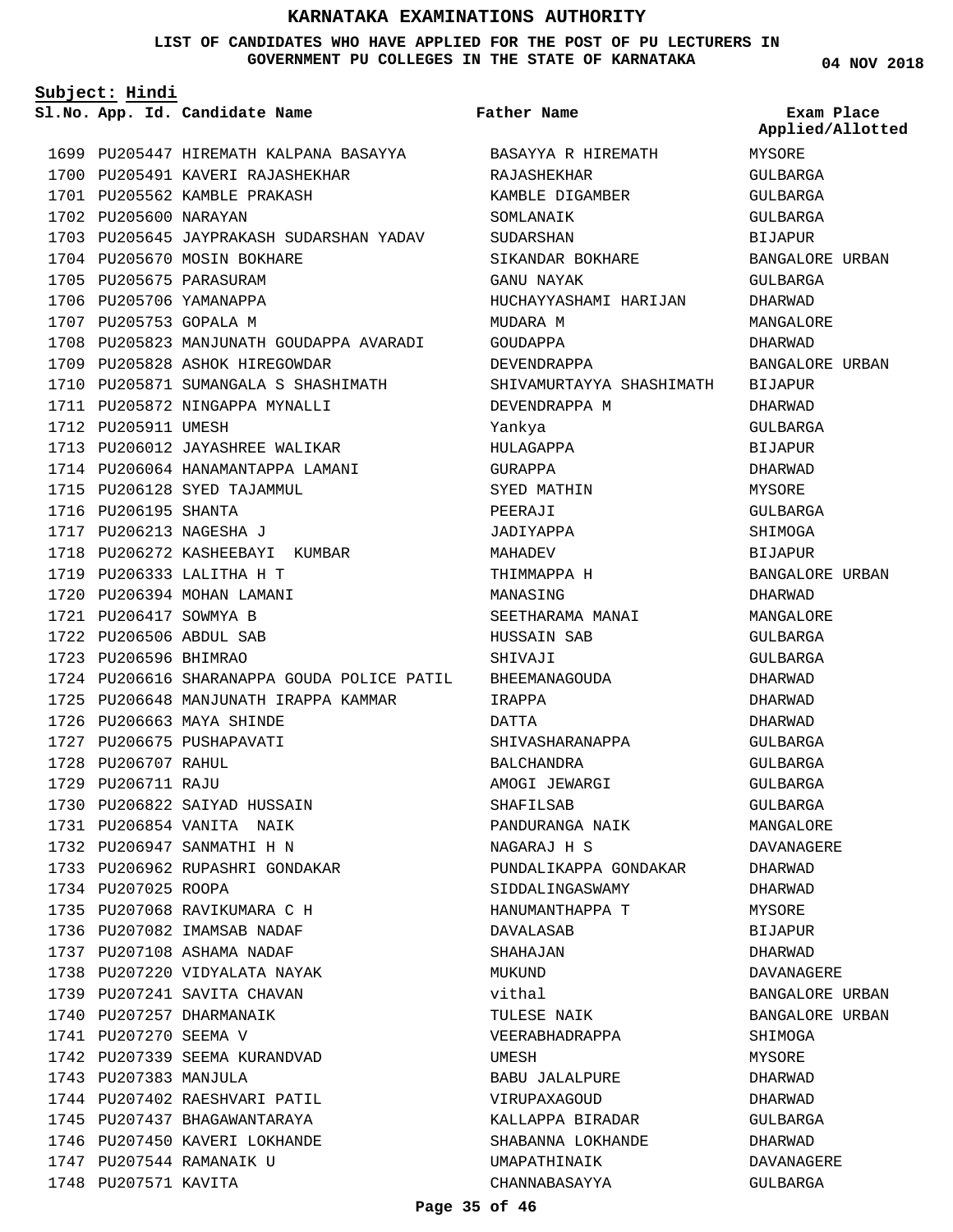# KARNATAKA EXAMINATIONS AUTHORITY

**LIST OF CANDIDATES WHO HAVE APPLIED FOR THE POST OF PU LECTURERS IN GOVERNMENT PU COLLEGES IN THE STATE OF KARNATAKA**

**04 NOV 2018**

**Subject: Hindi**

| Sl.No. | App. Id. | Candidate Name | Father Name | Exam Place Applied/Allotted |
|---|---|---|---|---|
| 1699 | PU205447 | HIREMATH KALPANA BASAYYA | BASAYYA R HIREMATH | MYSORE |
| 1700 | PU205491 | KAVERI RAJASHEKHAR | RAJASHEKHAR | GULBARGA |
| 1701 | PU205562 | KAMBLE PRAKASH | KAMBLE DIGAMBER | GULBARGA |
| 1702 | PU205600 | NARAYAN | SOMLANAIK | GULBARGA |
| 1703 | PU205645 | JAYPRAKASH SUDARSHAN YADAV | SUDARSHAN | BIJAPUR |
| 1704 | PU205670 | MOSIN BOKHARE | SIKANDAR BOKHARE | BANGALORE URBAN |
| 1705 | PU205675 | PARASURAM | GANU NAYAK | GULBARGA |
| 1706 | PU205706 | YAMANAPPA | HUCHAYYASHAMI HARIJAN | DHARWAD |
| 1707 | PU205753 | GOPALA M | MUDARA M | MANGALORE |
| 1708 | PU205823 | MANJUNATH GOUDAPPA AVARADI | GOUDAPPA | DHARWAD |
| 1709 | PU205828 | ASHOK HIREGOWDAR | DEVENDRAPPA | BANGALORE URBAN |
| 1710 | PU205871 | SUMANGALA S SHASHIMATH | SHIVAMURTAYYA SHASHIMATH | BIJAPUR |
| 1711 | PU205872 | NINGAPPA MYNALLI | DEVENDRAPPA M | DHARWAD |
| 1712 | PU205911 | UMESH | Yankya | GULBARGA |
| 1713 | PU206012 | JAYASHREE WALIKAR | HULAGAPPA | BIJAPUR |
| 1714 | PU206064 | HANAMANTAPPA LAMANI | GURAPPA | DHARWAD |
| 1715 | PU206128 | SYED TAJAMMUL | SYED MATHIN | MYSORE |
| 1716 | PU206195 | SHANTA | PEERAJI | GULBARGA |
| 1717 | PU206213 | NAGESHA J | JADIYAPPA | SHIMOGA |
| 1718 | PU206272 | KASHEEBAYI KUMBAR | MAHADEV | BIJAPUR |
| 1719 | PU206333 | LALITHA H T | THIMMAPPA H | BANGALORE URBAN |
| 1720 | PU206394 | MOHAN LAMANI | MANASING | DHARWAD |
| 1721 | PU206417 | SOWMYA B | SEETHARAMA MANAI | MANGALORE |
| 1722 | PU206506 | ABDUL SAB | HUSSAIN SAB | GULBARGA |
| 1723 | PU206596 | BHIMRAO | SHIVAJI | GULBARGA |
| 1724 | PU206616 | SHARANAPPA GOUDA POLICE PATIL | BHEEMANAGOUDA | DHARWAD |
| 1725 | PU206648 | MANJUNATH IRAPPA KAMMAR | IRAPPA | DHARWAD |
| 1726 | PU206663 | MAYA SHINDE | DATTA | DHARWAD |
| 1727 | PU206675 | PUSHAPAVATI | SHIVASHARANAPPA | GULBARGA |
| 1728 | PU206707 | RAHUL | BALCHANDRA | GULBARGA |
| 1729 | PU206711 | RAJU | AMOGI JEWARGI | GULBARGA |
| 1730 | PU206822 | SAIYAD HUSSAIN | SHAFILSAB | GULBARGA |
| 1731 | PU206854 | VANITA NAIK | PANDURANGA NAIK | MANGALORE |
| 1732 | PU206947 | SANMATHI H N | NAGARAJ H S | DAVANAGERE |
| 1733 | PU206962 | RUPASHRI GONDAKAR | PUNDALIKAPPA GONDAKAR | DHARWAD |
| 1734 | PU207025 | ROOPA | SIDDALINGASWAMY | DHARWAD |
| 1735 | PU207068 | RAVIKUMARA C H | HANUMANTHAPPA T | MYSORE |
| 1736 | PU207082 | IMAMSAB NADAF | DAVALASAB | BIJAPUR |
| 1737 | PU207108 | ASHAMA NADAF | SHAHAJAN | DHARWAD |
| 1738 | PU207220 | VIDYALATA NAYAK | MUKUND | DAVANAGERE |
| 1739 | PU207241 | SAVITA CHAVAN | vithal | BANGALORE URBAN |
| 1740 | PU207257 | DHARMANAIK | TULESE NAIK | BANGALORE URBAN |
| 1741 | PU207270 | SEEMA V | VEERABHADRAPPA | SHIMOGA |
| 1742 | PU207339 | SEEMA KURANDVAD | UMESH | MYSORE |
| 1743 | PU207383 | MANJULA | BABU JALALPURE | DHARWAD |
| 1744 | PU207402 | RAESHVARI PATIL | VIRUPAXAGOUD | DHARWAD |
| 1745 | PU207437 | BHAGAWANTARAYA | KALLAPPA BIRADAR | GULBARGA |
| 1746 | PU207450 | KAVERI LOKHANDE | SHABANNA LOKHANDE | DHARWAD |
| 1747 | PU207544 | RAMANAIK U | UMAPATHINAIK | DAVANAGERE |
| 1748 | PU207571 | KAVITA | CHANNABASAYYA | GULBARGA |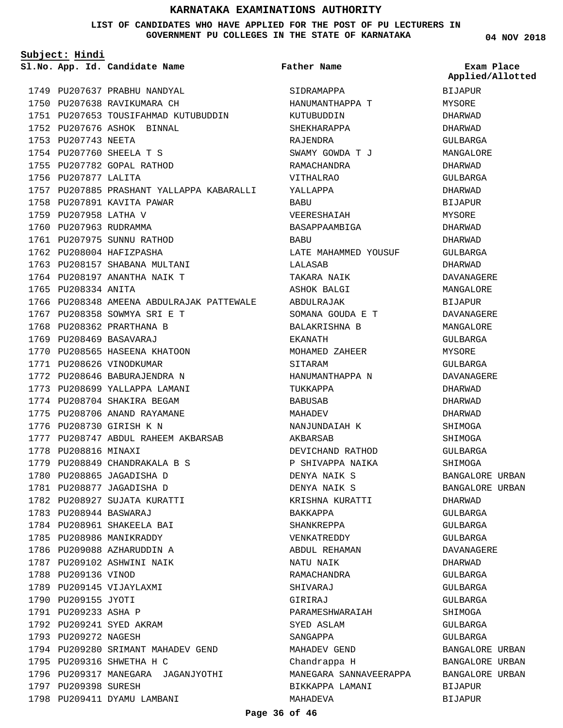# KARNATAKA EXAMINATIONS AUTHORITY

**LIST OF CANDIDATES WHO HAVE APPLIED FOR THE POST OF PU LECTURERS IN GOVERNMENT PU COLLEGES IN THE STATE OF KARNATAKA**

**04 NOV 2018**

**Subject: Hindi**

| Sl.No. | App. Id. | Candidate Name | Father Name | Exam Place Applied/Allotted |
|---|---|---|---|---|
| 1749 | PU207637 | PRABHU NANDYAL | SIDRAMAPPA | BIJAPUR |
| 1750 | PU207638 | RAVIKUMARA CH | HANUMANTHAPPA T | MYSORE |
| 1751 | PU207653 | TOUSIFAHMAD KUTUBUDDIN | KUTUBUDDIN | DHARWAD |
| 1752 | PU207676 | ASHOK BINNAL | SHEKHARAPPA | DHARWAD |
| 1753 | PU207743 | NEETA | RAJENDRA | GULBARGA |
| 1754 | PU207760 | SHEELA T S | SWAMY GOWDA T J | MANGALORE |
| 1755 | PU207782 | GOPAL RATHOD | RAMACHANDRA | DHARWAD |
| 1756 | PU207877 | LALITA | VITHALRAO | GULBARGA |
| 1757 | PU207885 | PRASHANT YALLAPPA KABARALLI | YALLAPPA | DHARWAD |
| 1758 | PU207891 | KAVITA PAWAR | BABU | BIJAPUR |
| 1759 | PU207958 | LATHA V | VEERESHAIAH | MYSORE |
| 1760 | PU207963 | RUDRAMMA | BASAPPAAMBIGA | DHARWAD |
| 1761 | PU207975 | SUNNU RATHOD | BABU | DHARWAD |
| 1762 | PU208004 | HAFIZPASHA | LATE MAHAMMED YOUSUF | GULBARGA |
| 1763 | PU208157 | SHABANA MULTANI | LALASAB | DHARWAD |
| 1764 | PU208197 | ANANTHA NAIK T | TAKARA NAIK | DAVANAGERE |
| 1765 | PU208334 | ANITA | ASHOK BALGI | MANGALORE |
| 1766 | PU208348 | AMEENA ABDULRAJAK PATTEWALE | ABDULRAJAK | BIJAPUR |
| 1767 | PU208358 | SOWMYA SRI E T | SOMANA GOUDA E T | DAVANAGERE |
| 1768 | PU208362 | PRARTHANA B | BALAKRISHNA B | MANGALORE |
| 1769 | PU208469 | BASAVARAJ | EKANATH | GULBARGA |
| 1770 | PU208565 | HASEENA KHATOON | MOHAMED ZAHEER | MYSORE |
| 1771 | PU208626 | VINODKUMAR | SITARAM | GULBARGA |
| 1772 | PU208646 | BABURAJENDRA N | HANUMANTHAPPA N | DAVANAGERE |
| 1773 | PU208699 | YALLAPPA LAMANI | TUKKAPPA | DHARWAD |
| 1774 | PU208704 | SHAKIRA BEGAM | BABUSAB | DHARWAD |
| 1775 | PU208706 | ANAND RAYAMANE | MAHADEV | DHARWAD |
| 1776 | PU208730 | GIRISH K N | NANJUNDAIAH K | SHIMOGA |
| 1777 | PU208747 | ABDUL RAHEEM AKBARSAB | AKBARSAB | SHIMOGA |
| 1778 | PU208816 | MINAXI | DEVICHAND RATHOD | GULBARGA |
| 1779 | PU208849 | CHANDRAKALA B S | P SHIVAPPA NAIKA | SHIMOGA |
| 1780 | PU208865 | JAGADISHA D | DENYA NAIK S | BANGALORE URBAN |
| 1781 | PU208877 | JAGADISHA D | DENYA NAIK S | BANGALORE URBAN |
| 1782 | PU208927 | SUJATA KURATTI | KRISHNA KURATTI | DHARWAD |
| 1783 | PU208944 | BASWARAJ | BAKKAPPA | GULBARGA |
| 1784 | PU208961 | SHAKEELA BAI | SHANKREPPA | GULBARGA |
| 1785 | PU208986 | MANIKRADDY | VENKATREDDY | GULBARGA |
| 1786 | PU209088 | AZHARUDDIN A | ABDUL REHAMAN | DAVANAGERE |
| 1787 | PU209102 | ASHWINI NAIK | NATU NAIK | DHARWAD |
| 1788 | PU209136 | VINOD | RAMACHANDRA | GULBARGA |
| 1789 | PU209145 | VIJAYLAXMI | SHIVARAJ | GULBARGA |
| 1790 | PU209155 | JYOTI | GIRIRAJ | GULBARGA |
| 1791 | PU209233 | ASHA P | PARAMESHWARAIAH | SHIMOGA |
| 1792 | PU209241 | SYED AKRAM | SYED ASLAM | GULBARGA |
| 1793 | PU209272 | NAGESH | SANGAPPA | GULBARGA |
| 1794 | PU209280 | SRIMANT MAHADEV GEND | MAHADEV GEND | BANGALORE URBAN |
| 1795 | PU209316 | SHWETHA H C | Chandrappa H | BANGALORE URBAN |
| 1796 | PU209317 | MANEGARA JAGANJYOTHI | MANEGARA SANNAVEERAPPA | BANGALORE URBAN |
| 1797 | PU209398 | SURESH | BIKKAPPA LAMANI | BIJAPUR |
| 1798 | PU209411 | DYAMU LAMBANI | MAHADEVA | BIJAPUR |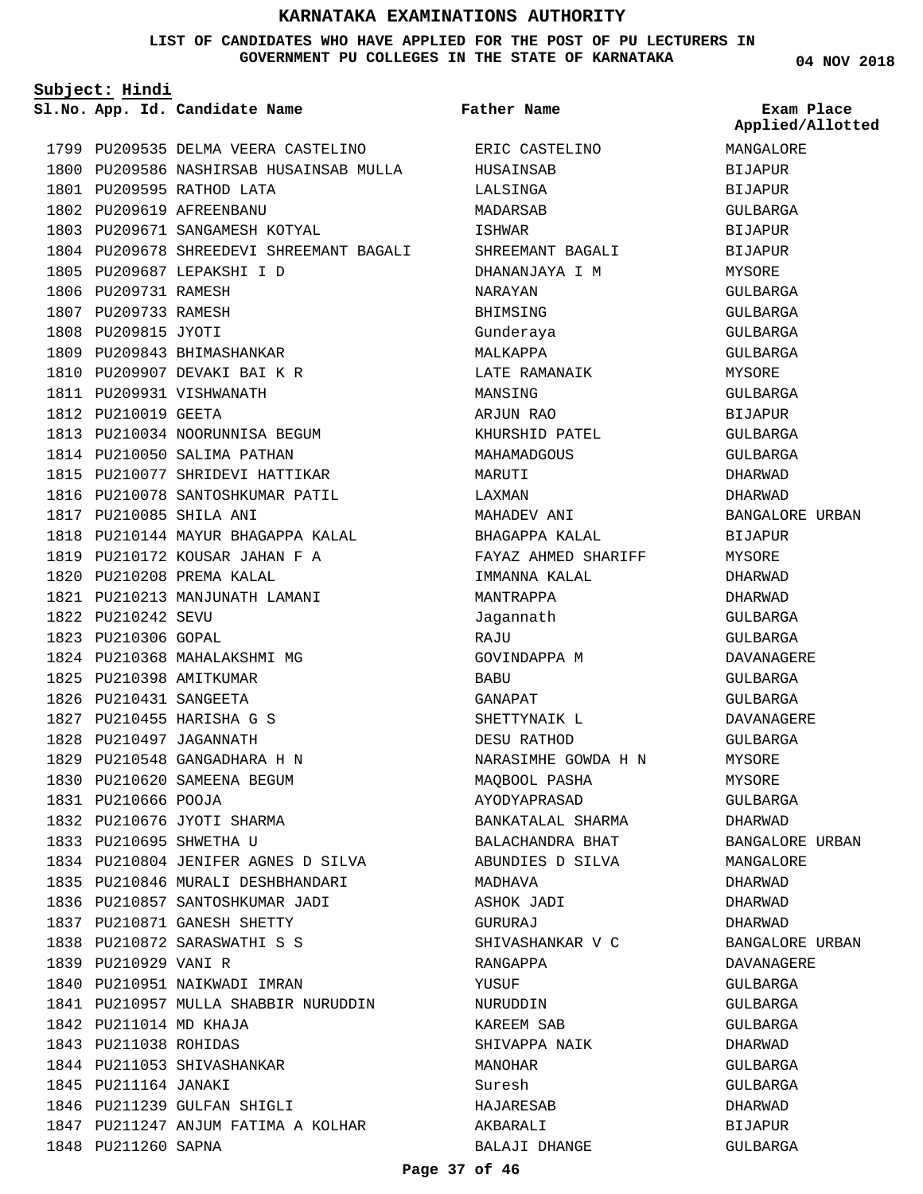# KARNATAKA EXAMINATIONS AUTHORITY

**LIST OF CANDIDATES WHO HAVE APPLIED FOR THE POST OF PU LECTURERS IN GOVERNMENT PU COLLEGES IN THE STATE OF KARNATAKA**

**04 NOV 2018**

**Subject: Hindi**

| Sl.No. | App. Id. | Candidate Name | Father Name | Exam Place Applied/Allotted |
|---|---|---|---|---|
| 1799 | PU209535 | DELMA VEERA CASTELINO | ERIC CASTELINO | MANGALORE |
| 1800 | PU209586 | NASHIRSAB HUSAINSAB MULLA | HUSAINSAB | BIJAPUR |
| 1801 | PU209595 | RATHOD LATA | LALSINGA | BIJAPUR |
| 1802 | PU209619 | AFREENBANU | MADARSAB | GULBARGA |
| 1803 | PU209671 | SANGAMESH KOTYAL | ISHWAR | BIJAPUR |
| 1804 | PU209678 | SHREEDEVI SHREEMANT BAGALI | SHREEMANT BAGALI | BIJAPUR |
| 1805 | PU209687 | LEPAKSHI I D | DHANANJAYA I M | MYSORE |
| 1806 | PU209731 | RAMESH | NARAYAN | GULBARGA |
| 1807 | PU209733 | RAMESH | BHIMSING | GULBARGA |
| 1808 | PU209815 | JYOTI | Gunderaya | GULBARGA |
| 1809 | PU209843 | BHIMASHANKAR | MALKAPPA | GULBARGA |
| 1810 | PU209907 | DEVAKI BAI K R | LATE RAMANAIK | MYSORE |
| 1811 | PU209931 | VISHWANATH | MANSING | GULBARGA |
| 1812 | PU210019 | GEETA | ARJUN RAO | BIJAPUR |
| 1813 | PU210034 | NOORUNNISA BEGUM | KHURSHID PATEL | GULBARGA |
| 1814 | PU210050 | SALIMA PATHAN | MAHAMADGOUS | GULBARGA |
| 1815 | PU210077 | SHRIDEVI HATTIKAR | MARUTI | DHARWAD |
| 1816 | PU210078 | SANTOSHKUMAR PATIL | LAXMAN | DHARWAD |
| 1817 | PU210085 | SHILA ANI | MAHADEV ANI | BANGALORE URBAN |
| 1818 | PU210144 | MAYUR BHAGAPPA KALAL | BHAGAPPA KALAL | BIJAPUR |
| 1819 | PU210172 | KOUSAR JAHAN F A | FAYAZ AHMED SHARIFF | MYSORE |
| 1820 | PU210208 | PREMA KALAL | IMMANNA KALAL | DHARWAD |
| 1821 | PU210213 | MANJUNATH LAMANI | MANTRAPPA | DHARWAD |
| 1822 | PU210242 | SEVU | Jagannath | GULBARGA |
| 1823 | PU210306 | GOPAL | RAJU | GULBARGA |
| 1824 | PU210368 | MAHALAKSHMI MG | GOVINDAPPA M | DAVANAGERE |
| 1825 | PU210398 | AMITKUMAR | BABU | GULBARGA |
| 1826 | PU210431 | SANGEETA | GANAPAT | GULBARGA |
| 1827 | PU210455 | HARISHA G S | SHETTYNAIK L | DAVANAGERE |
| 1828 | PU210497 | JAGANNATH | DESU RATHOD | GULBARGA |
| 1829 | PU210548 | GANGADHARA H N | NARASIMHE GOWDA H N | MYSORE |
| 1830 | PU210620 | SAMEENA BEGUM | MAQBOOL PASHA | MYSORE |
| 1831 | PU210666 | POOJA | AYODYAPRASAD | GULBARGA |
| 1832 | PU210676 | JYOTI SHARMA | BANKATALAL SHARMA | DHARWAD |
| 1833 | PU210695 | SHWETHA U | BALACHANDRA BHAT | BANGALORE URBAN |
| 1834 | PU210804 | JENIFER AGNES D SILVA | ABUNDIES D SILVA | MANGALORE |
| 1835 | PU210846 | MURALI DESHBHANDARI | MADHAVA | DHARWAD |
| 1836 | PU210857 | SANTOSHKUMAR JADI | ASHOK JADI | DHARWAD |
| 1837 | PU210871 | GANESH SHETTY | GURURAJ | DHARWAD |
| 1838 | PU210872 | SARASWATHI S S | SHIVASHANKAR V C | BANGALORE URBAN |
| 1839 | PU210929 | VANI R | RANGAPPA | DAVANAGERE |
| 1840 | PU210951 | NAIKWADI IMRAN | YUSUF | GULBARGA |
| 1841 | PU210957 | MULLA SHABBIR NURUDDIN | NURUDDIN | GULBARGA |
| 1842 | PU211014 | MD KHAJA | KAREEM SAB | GULBARGA |
| 1843 | PU211038 | ROHIDAS | SHIVAPPA NAIK | DHARWAD |
| 1844 | PU211053 | SHIVASHANKAR | MANOHAR | GULBARGA |
| 1845 | PU211164 | JANAKI | Suresh | GULBARGA |
| 1846 | PU211239 | GULFAN SHIGLI | HAJARESAB | DHARWAD |
| 1847 | PU211247 | ANJUM FATIMA A KOLHAR | AKBARALI | BIJAPUR |
| 1848 | PU211260 | SAPNA | BALAJI DHANGE | GULBARGA |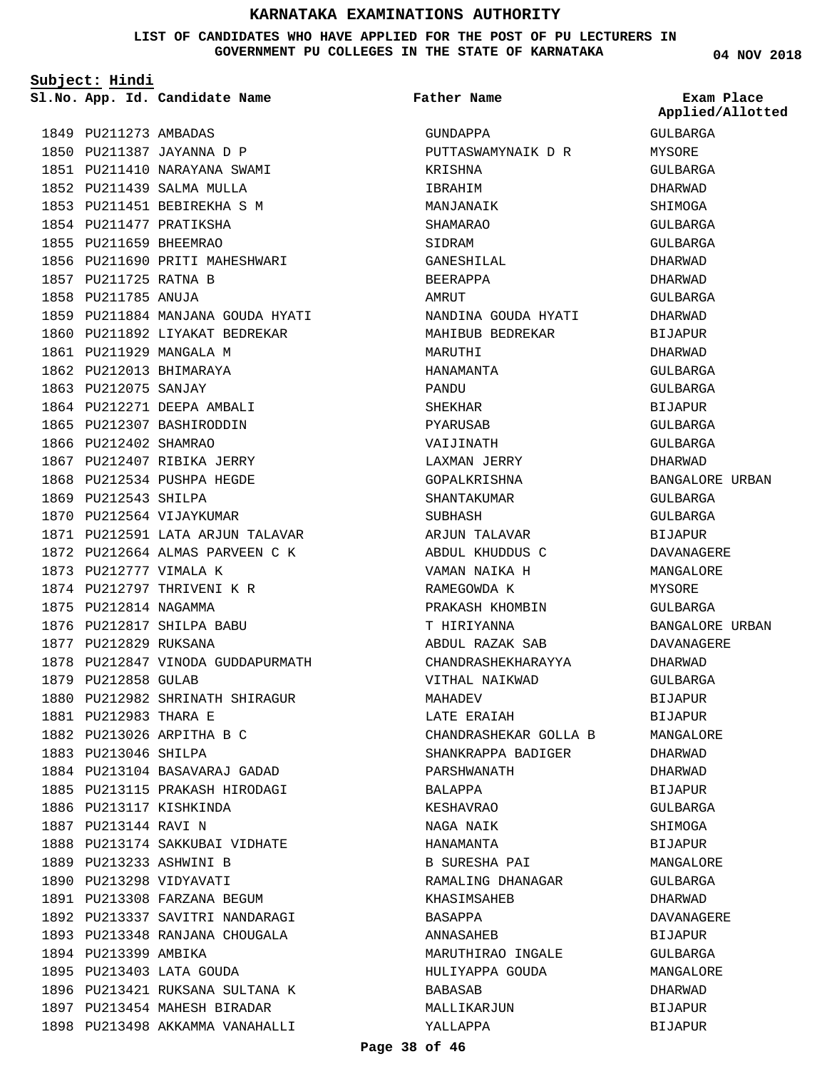# KARNATAKA EXAMINATIONS AUTHORITY

**LIST OF CANDIDATES WHO HAVE APPLIED FOR THE POST OF PU LECTURERS IN GOVERNMENT PU COLLEGES IN THE STATE OF KARNATAKA**

**04 NOV 2018**

**Subject: Hindi**

| Sl.No. | App. Id. | Candidate Name | Father Name | Exam Place Applied/Allotted |
|---|---|---|---|---|
| 1849 | PU211273 | AMBADAS | GUNDAPPA | GULBARGA |
| 1850 | PU211387 | JAYANNA D P | PUTTASWAMYNAIK D R | MYSORE |
| 1851 | PU211410 | NARAYANA SWAMI | KRISHNA | GULBARGA |
| 1852 | PU211439 | SALMA MULLA | IBRAHIM | DHARWAD |
| 1853 | PU211451 | BEBIREKHA S M | MANJANAIK | SHIMOGA |
| 1854 | PU211477 | PRATIKSHA | SHAMARAO | GULBARGA |
| 1855 | PU211659 | BHEEMRAO | SIDRAM | GULBARGA |
| 1856 | PU211690 | PRITI MAHESHWARI | GANESHILAL | DHARWAD |
| 1857 | PU211725 | RATNA B | BEERAPPA | DHARWAD |
| 1858 | PU211785 | ANUJA | AMRUT | GULBARGA |
| 1859 | PU211884 | MANJANA GOUDA HYATI | NANDINA GOUDA HYATI | DHARWAD |
| 1860 | PU211892 | LIYAKAT BEDREKAR | MAHIBUB BEDREKAR | BIJAPUR |
| 1861 | PU211929 | MANGALA M | MARUTHI | DHARWAD |
| 1862 | PU212013 | BHIMARAYA | HANAMANTA | GULBARGA |
| 1863 | PU212075 | SANJAY | PANDU | GULBARGA |
| 1864 | PU212271 | DEEPA AMBALI | SHEKHAR | BIJAPUR |
| 1865 | PU212307 | BASHIRODDIN | PYARUSAB | GULBARGA |
| 1866 | PU212402 | SHAMRAO | VAIJINATH | GULBARGA |
| 1867 | PU212407 | RIBIKA JERRY | LAXMAN JERRY | DHARWAD |
| 1868 | PU212534 | PUSHPA HEGDE | GOPALKRISHNA | BANGALORE URBAN |
| 1869 | PU212543 | SHILPA | SHANTAKUMAR | GULBARGA |
| 1870 | PU212564 | VIJAYKUMAR | SUBHASH | GULBARGA |
| 1871 | PU212591 | LATA ARJUN TALAVAR | ARJUN TALAVAR | BIJAPUR |
| 1872 | PU212664 | ALMAS PARVEEN C K | ABDUL KHUDDUS C | DAVANAGERE |
| 1873 | PU212777 | VIMALA K | VAMAN NAIKA H | MANGALORE |
| 1874 | PU212797 | THRIVENI K R | RAMEGOWDA K | MYSORE |
| 1875 | PU212814 | NAGAMMA | PRAKASH KHOMBIN | GULBARGA |
| 1876 | PU212817 | SHILPA BABU | T HIRIYANNA | BANGALORE URBAN |
| 1877 | PU212829 | RUKSANA | ABDUL RAZAK SAB | DAVANAGERE |
| 1878 | PU212847 | VINODA GUDDAPURMATH | CHANDRASHEKHARAYYA | DHARWAD |
| 1879 | PU212858 | GULAB | VITHAL NAIKWAD | GULBARGA |
| 1880 | PU212982 | SHRINATH SHIRAGUR | MAHADEV | BIJAPUR |
| 1881 | PU212983 | THARA E | LATE ERAIAH | BIJAPUR |
| 1882 | PU213026 | ARPITHA B C | CHANDRASHEKAR GOLLA B | MANGALORE |
| 1883 | PU213046 | SHILPA | SHANKRAPPA BADIGER | DHARWAD |
| 1884 | PU213104 | BASAVARAJ GADAD | PARSHWANATH | DHARWAD |
| 1885 | PU213115 | PRAKASH HIRODAGI | BALAPPA | BIJAPUR |
| 1886 | PU213117 | KISHKINDA | KESHAVRAO | GULBARGA |
| 1887 | PU213144 | RAVI N | NAGA NAIK | SHIMOGA |
| 1888 | PU213174 | SAKKUBAI VIDHATE | HANAMANTA | BIJAPUR |
| 1889 | PU213233 | ASHWINI B | B SURESHA PAI | MANGALORE |
| 1890 | PU213298 | VIDYAVATI | RAMALING DHANAGAR | GULBARGA |
| 1891 | PU213308 | FARZANA BEGUM | KHASIMSAHEB | DHARWAD |
| 1892 | PU213337 | SAVITRI NANDARAGI | BASAPPA | DAVANAGERE |
| 1893 | PU213348 | RANJANA CHOUGALA | ANNASAHEB | BIJAPUR |
| 1894 | PU213399 | AMBIKA | MARUTHIRAO INGALE | GULBARGA |
| 1895 | PU213403 | LATA GOUDA | HULIYAPPA GOUDA | MANGALORE |
| 1896 | PU213421 | RUKSANA SULTANA K | BABASAB | DHARWAD |
| 1897 | PU213454 | MAHESH BIRADAR | MALLIKARJUN | BIJAPUR |
| 1898 | PU213498 | AKKAMMA VANAHALLI | YALLAPPA | BIJAPUR |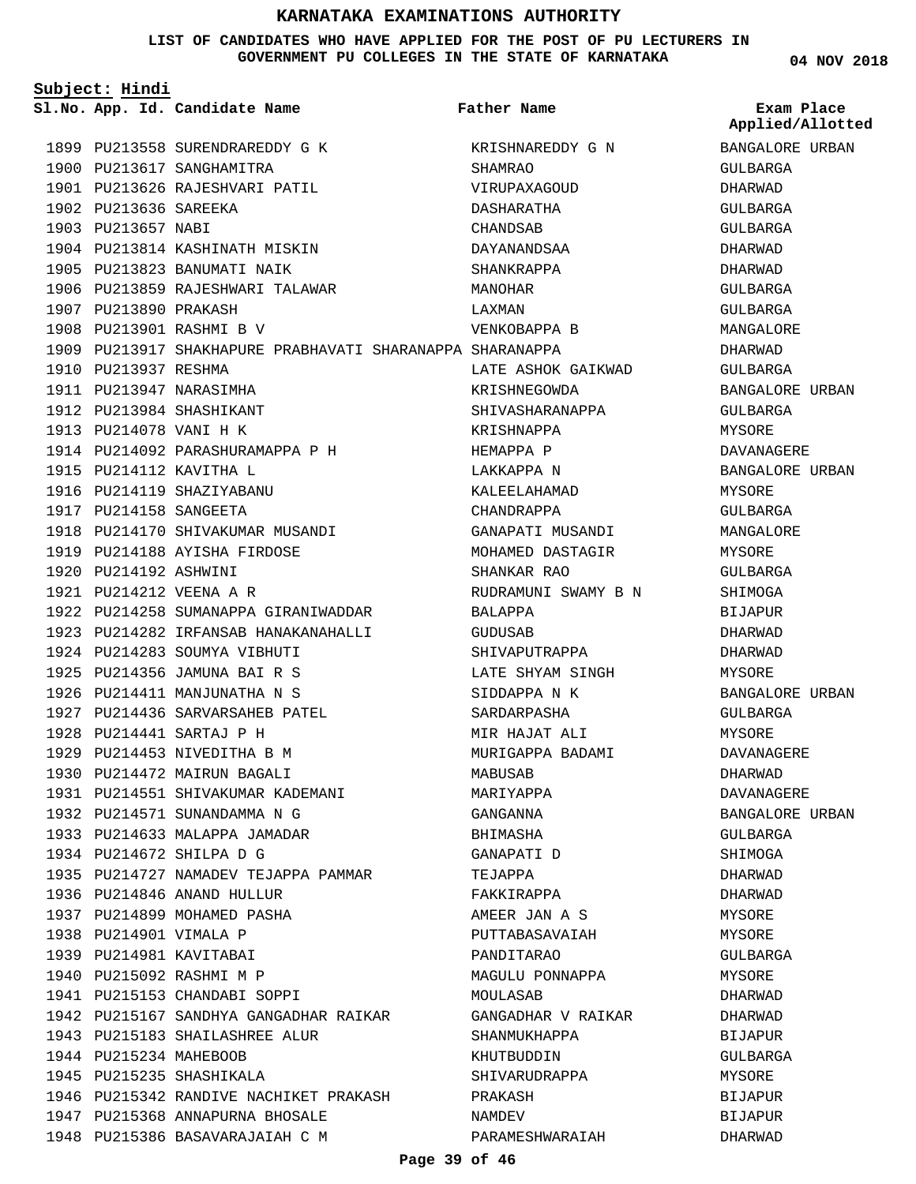# KARNATAKA EXAMINATIONS AUTHORITY

**LIST OF CANDIDATES WHO HAVE APPLIED FOR THE POST OF PU LECTURERS IN GOVERNMENT PU COLLEGES IN THE STATE OF KARNATAKA**

**04 NOV 2018**

**Subject: Hindi**

| Sl.No. | App. Id. | Candidate Name | Father Name | Exam Place Applied/Allotted |
|---|---|---|---|---|
| 1899 | PU213558 | SURENDRAREDDY G K | KRISHNAREDDY G N | BANGALORE URBAN |
| 1900 | PU213617 | SANGHAMITRA | SHAMRAO | GULBARGA |
| 1901 | PU213626 | RAJESHVARI PATIL | VIRUPAXAGOUD | DHARWAD |
| 1902 | PU213636 | SAREEKA | DASHARATHA | GULBARGA |
| 1903 | PU213657 | NABI | CHANDSAB | GULBARGA |
| 1904 | PU213814 | KASHINATH MISKIN | DAYANANDSAA | DHARWAD |
| 1905 | PU213823 | BANUMATI NAIK | SHANKRAPPA | DHARWAD |
| 1906 | PU213859 | RAJESHWARI TALAWAR | MANOHAR | GULBARGA |
| 1907 | PU213890 | PRAKASH | LAXMAN | GULBARGA |
| 1908 | PU213901 | RASHMI B V | VENKOBAPPA B | MANGALORE |
| 1909 | PU213917 | SHAKHAPURE PRABHAVATI SHARANAPPA | SHARANAPPA | DHARWAD |
| 1910 | PU213937 | RESHMA | LATE ASHOK GAIKWAD | GULBARGA |
| 1911 | PU213947 | NARASIMHA | KRISHNEGOWDA | BANGALORE URBAN |
| 1912 | PU213984 | SHASHIKANT | SHIVASHARANAPPA | GULBARGA |
| 1913 | PU214078 | VANI H K | KRISHNAPPA | MYSORE |
| 1914 | PU214092 | PARASHURAMAPPA P H | HEMAPPA P | DAVANAGERE |
| 1915 | PU214112 | KAVITHA L | LAKKAPPA N | BANGALORE URBAN |
| 1916 | PU214119 | SHAZIYABANU | KALEELAHAMAD | MYSORE |
| 1917 | PU214158 | SANGEETA | CHANDRAPPA | GULBARGA |
| 1918 | PU214170 | SHIVAKUMAR MUSANDI | GANAPATI MUSANDI | MANGALORE |
| 1919 | PU214188 | AYISHA FIRDOSE | MOHAMED DASTAGIR | MYSORE |
| 1920 | PU214192 | ASHWINI | SHANKAR RAO | GULBARGA |
| 1921 | PU214212 | VEENA A R | RUDRAMUNI SWAMY B N | SHIMOGA |
| 1922 | PU214258 | SUMANAPPA GIRANIWADDAR | BALAPPA | BIJAPUR |
| 1923 | PU214282 | IRFANSAB HANAKANAHALLI | GUDUSAB | DHARWAD |
| 1924 | PU214283 | SOUMYA VIBHUTI | SHIVAPUTRAPPA | DHARWAD |
| 1925 | PU214356 | JAMUNA BAI R S | LATE SHYAM SINGH | MYSORE |
| 1926 | PU214411 | MANJUNATHA N S | SIDDAPPA N K | BANGALORE URBAN |
| 1927 | PU214436 | SARVARSAHEB PATEL | SARDARPASHA | GULBARGA |
| 1928 | PU214441 | SARTAJ P H | MIR HAJAT ALI | MYSORE |
| 1929 | PU214453 | NIVEDITHA B M | MURIGAPPA BADAMI | DAVANAGERE |
| 1930 | PU214472 | MAIRUN BAGALI | MABUSAB | DHARWAD |
| 1931 | PU214551 | SHIVAKUMAR KADEMANI | MARIYAPPA | DAVANAGERE |
| 1932 | PU214571 | SUNANDAMMA N G | GANGANNA | BANGALORE URBAN |
| 1933 | PU214633 | MALAPPA JAMADAR | BHIMASHA | GULBARGA |
| 1934 | PU214672 | SHILPA D G | GANAPATI D | SHIMOGA |
| 1935 | PU214727 | NAMADEV TEJAPPA PAMMAR | TEJAPPA | DHARWAD |
| 1936 | PU214846 | ANAND HULLUR | FAKKIRAPPA | DHARWAD |
| 1937 | PU214899 | MOHAMED PASHA | AMEER JAN A S | MYSORE |
| 1938 | PU214901 | VIMALA P | PUTTABASAVAIAH | MYSORE |
| 1939 | PU214981 | KAVITABAI | PANDITARAO | GULBARGA |
| 1940 | PU215092 | RASHMI M P | MAGULU PONNAPPA | MYSORE |
| 1941 | PU215153 | CHANDABI SOPPI | MOULASAB | DHARWAD |
| 1942 | PU215167 | SANDHYA GANGADHAR RAIKAR | GANGADHAR V RAIKAR | DHARWAD |
| 1943 | PU215183 | SHAILASHREE ALUR | SHANMUKHAPPA | BIJAPUR |
| 1944 | PU215234 | MAHEBOOB | KHUTBUDDIN | GULBARGA |
| 1945 | PU215235 | SHASHIKALA | SHIVARUDRAPPA | MYSORE |
| 1946 | PU215342 | RANDIVE NACHIKET PRAKASH | PRAKASH | BIJAPUR |
| 1947 | PU215368 | ANNAPURNA BHOSALE | NAMDEV | BIJAPUR |
| 1948 | PU215386 | BASAVARAJAIAH C M | PARAMESHWARAIAH | DHARWAD |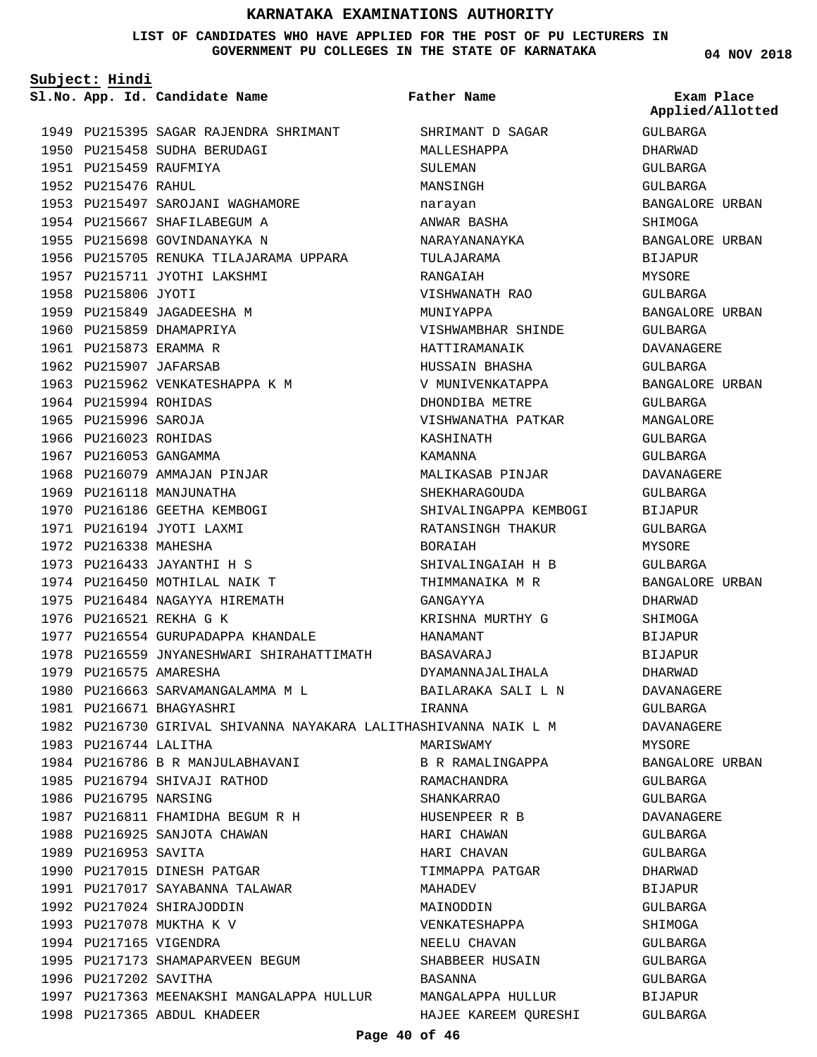# KARNATAKA EXAMINATIONS AUTHORITY

**LIST OF CANDIDATES WHO HAVE APPLIED FOR THE POST OF PU LECTURERS IN GOVERNMENT PU COLLEGES IN THE STATE OF KARNATAKA**

04 NOV 2018

**Subject: Hindi**

| Sl.No. | App. Id. | Candidate Name | Father Name | Exam Place Applied/Allotted |
|---|---|---|---|---|
| 1949 | PU215395 | SAGAR RAJENDRA SHRIMANT | SHRIMANT D SAGAR | GULBARGA |
| 1950 | PU215458 | SUDHA BERUDAGI | MALLESHAPPA | DHARWAD |
| 1951 | PU215459 | RAUFMIYA | SULEMAN | GULBARGA |
| 1952 | PU215476 | RAHUL | MANSINGH | GULBARGA |
| 1953 | PU215497 | SAROJANI WAGHAMORE | narayan | BANGALORE URBAN |
| 1954 | PU215667 | SHAFILABEGUM A | ANWAR BASHA | SHIMOGA |
| 1955 | PU215698 | GOVINDANAYKA N | NARAYANANAYKA | BANGALORE URBAN |
| 1956 | PU215705 | RENUKA TILAJARAMA UPPARA | TULAJARAMA | BIJAPUR |
| 1957 | PU215711 | JYOTHI LAKSHMI | RANGAIAH | MYSORE |
| 1958 | PU215806 | JYOTI | VISHWANATH RAO | GULBARGA |
| 1959 | PU215849 | JAGADEESHA M | MUNIYAPPA | BANGALORE URBAN |
| 1960 | PU215859 | DHAMAPRIYA | VISHWAMBHAR SHINDE | GULBARGA |
| 1961 | PU215873 | ERAMMA R | HATTIRAMANAIK | DAVANAGERE |
| 1962 | PU215907 | JAFARSAB | HUSSAIN BHASHA | GULBARGA |
| 1963 | PU215962 | VENKATESHAPPA K M | V MUNIVENKATAPPA | BANGALORE URBAN |
| 1964 | PU215994 | ROHIDAS | DHONDIBA METRE | GULBARGA |
| 1965 | PU215996 | SAROJA | VISHWANATHA PATKAR | MANGALORE |
| 1966 | PU216023 | ROHIDAS | KASHINATH | GULBARGA |
| 1967 | PU216053 | GANGAMMA | KAMANNA | GULBARGA |
| 1968 | PU216079 | AMMAJAN PINJAR | MALIKASAB PINJAR | DAVANAGERE |
| 1969 | PU216118 | MANJUNATHA | SHEKHARAGOUDA | GULBARGA |
| 1970 | PU216186 | GEETHA KEMBOGI | SHIVALINGAPPA KEMBOGI | BIJAPUR |
| 1971 | PU216194 | JYOTI LAXMI | RATANSINGH THAKUR | GULBARGA |
| 1972 | PU216338 | MAHESHA | BORAIAH | MYSORE |
| 1973 | PU216433 | JAYANTHI H S | SHIVALINGAIAH H B | GULBARGA |
| 1974 | PU216450 | MOTHILAL NAIK T | THIMMANAIKA M R | BANGALORE URBAN |
| 1975 | PU216484 | NAGAYYA HIREMATH | GANGAYYA | DHARWAD |
| 1976 | PU216521 | REKHA G K | KRISHNA MURTHY G | SHIMOGA |
| 1977 | PU216554 | GURUPADAPPA KHANDALE | HANAMANT | BIJAPUR |
| 1978 | PU216559 | JNYANESHWARI SHIRAHATTIMATH | BASAVARAJ | BIJAPUR |
| 1979 | PU216575 | AMARESHA | DYAMANNAJALIHALA | DHARWAD |
| 1980 | PU216663 | SARVAMANGALAMMA M L | BAILARAKA SALI L N | DAVANAGERE |
| 1981 | PU216671 | BHAGYASHRI | IRANNA | GULBARGA |
| 1982 | PU216730 | GIRIVAL SHIVANNA NAYAKARA LALITHA | SHIVANNA NAIK L M | DAVANAGERE |
| 1983 | PU216744 | LALITHA | MARISWAMY | MYSORE |
| 1984 | PU216786 | B R MANJULABHAVANI | B R RAMALINGAPPA | BANGALORE URBAN |
| 1985 | PU216794 | SHIVAJI RATHOD | RAMACHANDRA | GULBARGA |
| 1986 | PU216795 | NARSING | SHANKARRAO | GULBARGA |
| 1987 | PU216811 | FHAMIDHA BEGUM R H | HUSENPEER R B | DAVANAGERE |
| 1988 | PU216925 | SANJOTA CHAWAN | HARI CHAWAN | GULBARGA |
| 1989 | PU216953 | SAVITA | HARI CHAVAN | GULBARGA |
| 1990 | PU217015 | DINESH PATGAR | TIMMAPPA PATGAR | DHARWAD |
| 1991 | PU217017 | SAYABANNA TALAWAR | MAHADEV | BIJAPUR |
| 1992 | PU217024 | SHIRAJODDIN | MAINODDIN | GULBARGA |
| 1993 | PU217078 | MUKTHA K V | VENKATESHAPPA | SHIMOGA |
| 1994 | PU217165 | VIGENDRA | NEELU CHAVAN | GULBARGA |
| 1995 | PU217173 | SHAMAPARVEEN BEGUM | SHABBEER HUSAIN | GULBARGA |
| 1996 | PU217202 | SAVITHA | BASANNA | GULBARGA |
| 1997 | PU217363 | MEENAKSHI MANGALAPPA HULLUR | MANGALAPPA HULLUR | BIJAPUR |
| 1998 | PU217365 | ABDUL KHADEER | HAJEE KAREEM QURESHI | GULBARGA |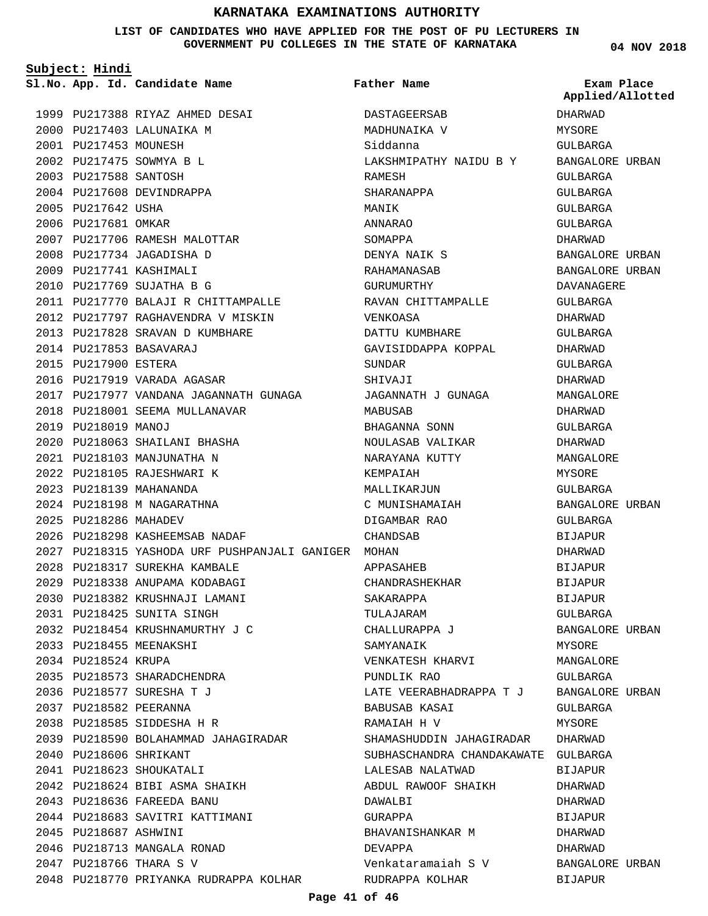# KARNATAKA EXAMINATIONS AUTHORITY

**LIST OF CANDIDATES WHO HAVE APPLIED FOR THE POST OF PU LECTURERS IN GOVERNMENT PU COLLEGES IN THE STATE OF KARNATAKA**

**04 NOV 2018**

**Subject: Hindi**

| Sl.No. | App. Id. | Candidate Name | Father Name | Exam Place Applied/Allotted |
|---|---|---|---|---|
| 1999 | PU217388 | RIYAZ AHMED DESAI | DASTAGEERSAB | DHARWAD |
| 2000 | PU217403 | LALUNAIKA M | MADHUNAIKA V | MYSORE |
| 2001 | PU217453 | MOUNESH | Siddanna | GULBARGA |
| 2002 | PU217475 | SOWMYA B L | LAKSHMIPATHY NAIDU B Y | BANGALORE URBAN |
| 2003 | PU217588 | SANTOSH | RAMESH | GULBARGA |
| 2004 | PU217608 | DEVINDRAPPA | SHARANAPPA | GULBARGA |
| 2005 | PU217642 | USHA | MANIK | GULBARGA |
| 2006 | PU217681 | OMKAR | ANNARAO | GULBARGA |
| 2007 | PU217706 | RAMESH MALOTTAR | SOMAPPA | DHARWAD |
| 2008 | PU217734 | JAGADISHA D | DENYA NAIK S | BANGALORE URBAN |
| 2009 | PU217741 | KASHIMALI | RAHAMANASAB | BANGALORE URBAN |
| 2010 | PU217769 | SUJATHA B G | GURUMURTHY | DAVANAGERE |
| 2011 | PU217770 | BALAJI R CHITTAMPALLE | RAVAN CHITTAMPALLE | GULBARGA |
| 2012 | PU217797 | RAGHAVENDRA V MISKIN | VENKOASA | DHARWAD |
| 2013 | PU217828 | SRAVAN D KUMBHARE | DATTU KUMBHARE | GULBARGA |
| 2014 | PU217853 | BASAVARAJ | GAVISIDDAPPA KOPPAL | DHARWAD |
| 2015 | PU217900 | ESTERA | SUNDAR | GULBARGA |
| 2016 | PU217919 | VARADA AGASAR | SHIVAJI | DHARWAD |
| 2017 | PU217977 | VANDANA JAGANNATH GUNAGA | JAGANNATH J GUNAGA | MANGALORE |
| 2018 | PU218001 | SEEMA MULLANAVAR | MABUSAB | DHARWAD |
| 2019 | PU218019 | MANOJ | BHAGANNA SONN | GULBARGA |
| 2020 | PU218063 | SHAILANI BHASHA | NOULASAB VALIKAR | DHARWAD |
| 2021 | PU218103 | MANJUNATHA N | NARAYANA KUTTY | MANGALORE |
| 2022 | PU218105 | RAJESHWARI K | KEMPAIAH | MYSORE |
| 2023 | PU218139 | MAHANANDA | MALLIKARJUN | GULBARGA |
| 2024 | PU218198 | M NAGARATHNA | C MUNISHAMAIAH | BANGALORE URBAN |
| 2025 | PU218286 | MAHADEV | DIGAMBAR RAO | GULBARGA |
| 2026 | PU218298 | KASHEEMSAB NADAF | CHANDSAB | BIJAPUR |
| 2027 | PU218315 | YASHODA URF PUSHPANJALI GANIGER | MOHAN | DHARWAD |
| 2028 | PU218317 | SUREKHA KAMBALE | APPASAHEB | BIJAPUR |
| 2029 | PU218338 | ANUPAMA KODABAGI | CHANDRASHEKHAR | BIJAPUR |
| 2030 | PU218382 | KRUSHNAJI LAMANI | SAKARAPPA | BIJAPUR |
| 2031 | PU218425 | SUNITA SINGH | TULAJARAM | GULBARGA |
| 2032 | PU218454 | KRUSHNAMURTHY J C | CHALLURAPPA J | BANGALORE URBAN |
| 2033 | PU218455 | MEENAKSHI | SAMYANAIK | MYSORE |
| 2034 | PU218524 | KRUPA | VENKATESH KHARVI | MANGALORE |
| 2035 | PU218573 | SHARADCHENDRA | PUNDLIK RAO | GULBARGA |
| 2036 | PU218577 | SURESHA T J | LATE VEERABHADRAPPA T J | BANGALORE URBAN |
| 2037 | PU218582 | PEERANNA | BABUSAB KASAI | GULBARGA |
| 2038 | PU218585 | SIDDESHA H R | RAMAIAH H V | MYSORE |
| 2039 | PU218590 | BOLAHAMMAD JAHAGIRADAR | SHAMASHUDDIN JAHAGIRADAR | DHARWAD |
| 2040 | PU218606 | SHRIKANT | SUBHASCHANDRA CHANDAKAWATE | GULBARGA |
| 2041 | PU218623 | SHOUKATALI | LALESAB NALATWAD | BIJAPUR |
| 2042 | PU218624 | BIBI ASMA SHAIKH | ABDUL RAWOOF SHAIKH | DHARWAD |
| 2043 | PU218636 | FAREEDA BANU | DAWALBI | DHARWAD |
| 2044 | PU218683 | SAVITRI KATTIMANI | GURAPPA | BIJAPUR |
| 2045 | PU218687 | ASHWINI | BHAVANISHANKAR M | DHARWAD |
| 2046 | PU218713 | MANGALA RONAD | DEVAPPA | DHARWAD |
| 2047 | PU218766 | THARA S V | Venkataramaiah S V | BANGALORE URBAN |
| 2048 | PU218770 | PRIYANKA RUDRAPPA KOLHAR | RUDRAPPA KOLHAR | BIJAPUR |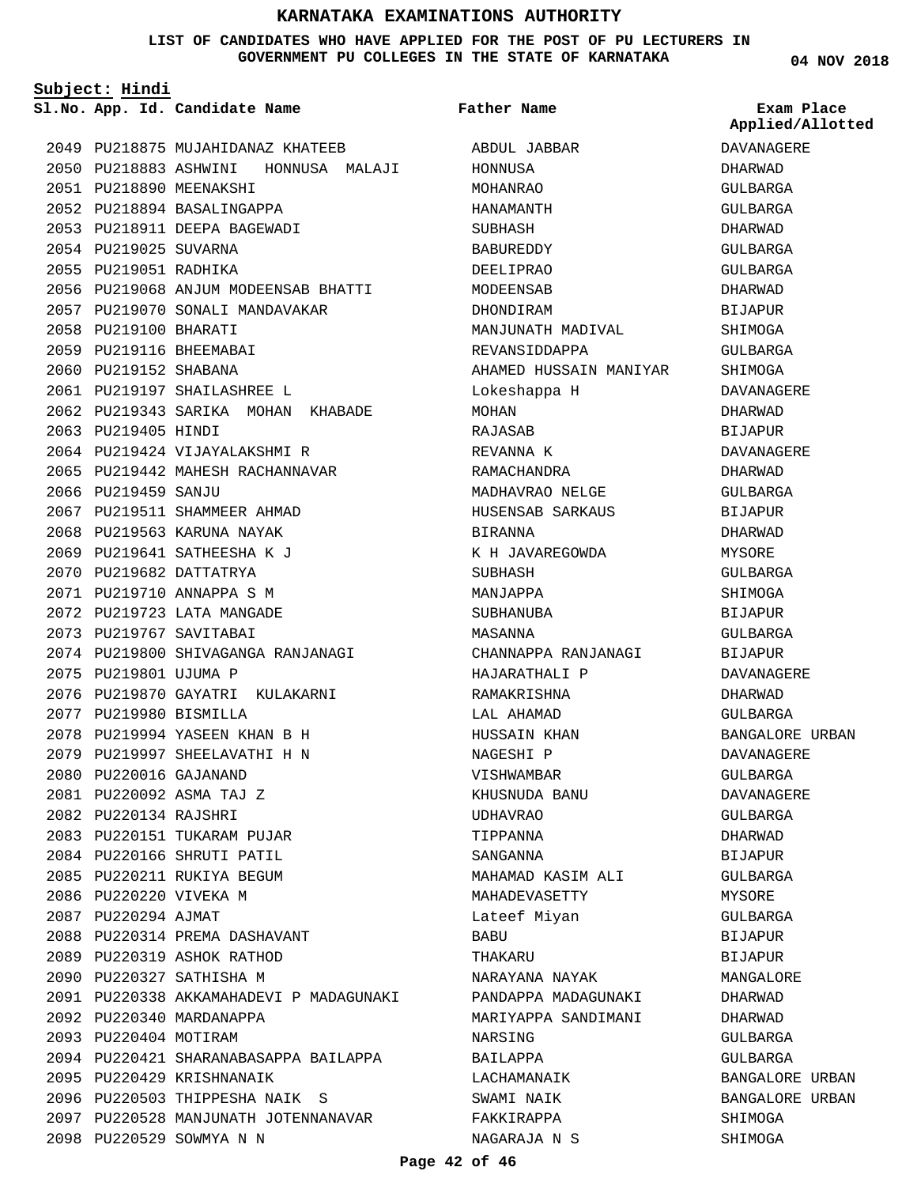# KARNATAKA EXAMINATIONS AUTHORITY

**LIST OF CANDIDATES WHO HAVE APPLIED FOR THE POST OF PU LECTURERS IN GOVERNMENT PU COLLEGES IN THE STATE OF KARNATAKA**

**04 NOV 2018**

**Subject: Hindi**

| Sl.No. | App. Id. | Candidate Name | Father Name | Exam Place Applied/Allotted |
|---|---|---|---|---|
| 2049 | PU218875 | MUJAHIDANAZ KHATEEB | ABDUL JABBAR | DAVANAGERE |
| 2050 | PU218883 | ASHWINI HONNUSA MALAJI | HONNUSA | DHARWAD |
| 2051 | PU218890 | MEENAKSHI | MOHANRAO | GULBARGA |
| 2052 | PU218894 | BASALINGAPPA | HANAMANTH | GULBARGA |
| 2053 | PU218911 | DEEPA BAGEWADI | SUBHASH | DHARWAD |
| 2054 | PU219025 | SUVARNA | BABUREDDY | GULBARGA |
| 2055 | PU219051 | RADHIKA | DEELIPRAO | GULBARGA |
| 2056 | PU219068 | ANJUM MODEENSAB BHATTI | MODEENSAB | DHARWAD |
| 2057 | PU219070 | SONALI MANDAVAKAR | DHONDIRAM | BIJAPUR |
| 2058 | PU219100 | BHARATI | MANJUNATH MADIVAL | SHIMOGA |
| 2059 | PU219116 | BHEEMABAI | REVANSIDDAPPA | GULBARGA |
| 2060 | PU219152 | SHABANA | AHAMED HUSSAIN MANIYAR | SHIMOGA |
| 2061 | PU219197 | SHAILASHREE L | Lokeshappa H | DAVANAGERE |
| 2062 | PU219343 | SARIKA MOHAN KHABADE | MOHAN | DHARWAD |
| 2063 | PU219405 | HINDI | RAJASAB | BIJAPUR |
| 2064 | PU219424 | VIJAYALAKSHMI R | REVANNA K | DAVANAGERE |
| 2065 | PU219442 | MAHESH RACHANNAVAR | RAMACHANDRA | DHARWAD |
| 2066 | PU219459 | SANJU | MADHAVRAO NELGE | GULBARGA |
| 2067 | PU219511 | SHAMMEER AHMAD | HUSENSAB SARKAUS | BIJAPUR |
| 2068 | PU219563 | KARUNA NAYAK | BIRANNA | DHARWAD |
| 2069 | PU219641 | SATHEESHA K J | K H JAVAREGOWDA | MYSORE |
| 2070 | PU219682 | DATTATRYA | SUBHASH | GULBARGA |
| 2071 | PU219710 | ANNAPPA S M | MANJAPPA | SHIMOGA |
| 2072 | PU219723 | LATA MANGADE | SUBHANUBA | BIJAPUR |
| 2073 | PU219767 | SAVITABAI | MASANNA | GULBARGA |
| 2074 | PU219800 | SHIVAGANGA RANJANAGI | CHANNAPPA RANJANAGI | BIJAPUR |
| 2075 | PU219801 | UJUMA P | HAJARATHALI P | DAVANAGERE |
| 2076 | PU219870 | GAYATRI KULAKARNI | RAMAKRISHNA | DHARWAD |
| 2077 | PU219980 | BISMILLA | LAL AHAMAD | GULBARGA |
| 2078 | PU219994 | YASEEN KHAN B H | HUSSAIN KHAN | BANGALORE URBAN |
| 2079 | PU219997 | SHEELAVATHI H N | NAGESHI P | DAVANAGERE |
| 2080 | PU220016 | GAJANAND | VISHWAMBAR | GULBARGA |
| 2081 | PU220092 | ASMA TAJ Z | KHUSNUDA BANU | DAVANAGERE |
| 2082 | PU220134 | RAJSHRI | UDHAVRAO | GULBARGA |
| 2083 | PU220151 | TUKARAM PUJAR | TIPPANNA | DHARWAD |
| 2084 | PU220166 | SHRUTI PATIL | SANGANNA | BIJAPUR |
| 2085 | PU220211 | RUKIYA BEGUM | MAHAMAD KASIM ALI | GULBARGA |
| 2086 | PU220220 | VIVEKA M | MAHADEVASETTY | MYSORE |
| 2087 | PU220294 | AJMAT | Lateef Miyan | GULBARGA |
| 2088 | PU220314 | PREMA DASHAVANT | BABU | BIJAPUR |
| 2089 | PU220319 | ASHOK RATHOD | THAKARU | BIJAPUR |
| 2090 | PU220327 | SATHISHA M | NARAYANA NAYAK | MANGALORE |
| 2091 | PU220338 | AKKAMAHADEVI P MADAGUNAKI | PANDAPPA MADAGUNAKI | DHARWAD |
| 2092 | PU220340 | MARDANAPPA | MARIYAPPA SANDIMANI | DHARWAD |
| 2093 | PU220404 | MOTIRAM | NARSING | GULBARGA |
| 2094 | PU220421 | SHARANABASAPPA BAILAPPA | BAILAPPA | GULBARGA |
| 2095 | PU220429 | KRISHNANAIK | LACHAMANAIK | BANGALORE URBAN |
| 2096 | PU220503 | THIPPESHA NAIK S | SWAMI NAIK | BANGALORE URBAN |
| 2097 | PU220528 | MANJUNATH JOTENNANAVAR | FAKKIRAPPA | SHIMOGA |
| 2098 | PU220529 | SOWMYA N N | NAGARAJA N S | SHIMOGA |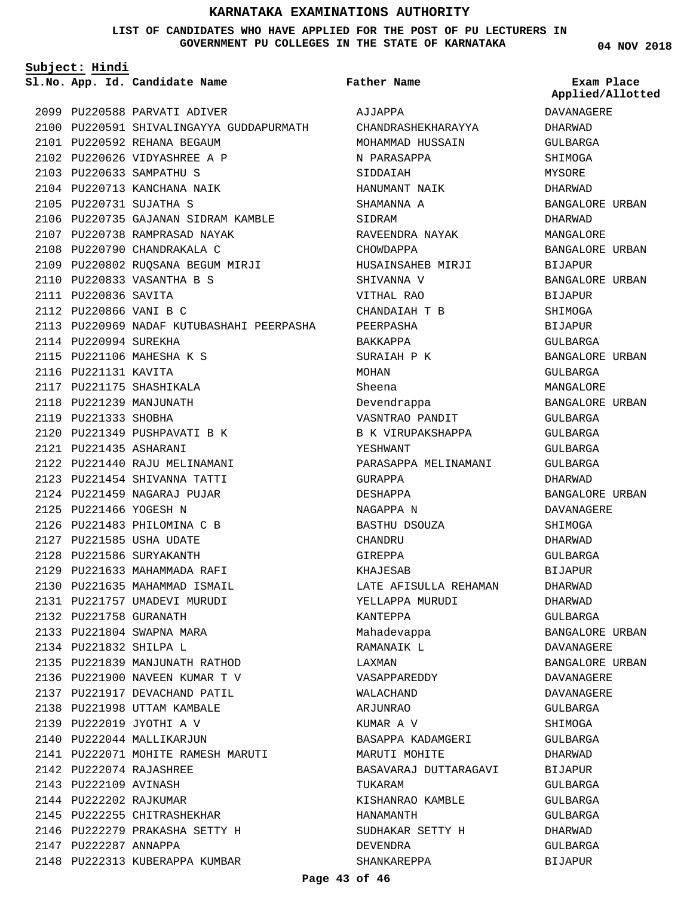# KARNATAKA EXAMINATIONS AUTHORITY

**LIST OF CANDIDATES WHO HAVE APPLIED FOR THE POST OF PU LECTURERS IN GOVERNMENT PU COLLEGES IN THE STATE OF KARNATAKA**

**04 NOV 2018**

**Subject: Hindi**

| Sl.No. | App. Id. | Candidate Name | Father Name | Exam Place Applied/Allotted |
|---|---|---|---|---|
| 2099 | PU220588 | PARVATI ADIVER | AJJAPPA | DAVANAGERE |
| 2100 | PU220591 | SHIVALINGAYYA GUDDAPURMATH | CHANDRASHEKHARAYYA | DHARWAD |
| 2101 | PU220592 | REHANA BEGAUM | MOHAMMAD HUSSAIN | GULBARGA |
| 2102 | PU220626 | VIDYASHREE A P | N PARASAPPA | SHIMOGA |
| 2103 | PU220633 | SAMPATHU S | SIDDAIAH | MYSORE |
| 2104 | PU220713 | KANCHANA NAIK | HANUMANT NAIK | DHARWAD |
| 2105 | PU220731 | SUJATHA S | SHAMANNA A | BANGALORE URBAN |
| 2106 | PU220735 | GAJANAN SIDRAM KAMBLE | SIDRAM | DHARWAD |
| 2107 | PU220738 | RAMPRASAD NAYAK | RAVEENDRA NAYAK | MANGALORE |
| 2108 | PU220790 | CHANDRAKALA C | CHOWDAPPA | BANGALORE URBAN |
| 2109 | PU220802 | RUQSANA BEGUM MIRJI | HUSAINSAHEB MIRJI | BIJAPUR |
| 2110 | PU220833 | VASANTHA B S | SHIVANNA V | BANGALORE URBAN |
| 2111 | PU220836 | SAVITA | VITHAL RAO | BIJAPUR |
| 2112 | PU220866 | VANI B C | CHANDAIAH T B | SHIMOGA |
| 2113 | PU220969 | NADAF KUTUBASHAHI PEERPASHA | PEERPASHA | BIJAPUR |
| 2114 | PU220994 | SUREKHA | BAKKAPPA | GULBARGA |
| 2115 | PU221106 | MAHESHA K S | SURAIAH P K | BANGALORE URBAN |
| 2116 | PU221131 | KAVITA | MOHAN | GULBARGA |
| 2117 | PU221175 | SHASHIKALA | Sheena | MANGALORE |
| 2118 | PU221239 | MANJUNATH | Devendrappa | BANGALORE URBAN |
| 2119 | PU221333 | SHOBHA | VASNTRAO PANDIT | GULBARGA |
| 2120 | PU221349 | PUSHPAVATI B K | B K VIRUPAKSHAPPA | GULBARGA |
| 2121 | PU221435 | ASHARANI | YESHWANT | GULBARGA |
| 2122 | PU221440 | RAJU MELINAMANI | PARASAPPA MELINAMANI | GULBARGA |
| 2123 | PU221454 | SHIVANNA TATTI | GURAPPA | DHARWAD |
| 2124 | PU221459 | NAGARAJ PUJAR | DESHAPPA | BANGALORE URBAN |
| 2125 | PU221466 | YOGESH N | NAGAPPA N | DAVANAGERE |
| 2126 | PU221483 | PHILOMINA C B | BASTHU DSOUZA | SHIMOGA |
| 2127 | PU221585 | USHA UDATE | CHANDRU | DHARWAD |
| 2128 | PU221586 | SURYAKANTH | GIREPPA | GULBARGA |
| 2129 | PU221633 | MAHAMMADA RAFI | KHAJESAB | BIJAPUR |
| 2130 | PU221635 | MAHAMMAD ISMAIL | LATE AFISULLA REHAMAN | DHARWAD |
| 2131 | PU221757 | UMADEVI MURUDI | YELLAPPA MURUDI | DHARWAD |
| 2132 | PU221758 | GURANATH | KANTEPPA | GULBARGA |
| 2133 | PU221804 | SWAPNA MARA | Mahadevappa | BANGALORE URBAN |
| 2134 | PU221832 | SHILPA L | RAMANAIK L | DAVANAGERE |
| 2135 | PU221839 | MANJUNATH RATHOD | LAXMAN | BANGALORE URBAN |
| 2136 | PU221900 | NAVEEN KUMAR T V | VASAPPAREDDY | DAVANAGERE |
| 2137 | PU221917 | DEVACHAND PATIL | WALACHAND | DAVANAGERE |
| 2138 | PU221998 | UTTAM KAMBALE | ARJUNRAO | GULBARGA |
| 2139 | PU222019 | JYOTHI A V | KUMAR A V | SHIMOGA |
| 2140 | PU222044 | MALLIKARJUN | BASAPPA KADAMGERI | GULBARGA |
| 2141 | PU222071 | MOHITE RAMESH MARUTI | MARUTI MOHITE | DHARWAD |
| 2142 | PU222074 | RAJASHREE | BASAVARAJ DUTTARAGAVI | BIJAPUR |
| 2143 | PU222109 | AVINASH | TUKARAM | GULBARGA |
| 2144 | PU222202 | RAJKUMAR | KISHANRAO KAMBLE | GULBARGA |
| 2145 | PU222255 | CHITRASHEKHAR | HANAMANTH | GULBARGA |
| 2146 | PU222279 | PRAKASHA SETTY H | SUDHAKAR SETTY H | DHARWAD |
| 2147 | PU222287 | ANNAPPA | DEVENDRA | GULBARGA |
| 2148 | PU222313 | KUBERAPPA KUMBAR | SHANKAREPPA | BIJAPUR |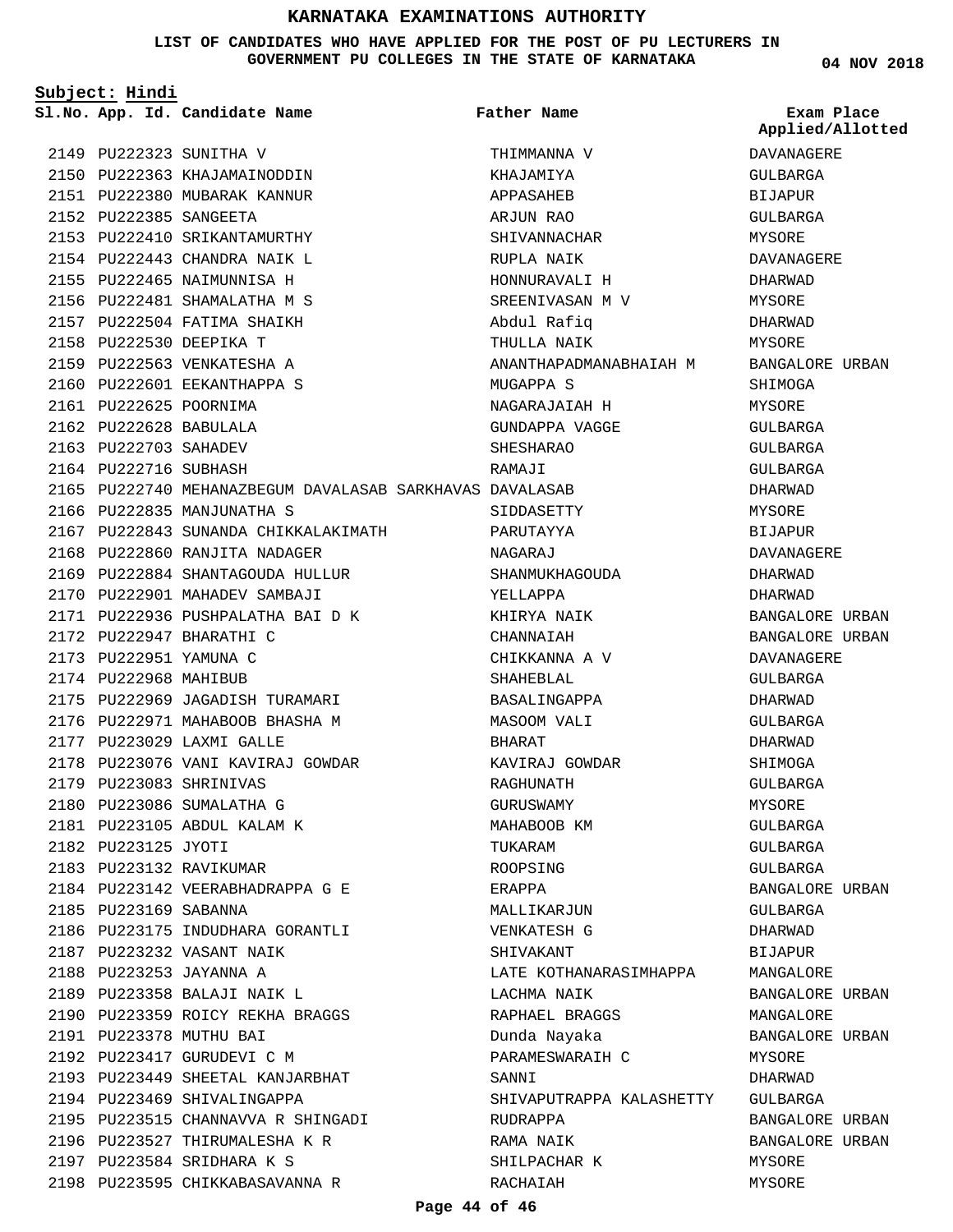# KARNATAKA EXAMINATIONS AUTHORITY

**LIST OF CANDIDATES WHO HAVE APPLIED FOR THE POST OF PU LECTURERS IN GOVERNMENT PU COLLEGES IN THE STATE OF KARNATAKA**

**04 NOV 2018**

**Subject: Hindi**

| Sl.No. | App. Id. | Candidate Name | Father Name | Exam Place Applied/Allotted |
|---|---|---|---|---|
| 2149 | PU222323 | SUNITHA V | THIMMANNA V | DAVANAGERE |
| 2150 | PU222363 | KHAJAMAINODDIN | KHAJAMIYA | GULBARGA |
| 2151 | PU222380 | MUBARAK KANNUR | APPASAHEB | BIJAPUR |
| 2152 | PU222385 | SANGEETA | ARJUN RAO | GULBARGA |
| 2153 | PU222410 | SRIKANTAMURTHY | SHIVANNACHAR | MYSORE |
| 2154 | PU222443 | CHANDRA NAIK L | RUPLA NAIK | DAVANAGERE |
| 2155 | PU222465 | NAIMUNNISA H | HONNURAVALI H | DHARWAD |
| 2156 | PU222481 | SHAMALATHA M S | SREENIVASAN M V | MYSORE |
| 2157 | PU222504 | FATIMA SHAIKH | Abdul Rafiq | DHARWAD |
| 2158 | PU222530 | DEEPIKA T | THULLA NAIK | MYSORE |
| 2159 | PU222563 | VENKATESHA A | ANANTHAPADMANABHAIAH M | BANGALORE URBAN |
| 2160 | PU222601 | EEKANTHAPPA S | MUGAPPA S | SHIMOGA |
| 2161 | PU222625 | POORNIMA | NAGARAJAIAH H | MYSORE |
| 2162 | PU222628 | BABULALA | GUNDAPPA VAGGE | GULBARGA |
| 2163 | PU222703 | SAHADEV | SHESHARAO | GULBARGA |
| 2164 | PU222716 | SUBHASH | RAMAJI | GULBARGA |
| 2165 | PU222740 | MEHANAZBEGUM DAVALASAB SARKHAVAS | DAVALASAB | DHARWAD |
| 2166 | PU222835 | MANJUNATHA S | SIDDASETTY | MYSORE |
| 2167 | PU222843 | SUNANDA CHIKKALAKIMATH | PARUTAYYA | BIJAPUR |
| 2168 | PU222860 | RANJITA NADAGER | NAGARAJ | DAVANAGERE |
| 2169 | PU222884 | SHANTAGOUDA HULLUR | SHANMUKHAGOUDA | DHARWAD |
| 2170 | PU222901 | MAHADEV SAMBAJI | YELLAPPA | DHARWAD |
| 2171 | PU222936 | PUSHPALATHA BAI D K | KHIRYA NAIK | BANGALORE URBAN |
| 2172 | PU222947 | BHARATHI C | CHANNAIAH | BANGALORE URBAN |
| 2173 | PU222951 | YAMUNA C | CHIKKANNA A V | DAVANAGERE |
| 2174 | PU222968 | MAHIBUB | SHAHEBLAL | GULBARGA |
| 2175 | PU222969 | JAGADISH TURAMARI | BASALINGAPPA | DHARWAD |
| 2176 | PU222971 | MAHABOOB BHASHA M | MASOOM VALI | GULBARGA |
| 2177 | PU223029 | LAXMI GALLE | BHARAT | DHARWAD |
| 2178 | PU223076 | VANI KAVIRAJ GOWDAR | KAVIRAJ GOWDAR | SHIMOGA |
| 2179 | PU223083 | SHRINIVAS | RAGHUNATH | GULBARGA |
| 2180 | PU223086 | SUMALATHA G | GURUSWAMY | MYSORE |
| 2181 | PU223105 | ABDUL KALAM K | MAHABOOB KM | GULBARGA |
| 2182 | PU223125 | JYOTI | TUKARAM | GULBARGA |
| 2183 | PU223132 | RAVIKUMAR | ROOPSING | GULBARGA |
| 2184 | PU223142 | VEERABHADRAPPA G E | ERAPPA | BANGALORE URBAN |
| 2185 | PU223169 | SABANNA | MALLIKARJUN | GULBARGA |
| 2186 | PU223175 | INDUDHARA GORANTLI | VENKATESH G | DHARWAD |
| 2187 | PU223232 | VASANT NAIK | SHIVAKANT | BIJAPUR |
| 2188 | PU223253 | JAYANNA A | LATE KOTHANARASIMHAPPA | MANGALORE |
| 2189 | PU223358 | BALAJI NAIK L | LACHMA NAIK | BANGALORE URBAN |
| 2190 | PU223359 | ROICY REKHA BRAGGS | RAPHAEL BRAGGS | MANGALORE |
| 2191 | PU223378 | MUTHU BAI | Dunda Nayaka | BANGALORE URBAN |
| 2192 | PU223417 | GURUDEVI C M | PARAMESWARAIH C | MYSORE |
| 2193 | PU223449 | SHEETAL KANJARBHAT | SANNI | DHARWAD |
| 2194 | PU223469 | SHIVALINGAPPA | SHIVAPUTRAPPA KALASHETTY | GULBARGA |
| 2195 | PU223515 | CHANNAVVA R SHINGADI | RUDRAPPA | BANGALORE URBAN |
| 2196 | PU223527 | THIRUMALESHA K R | RAMA NAIK | BANGALORE URBAN |
| 2197 | PU223584 | SRIDHARA K S | SHILPACHAR K | MYSORE |
| 2198 | PU223595 | CHIKKABASAVANNA R | RACHAIAH | MYSORE |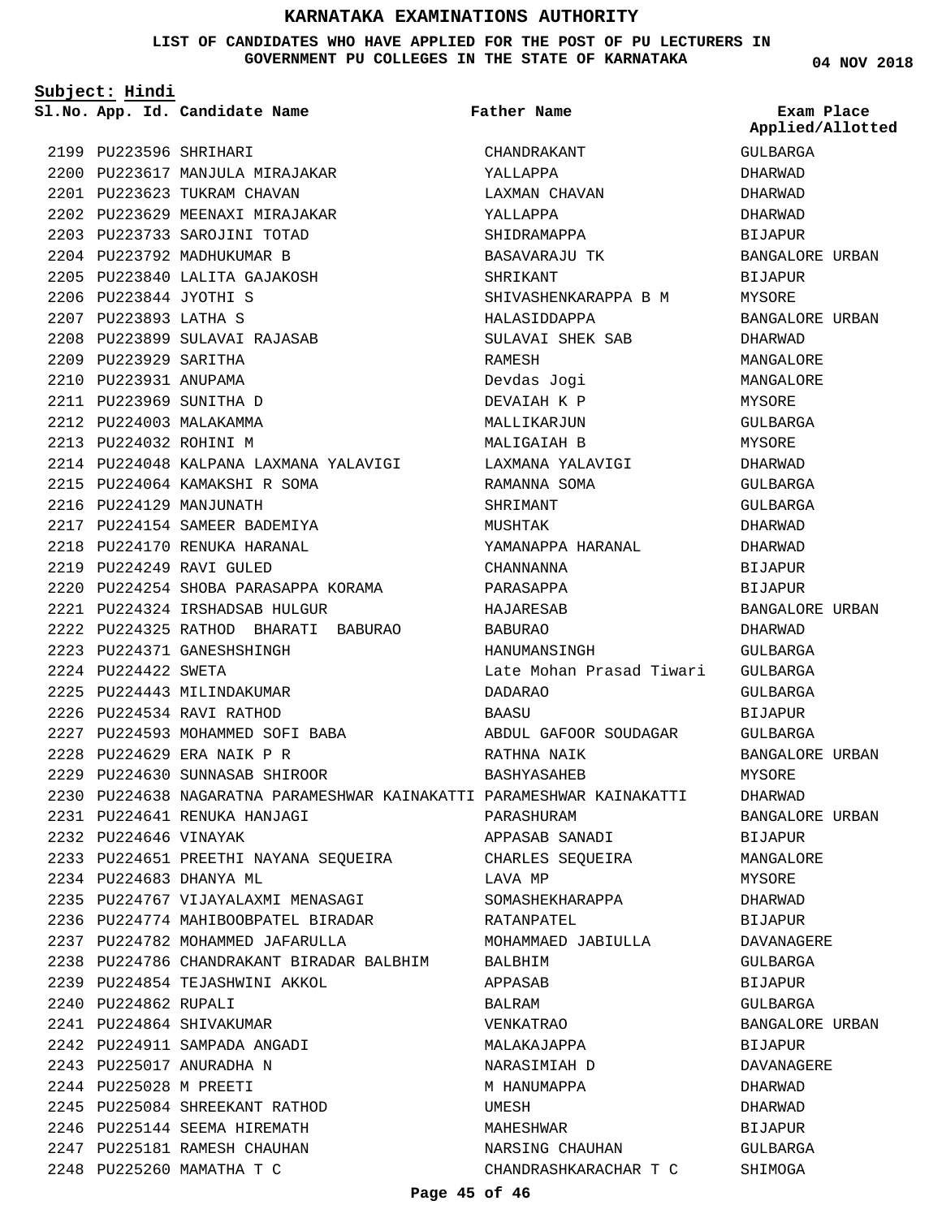# KARNATAKA EXAMINATIONS AUTHORITY

**LIST OF CANDIDATES WHO HAVE APPLIED FOR THE POST OF PU LECTURERS IN GOVERNMENT PU COLLEGES IN THE STATE OF KARNATAKA**

04 NOV 2018

**Subject: Hindi**

| Sl.No. | App. Id. | Candidate Name | Father Name | Exam Place Applied/Allotted |
|---|---|---|---|---|
| 2199 | PU223596 | SHRIHARI | CHANDRAKANT | GULBARGA |
| 2200 | PU223617 | MANJULA MIRAJAKAR | YALLAPPA | DHARWAD |
| 2201 | PU223623 | TUKRAM CHAVAN | LAXMAN CHAVAN | DHARWAD |
| 2202 | PU223629 | MEENAXI MIRAJAKAR | YALLAPPA | DHARWAD |
| 2203 | PU223733 | SAROJINI TOTAD | SHIDRAMAPPA | BIJAPUR |
| 2204 | PU223792 | MADHUKUMAR B | BASAVARAJU TK | BANGALORE URBAN |
| 2205 | PU223840 | LALITA GAJAKOSH | SHRIKANT | BIJAPUR |
| 2206 | PU223844 | JYOTHI S | SHIVASHENKARAPPA B M | MYSORE |
| 2207 | PU223893 | LATHA S | HALASIDDAPPA | BANGALORE URBAN |
| 2208 | PU223899 | SULAVAI RAJASAB | SULAVAI SHEK SAB | DHARWAD |
| 2209 | PU223929 | SARITHA | RAMESH | MANGALORE |
| 2210 | PU223931 | ANUPAMA | Devdas Jogi | MANGALORE |
| 2211 | PU223969 | SUNITHA D | DEVAIAH K P | MYSORE |
| 2212 | PU224003 | MALAKAMMA | MALLIKARJUN | GULBARGA |
| 2213 | PU224032 | ROHINI M | MALIGAIAH B | MYSORE |
| 2214 | PU224048 | KALPANA LAXMANA YALAVIGI | LAXMANA YALAVIGI | DHARWAD |
| 2215 | PU224064 | KAMAKSHI R SOMA | RAMANNA SOMA | GULBARGA |
| 2216 | PU224129 | MANJUNATH | SHRIMANT | GULBARGA |
| 2217 | PU224154 | SAMEER BADEMIYA | MUSHTAK | DHARWAD |
| 2218 | PU224170 | RENUKA HARANAL | YAMANAPPA HARANAL | DHARWAD |
| 2219 | PU224249 | RAVI GULED | CHANNANNA | BIJAPUR |
| 2220 | PU224254 | SHOBA PARASAPPA KORAMA | PARASAPPA | BIJAPUR |
| 2221 | PU224324 | IRSHADSAB HULGUR | HAJARESAB | BANGALORE URBAN |
| 2222 | PU224325 | RATHOD BHARATI BABURAO | BABURAO | DHARWAD |
| 2223 | PU224371 | GANESHSHINGH | HANUMANSINGH | GULBARGA |
| 2224 | PU224422 | SWETA | Late Mohan Prasad Tiwari | GULBARGA |
| 2225 | PU224443 | MILINDAKUMAR | DADARAO | GULBARGA |
| 2226 | PU224534 | RAVI RATHOD | BAASU | BIJAPUR |
| 2227 | PU224593 | MOHAMMED SOFI BABA | ABDUL GAFOOR SOUDAGAR | GULBARGA |
| 2228 | PU224629 | ERA NAIK P R | RATHNA NAIK | BANGALORE URBAN |
| 2229 | PU224630 | SUNNASAB SHIROOR | BASHYASAHEB | MYSORE |
| 2230 | PU224638 | NAGARATNA PARAMESHWAR KAINAKATTI | PARAMESHWAR KAINAKATTI | DHARWAD |
| 2231 | PU224641 | RENUKA HANJAGI | PARASHURAM | BANGALORE URBAN |
| 2232 | PU224646 | VINAYAK | APPASAB SANADI | BIJAPUR |
| 2233 | PU224651 | PREETHI NAYANA SEQUEIRA | CHARLES SEQUEIRA | MANGALORE |
| 2234 | PU224683 | DHANYA ML | LAVA MP | MYSORE |
| 2235 | PU224767 | VIJAYALAXMI MENASAGI | SOMASHEKHARAPPA | DHARWAD |
| 2236 | PU224774 | MAHIBOOBPATEL BIRADAR | RATANPATEL | BIJAPUR |
| 2237 | PU224782 | MOHAMMED JAFARULLA | MOHAMMAED JABIULLA | DAVANAGERE |
| 2238 | PU224786 | CHANDRAKANT BIRADAR BALBHIM | BALBHIM | GULBARGA |
| 2239 | PU224854 | TEJASHWINI AKKOL | APPASAB | BIJAPUR |
| 2240 | PU224862 | RUPALI | BALRAM | GULBARGA |
| 2241 | PU224864 | SHIVAKUMAR | VENKATRAO | BANGALORE URBAN |
| 2242 | PU224911 | SAMPADA ANGADI | MALAKAJAPPA | BIJAPUR |
| 2243 | PU225017 | ANURADHA N | NARASIMIAH D | DAVANAGERE |
| 2244 | PU225028 | M PREETI | M HANUMAPPA | DHARWAD |
| 2245 | PU225084 | SHREEKANT RATHOD | UMESH | DHARWAD |
| 2246 | PU225144 | SEEMA HIREMATH | MAHESHWAR | BIJAPUR |
| 2247 | PU225181 | RAMESH CHAUHAN | NARSING CHAUHAN | GULBARGA |
| 2248 | PU225260 | MAMATHA T C | CHANDRASHKARACHAR T C | SHIMOGA |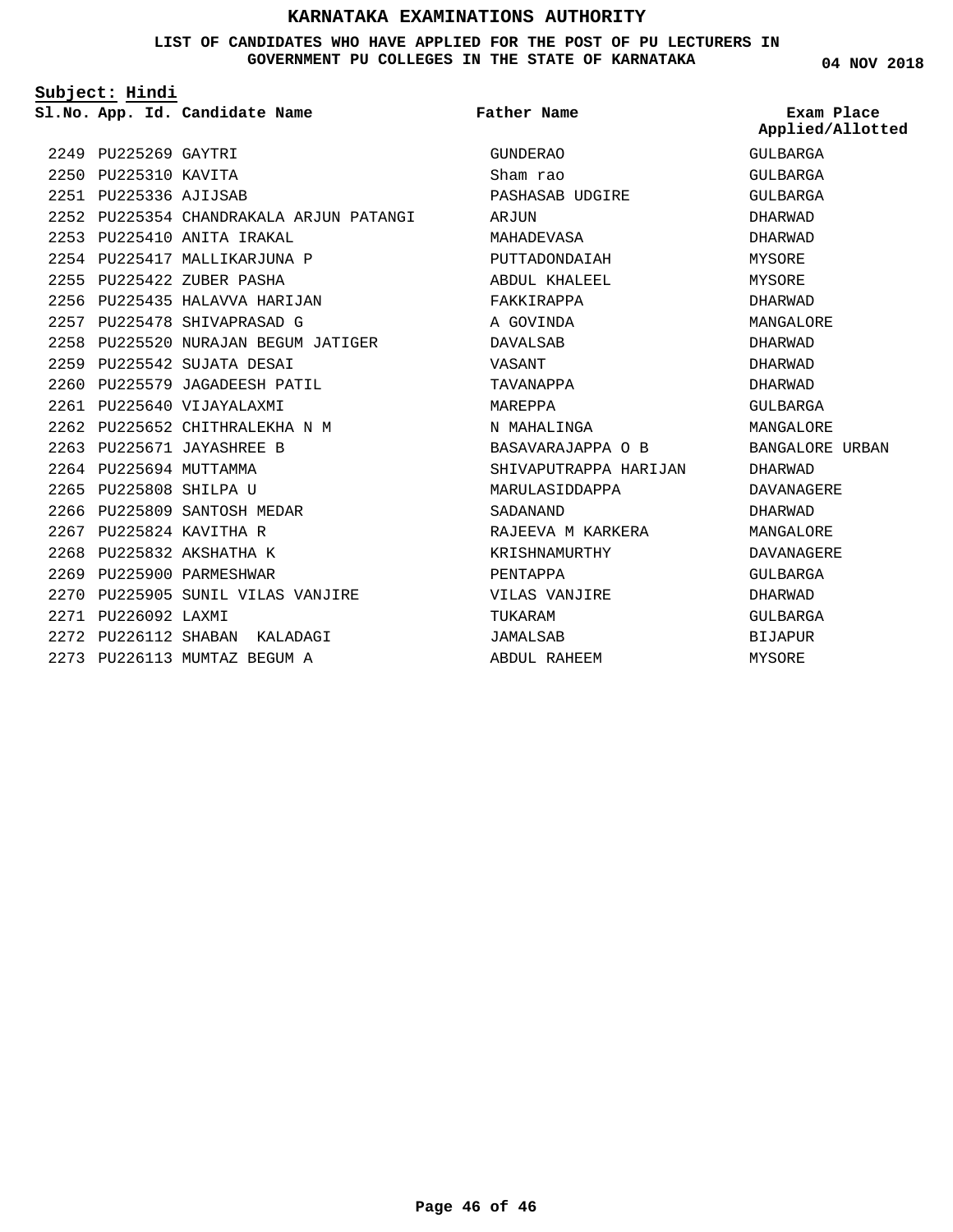# KARNATAKA EXAMINATIONS AUTHORITY

**LIST OF CANDIDATES WHO HAVE APPLIED FOR THE POST OF PU LECTURERS IN GOVERNMENT PU COLLEGES IN THE STATE OF KARNATAKA**

**04 NOV 2018**

**Subject: Hindi**

| Sl.No. | App. Id. | Candidate Name | Father Name | Exam Place Applied/Allotted |
|---|---|---|---|---|
| 2249 | PU225269 | GAYTRI | GUNDERAO | GULBARGA |
| 2250 | PU225310 | KAVITA | Sham rao | GULBARGA |
| 2251 | PU225336 | AJIJSAB | PASHASAB UDGIRE | GULBARGA |
| 2252 | PU225354 | CHANDRAKALA ARJUN PATANGI | ARJUN | DHARWAD |
| 2253 | PU225410 | ANITA IRAKAL | MAHADEVASA | DHARWAD |
| 2254 | PU225417 | MALLIKARJUNA P | PUTTADONDAIAH | MYSORE |
| 2255 | PU225422 | ZUBER PASHA | ABDUL KHALEEL | MYSORE |
| 2256 | PU225435 | HALAVVA HARIJAN | FAKKIRAPPA | DHARWAD |
| 2257 | PU225478 | SHIVAPRASAD G | A GOVINDA | MANGALORE |
| 2258 | PU225520 | NURAJAN BEGUM JATIGER | DAVALSAB | DHARWAD |
| 2259 | PU225542 | SUJATA DESAI | VASANT | DHARWAD |
| 2260 | PU225579 | JAGADEESH PATIL | TAVANAPPA | DHARWAD |
| 2261 | PU225640 | VIJAYALAXMI | MAREPPA | GULBARGA |
| 2262 | PU225652 | CHITHRALEKHA N M | N MAHALINGA | MANGALORE |
| 2263 | PU225671 | JAYASHREE B | BASAVARAJAPPA O B | BANGALORE URBAN |
| 2264 | PU225694 | MUTTAMMA | SHIVAPUTRAPPA HARIJAN | DHARWAD |
| 2265 | PU225808 | SHILPA U | MARULASIDDAPPA | DAVANAGERE |
| 2266 | PU225809 | SANTOSH MEDAR | SADANAND | DHARWAD |
| 2267 | PU225824 | KAVITHA R | RAJEEVA M KARKERA | MANGALORE |
| 2268 | PU225832 | AKSHATHA K | KRISHNAMURTHY | DAVANAGERE |
| 2269 | PU225900 | PARMESHWAR | PENTAPPA | GULBARGA |
| 2270 | PU225905 | SUNIL VILAS VANJIRE | VILAS VANJIRE | DHARWAD |
| 2271 | PU226092 | LAXMI | TUKARAM | GULBARGA |
| 2272 | PU226112 | SHABAN KALADAGI | JAMALSAB | BIJAPUR |
| 2273 | PU226113 | MUMTAZ BEGUM A | ABDUL RAHEEM | MYSORE |